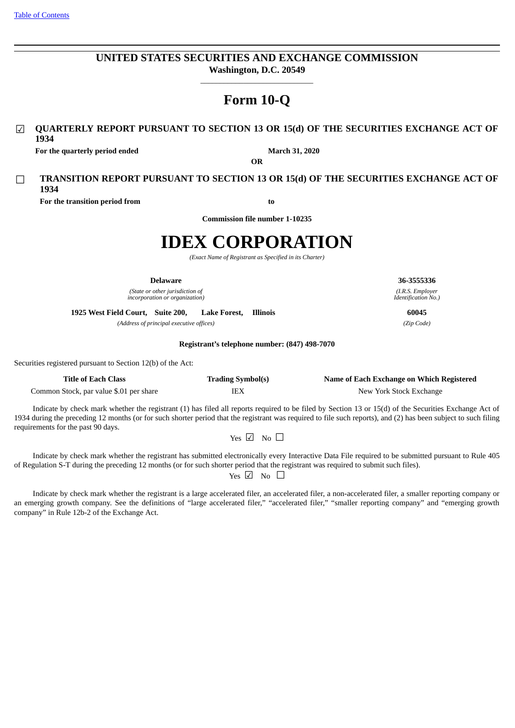[Table of Contents]

**UNITED STATES SECURITIES AND EXCHANGE COMMISSION**
**Washington, D.C. 20549**

# Form 10-Q

☑ **QUARTERLY REPORT PURSUANT TO SECTION 13 OR 15(d) OF THE SECURITIES EXCHANGE ACT OF 1934**

**For the quarterly period ended** **March 31, 2020**

**OR**

☐ **TRANSITION REPORT PURSUANT TO SECTION 13 OR 15(d) OF THE SECURITIES EXCHANGE ACT OF 1934**

**For the transition period from** **to**

**Commission file number 1-10235**

# IDEX CORPORATION

*(Exact Name of Registrant as Specified in its Charter)*

| **Delaware** | **36-3555336** |
|---|---|
| *(State or other jurisdiction of incorporation or organization)* | *(I.R.S. Employer Identification No.)* |
| **1925 West Field Court, Suite 200, Lake Forest, Illinois** | **60045** |
| *(Address of principal executive offices)* | *(Zip Code)* |

**Registrant's telephone number: (847) 498-7070**

Securities registered pursuant to Section 12(b) of the Act:

| Title of Each Class | Trading Symbol(s) | Name of Each Exchange on Which Registered |
|---|---|---|
| Common Stock, par value $.01 per share | IEX | New York Stock Exchange |

Indicate by check mark whether the registrant (1) has filed all reports required to be filed by Section 13 or 15(d) of the Securities Exchange Act of 1934 during the preceding 12 months (or for such shorter period that the registrant was required to file such reports), and (2) has been subject to such filing requirements for the past 90 days.

Yes ☑ No ☐

Indicate by check mark whether the registrant has submitted electronically every Interactive Data File required to be submitted pursuant to Rule 405 of Regulation S-T during the preceding 12 months (or for such shorter period that the registrant was required to submit such files).

Yes ☑ No ☐

Indicate by check mark whether the registrant is a large accelerated filer, an accelerated filer, a non-accelerated filer, a smaller reporting company or an emerging growth company. See the definitions of "large accelerated filer," "accelerated filer," "smaller reporting company" and "emerging growth company" in Rule 12b-2 of the Exchange Act.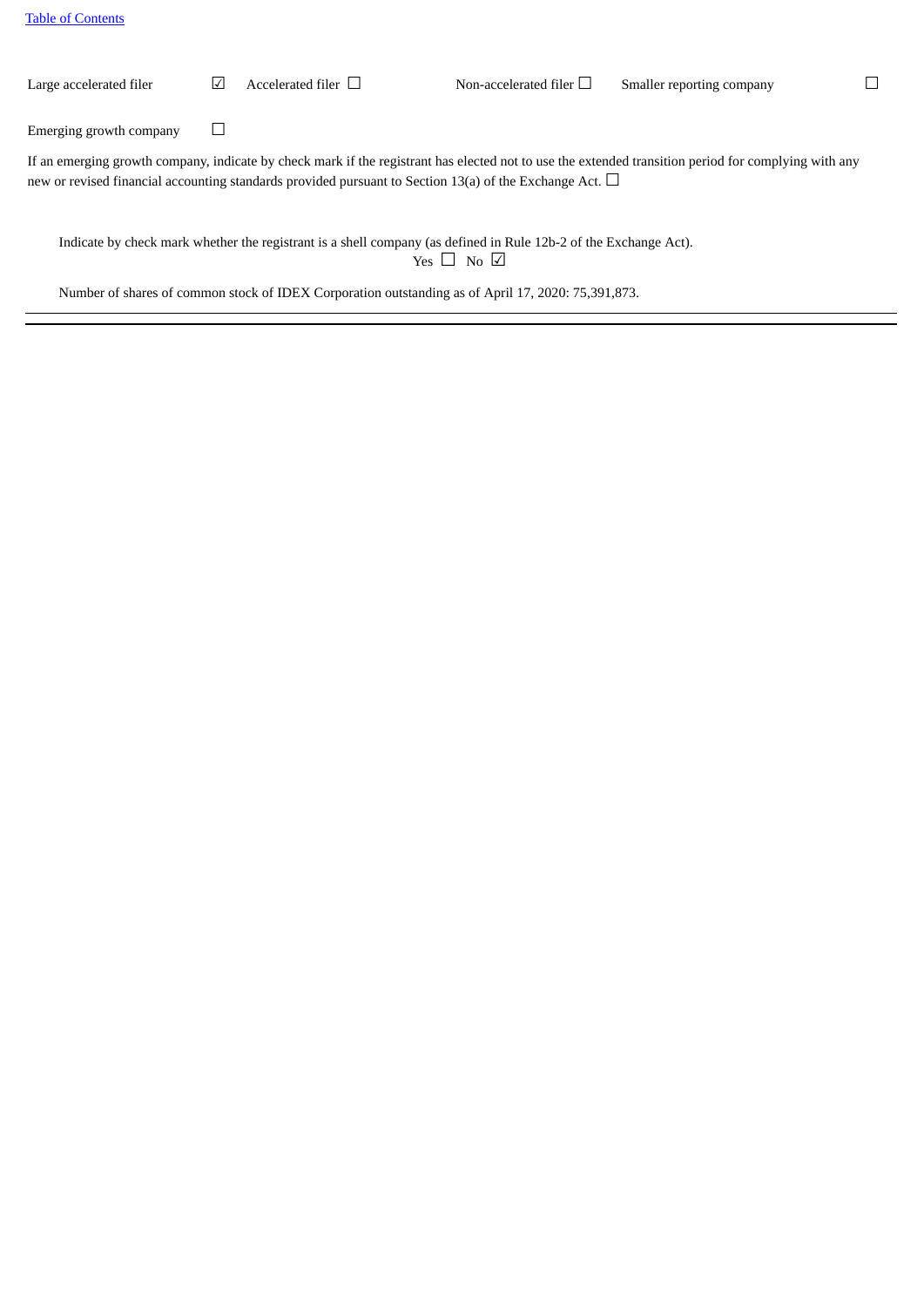| Large accelerated filer | ☑ | Accelerated filer ☐ | Non-accelerated filer ☐ | Smaller reporting company | ☐ |
| --- | --- | --- | --- | --- | --- |
| Emerging growth company | ☐ | | | | |

If an emerging growth company, indicate by check mark if the registrant has elected not to use the extended transition period for complying with any new or revised financial accounting standards provided pursuant to Section 13(a) of the Exchange Act. ☐

Indicate by check mark whether the registrant is a shell company (as defined in Rule 12b-2 of the Exchange Act).
Yes ☐ No ☑

Number of shares of common stock of IDEX Corporation outstanding as of April 17, 2020: 75,391,873.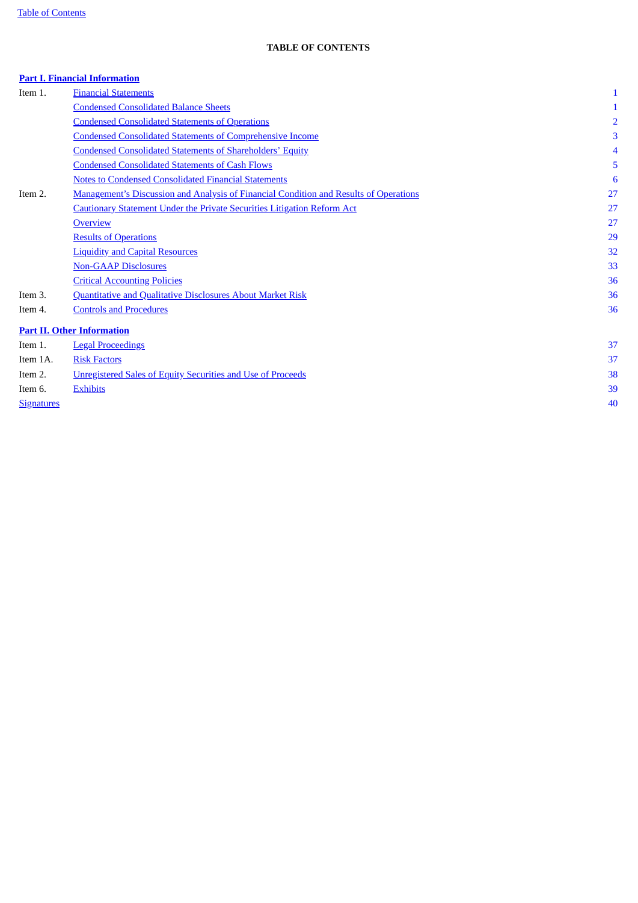**TABLE OF CONTENTS**

| | | |
|---|---|---|
| **Part I. Financial Information** | | |
| Item 1. | Financial Statements | 1 |
| | Condensed Consolidated Balance Sheets | 1 |
| | Condensed Consolidated Statements of Operations | 2 |
| | Condensed Consolidated Statements of Comprehensive Income | 3 |
| | Condensed Consolidated Statements of Shareholders' Equity | 4 |
| | Condensed Consolidated Statements of Cash Flows | 5 |
| | Notes to Condensed Consolidated Financial Statements | 6 |
| Item 2. | Management's Discussion and Analysis of Financial Condition and Results of Operations | 27 |
| | Cautionary Statement Under the Private Securities Litigation Reform Act | 27 |
| | Overview | 27 |
| | Results of Operations | 29 |
| | Liquidity and Capital Resources | 32 |
| | Non-GAAP Disclosures | 33 |
| | Critical Accounting Policies | 36 |
| Item 3. | Quantitative and Qualitative Disclosures About Market Risk | 36 |
| Item 4. | Controls and Procedures | 36 |
| **Part II. Other Information** | | |
| Item 1. | Legal Proceedings | 37 |
| Item 1A. | Risk Factors | 37 |
| Item 2. | Unregistered Sales of Equity Securities and Use of Proceeds | 38 |
| Item 6. | Exhibits | 39 |
| Signatures | | 40 |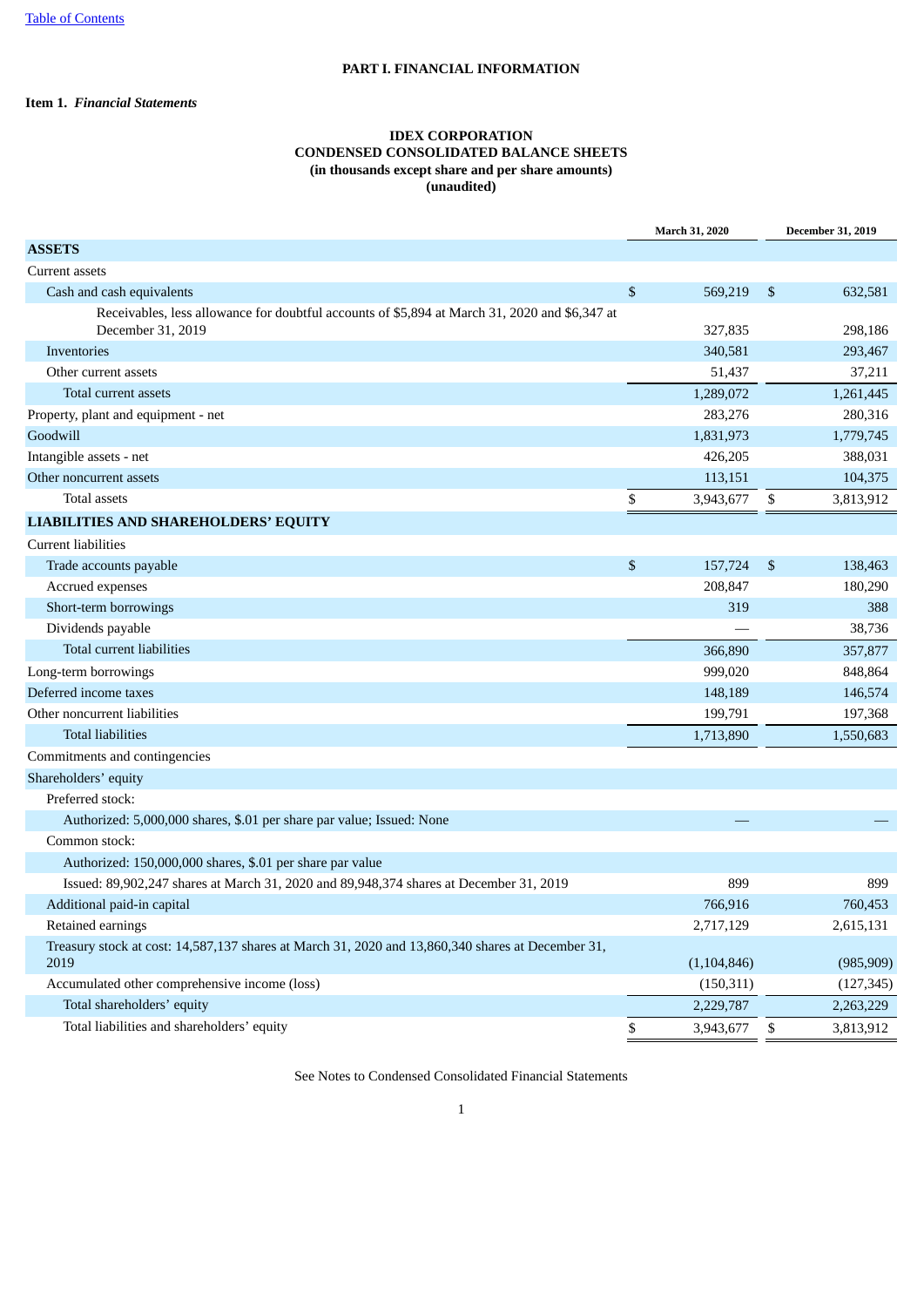[Table of Contents]

# PART I. FINANCIAL INFORMATION

## Item 1. *Financial Statements*

### IDEX CORPORATION
### CONDENSED CONSOLIDATED BALANCE SHEETS
### (in thousands except share and per share amounts)
### (unaudited)

| | March 31, 2020 | December 31, 2019 |
|---|---|---|
| **ASSETS** | | |
| Current assets | | |
| Cash and cash equivalents | $ 569,219 | $ 632,581 |
| Receivables, less allowance for doubtful accounts of $5,894 at March 31, 2020 and $6,347 at December 31, 2019 | 327,835 | 298,186 |
| Inventories | 340,581 | 293,467 |
| Other current assets | 51,437 | 37,211 |
| Total current assets | 1,289,072 | 1,261,445 |
| Property, plant and equipment - net | 283,276 | 280,316 |
| Goodwill | 1,831,973 | 1,779,745 |
| Intangible assets - net | 426,205 | 388,031 |
| Other noncurrent assets | 113,151 | 104,375 |
| Total assets | $ 3,943,677 | $ 3,813,912 |
| **LIABILITIES AND SHAREHOLDERS' EQUITY** | | |
| Current liabilities | | |
| Trade accounts payable | $ 157,724 | $ 138,463 |
| Accrued expenses | 208,847 | 180,290 |
| Short-term borrowings | 319 | 388 |
| Dividends payable | — | 38,736 |
| Total current liabilities | 366,890 | 357,877 |
| Long-term borrowings | 999,020 | 848,864 |
| Deferred income taxes | 148,189 | 146,574 |
| Other noncurrent liabilities | 199,791 | 197,368 |
| Total liabilities | 1,713,890 | 1,550,683 |
| Commitments and contingencies | | |
| Shareholders' equity | | |
| Preferred stock: | | |
| Authorized: 5,000,000 shares, $.01 per share par value; Issued: None | — | — |
| Common stock: | | |
| Authorized: 150,000,000 shares, $.01 per share par value | | |
| Issued: 89,902,247 shares at March 31, 2020 and 89,948,374 shares at December 31, 2019 | 899 | 899 |
| Additional paid-in capital | 766,916 | 760,453 |
| Retained earnings | 2,717,129 | 2,615,131 |
| Treasury stock at cost: 14,587,137 shares at March 31, 2020 and 13,860,340 shares at December 31, 2019 | (1,104,846) | (985,909) |
| Accumulated other comprehensive income (loss) | (150,311) | (127,345) |
| Total shareholders' equity | 2,229,787 | 2,263,229 |
| Total liabilities and shareholders' equity | $ 3,943,677 | $ 3,813,912 |

See Notes to Condensed Consolidated Financial Statements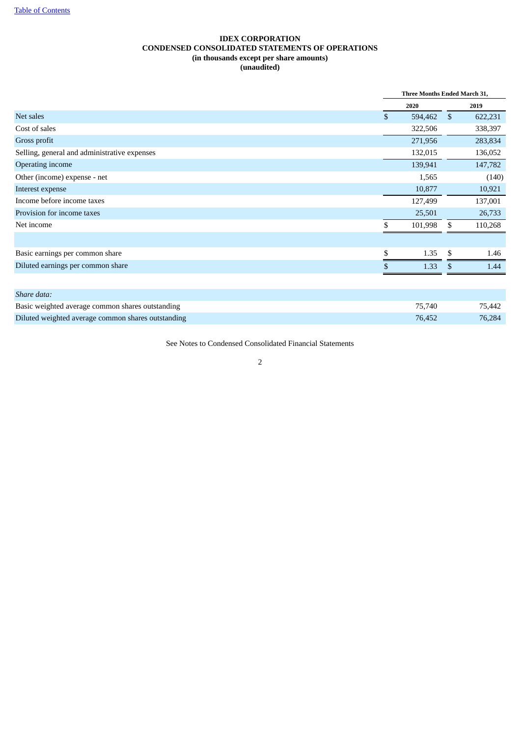**IDEX CORPORATION**
**CONDENSED CONSOLIDATED STATEMENTS OF OPERATIONS**
**(in thousands except per share amounts)**
**(unaudited)**

| | Three Months Ended March 31, | |
|---|---|---|
| | 2020 | 2019 |
| Net sales | $ 594,462 | $ 622,231 |
| Cost of sales | 322,506 | 338,397 |
| Gross profit | 271,956 | 283,834 |
| Selling, general and administrative expenses | 132,015 | 136,052 |
| Operating income | 139,941 | 147,782 |
| Other (income) expense - net | 1,565 | (140) |
| Interest expense | 10,877 | 10,921 |
| Income before income taxes | 127,499 | 137,001 |
| Provision for income taxes | 25,501 | 26,733 |
| Net income | $ 101,998 | $ 110,268 |
| | | |
| Basic earnings per common share | $ 1.35 | $ 1.46 |
| Diluted earnings per common share | $ 1.33 | $ 1.44 |
| | | |
| *Share data:* | | |
| Basic weighted average common shares outstanding | 75,740 | 75,442 |
| Diluted weighted average common shares outstanding | 76,452 | 76,284 |

See Notes to Condensed Consolidated Financial Statements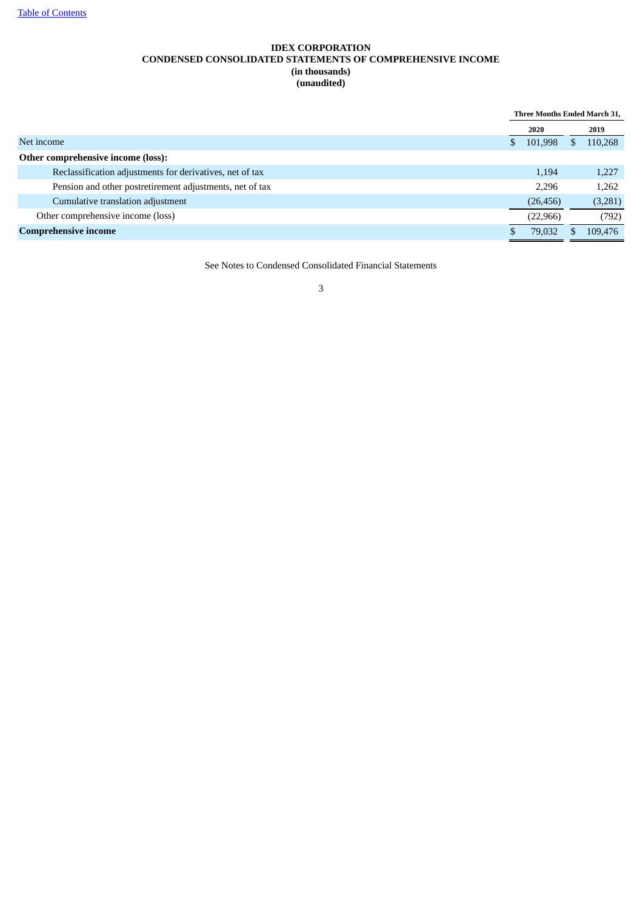**IDEX CORPORATION**
**CONDENSED CONSOLIDATED STATEMENTS OF COMPREHENSIVE INCOME**
**(in thousands)**
**(unaudited)**

| | Three Months Ended March 31, | |
|---|---|---|
| | 2020 | 2019 |
| Net income | $ 101,998 | $ 110,268 |
| **Other comprehensive income (loss):** | | |
| Reclassification adjustments for derivatives, net of tax | 1,194 | 1,227 |
| Pension and other postretirement adjustments, net of tax | 2,296 | 1,262 |
| Cumulative translation adjustment | (26,456) | (3,281) |
| Other comprehensive income (loss) | (22,966) | (792) |
| **Comprehensive income** | $ 79,032 | $ 109,476 |

See Notes to Condensed Consolidated Financial Statements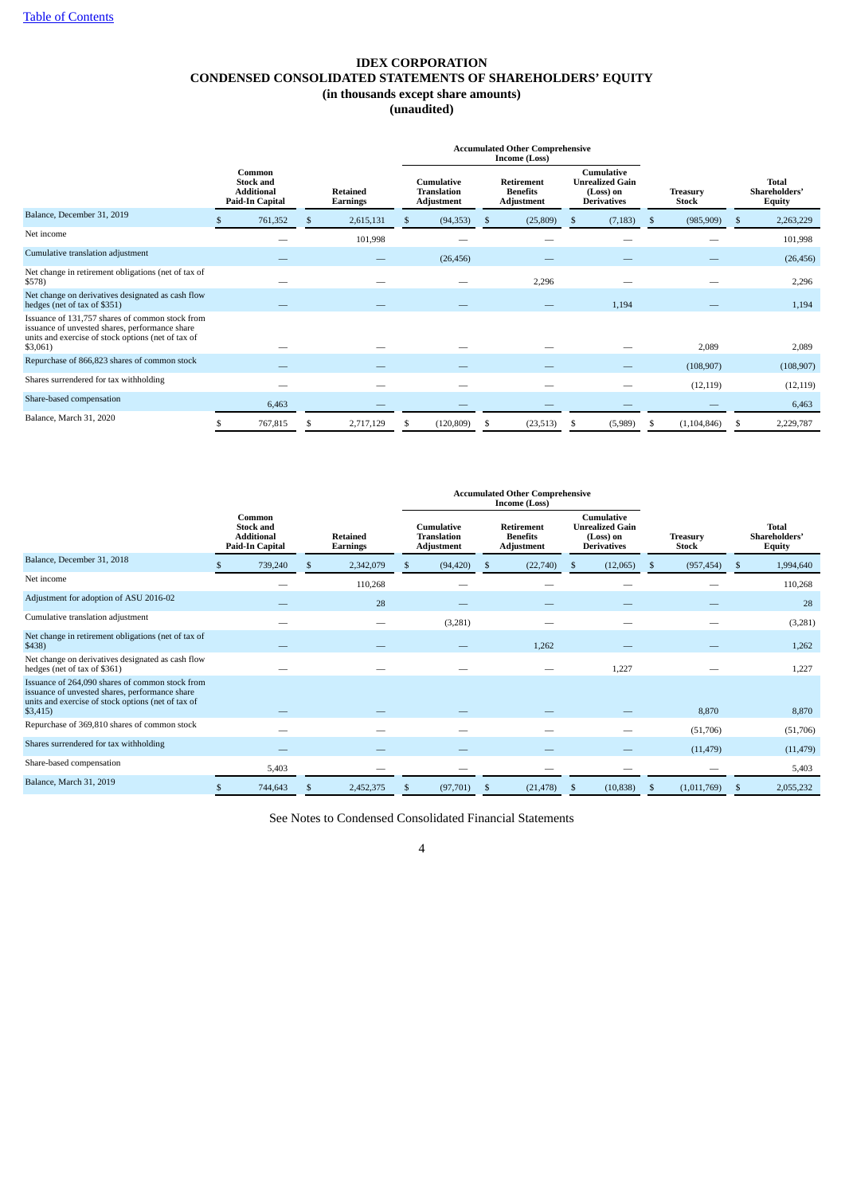[Table of Contents](#)

# IDEX CORPORATION
## CONDENSED CONSOLIDATED STATEMENTS OF SHAREHOLDERS' EQUITY
### (in thousands except share amounts)
### (unaudited)

| | Common Stock and Additional Paid-In Capital | Retained Earnings | Accumulated Other Comprehensive Income (Loss) Cumulative Translation Adjustment | Retirement Benefits Adjustment | Cumulative Unrealized Gain (Loss) on Derivatives | Treasury Stock | Total Shareholders' Equity |
|---|---|---|---|---|---|---|---|
| Balance, December 31, 2019 | $ 761,352 | $ 2,615,131 | $ (94,353) | $ (25,809) | $ (7,183) | $ (985,909) | $ 2,263,229 |
| Net income | — | 101,998 | — | — | — | — | 101,998 |
| Cumulative translation adjustment | — | — | (26,456) | — | — | — | (26,456) |
| Net change in retirement obligations (net of tax of $578) | — | — | — | 2,296 | — | — | 2,296 |
| Net change on derivatives designated as cash flow hedges (net of tax of $351) | — | — | — | — | 1,194 | — | 1,194 |
| Issuance of 131,757 shares of common stock from issuance of unvested shares, performance share units and exercise of stock options (net of tax of $3,061) | — | — | — | — | — | 2,089 | 2,089 |
| Repurchase of 866,823 shares of common stock | — | — | — | — | — | (108,907) | (108,907) |
| Shares surrendered for tax withholding | — | — | — | — | — | (12,119) | (12,119) |
| Share-based compensation | 6,463 | — | — | — | — | — | 6,463 |
| Balance, March 31, 2020 | $ 767,815 | $ 2,717,129 | $ (120,809) | $ (23,513) | $ (5,989) | $ (1,104,846) | $ 2,229,787 |

| | Common Stock and Additional Paid-In Capital | Retained Earnings | Accumulated Other Comprehensive Income (Loss) Cumulative Translation Adjustment | Retirement Benefits Adjustment | Cumulative Unrealized Gain (Loss) on Derivatives | Treasury Stock | Total Shareholders' Equity |
|---|---|---|---|---|---|---|---|
| Balance, December 31, 2018 | $ 739,240 | $ 2,342,079 | $ (94,420) | $ (22,740) | $ (12,065) | $ (957,454) | $ 1,994,640 |
| Net income | — | 110,268 | — | — | — | — | 110,268 |
| Adjustment for adoption of ASU 2016-02 | — | 28 | — | — | — | — | 28 |
| Cumulative translation adjustment | — | — | (3,281) | — | — | — | (3,281) |
| Net change in retirement obligations (net of tax of $438) | — | — | — | 1,262 | — | — | 1,262 |
| Net change on derivatives designated as cash flow hedges (net of tax of $361) | — | — | — | — | 1,227 | — | 1,227 |
| Issuance of 264,090 shares of common stock from issuance of unvested shares, performance share units and exercise of stock options (net of tax of $3,415) | — | — | — | — | — | 8,870 | 8,870 |
| Repurchase of 369,810 shares of common stock | — | — | — | — | — | (51,706) | (51,706) |
| Shares surrendered for tax withholding | — | — | — | — | — | (11,479) | (11,479) |
| Share-based compensation | 5,403 | — | — | — | — | — | 5,403 |
| Balance, March 31, 2019 | $ 744,643 | $ 2,452,375 | $ (97,701) | $ (21,478) | $ (10,838) | $ (1,011,769) | $ 2,055,232 |

See Notes to Condensed Consolidated Financial Statements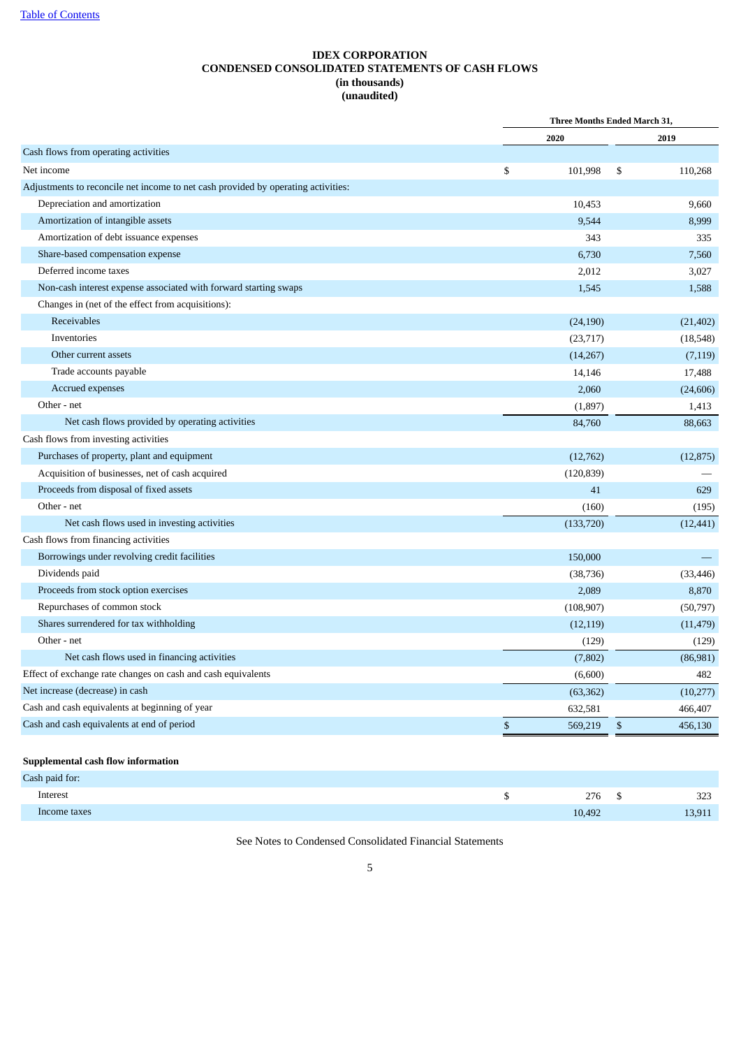[Table of Contents](#)

# IDEX CORPORATION
## CONDENSED CONSOLIDATED STATEMENTS OF CASH FLOWS
**(in thousands)**
**(unaudited)**

| | Three Months Ended March 31, | |
|---|---|---|
| | 2020 | 2019 |
| Cash flows from operating activities | | |
| Net income | $ 101,998 | $ 110,268 |
| Adjustments to reconcile net income to net cash provided by operating activities: | | |
| Depreciation and amortization | 10,453 | 9,660 |
| Amortization of intangible assets | 9,544 | 8,999 |
| Amortization of debt issuance expenses | 343 | 335 |
| Share-based compensation expense | 6,730 | 7,560 |
| Deferred income taxes | 2,012 | 3,027 |
| Non-cash interest expense associated with forward starting swaps | 1,545 | 1,588 |
| Changes in (net of the effect from acquisitions): | | |
| Receivables | (24,190) | (21,402) |
| Inventories | (23,717) | (18,548) |
| Other current assets | (14,267) | (7,119) |
| Trade accounts payable | 14,146 | 17,488 |
| Accrued expenses | 2,060 | (24,606) |
| Other - net | (1,897) | 1,413 |
| Net cash flows provided by operating activities | 84,760 | 88,663 |
| Cash flows from investing activities | | |
| Purchases of property, plant and equipment | (12,762) | (12,875) |
| Acquisition of businesses, net of cash acquired | (120,839) | — |
| Proceeds from disposal of fixed assets | 41 | 629 |
| Other - net | (160) | (195) |
| Net cash flows used in investing activities | (133,720) | (12,441) |
| Cash flows from financing activities | | |
| Borrowings under revolving credit facilities | 150,000 | — |
| Dividends paid | (38,736) | (33,446) |
| Proceeds from stock option exercises | 2,089 | 8,870 |
| Repurchases of common stock | (108,907) | (50,797) |
| Shares surrendered for tax withholding | (12,119) | (11,479) |
| Other - net | (129) | (129) |
| Net cash flows used in financing activities | (7,802) | (86,981) |
| Effect of exchange rate changes on cash and cash equivalents | (6,600) | 482 |
| Net increase (decrease) in cash | (63,362) | (10,277) |
| Cash and cash equivalents at beginning of year | 632,581 | 466,407 |
| Cash and cash equivalents at end of period | $ 569,219 | $ 456,130 |

**Supplemental cash flow information**

| | | |
|---|---|---|
| Cash paid for: | | |
| Interest | $ 276 | $ 323 |
| Income taxes | 10,492 | 13,911 |

See Notes to Condensed Consolidated Financial Statements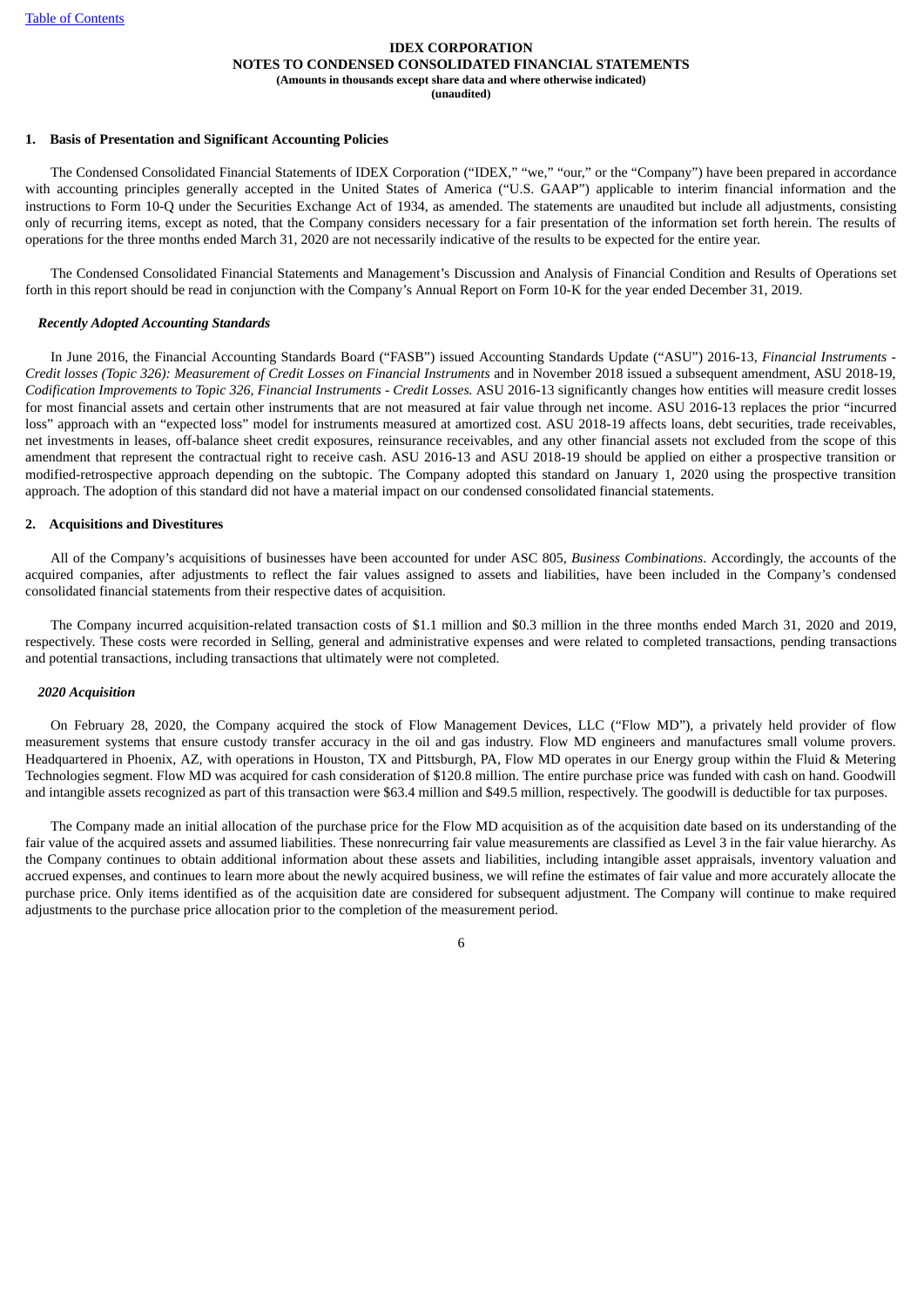**IDEX CORPORATION**
**NOTES TO CONDENSED CONSOLIDATED FINANCIAL STATEMENTS**
**(Amounts in thousands except share data and where otherwise indicated)**
**(unaudited)**

## 1. Basis of Presentation and Significant Accounting Policies

The Condensed Consolidated Financial Statements of IDEX Corporation ("IDEX," "we," "our," or the "Company") have been prepared in accordance with accounting principles generally accepted in the United States of America ("U.S. GAAP") applicable to interim financial information and the instructions to Form 10-Q under the Securities Exchange Act of 1934, as amended. The statements are unaudited but include all adjustments, consisting only of recurring items, except as noted, that the Company considers necessary for a fair presentation of the information set forth herein. The results of operations for the three months ended March 31, 2020 are not necessarily indicative of the results to be expected for the entire year.

The Condensed Consolidated Financial Statements and Management's Discussion and Analysis of Financial Condition and Results of Operations set forth in this report should be read in conjunction with the Company's Annual Report on Form 10-K for the year ended December 31, 2019.

### *Recently Adopted Accounting Standards*

In June 2016, the Financial Accounting Standards Board ("FASB") issued Accounting Standards Update ("ASU") 2016-13, *Financial Instruments - Credit losses (Topic 326): Measurement of Credit Losses on Financial Instruments* and in November 2018 issued a subsequent amendment, ASU 2018-19, *Codification Improvements to Topic 326, Financial Instruments - Credit Losses.* ASU 2016-13 significantly changes how entities will measure credit losses for most financial assets and certain other instruments that are not measured at fair value through net income. ASU 2016-13 replaces the prior "incurred loss" approach with an "expected loss" model for instruments measured at amortized cost. ASU 2018-19 affects loans, debt securities, trade receivables, net investments in leases, off-balance sheet credit exposures, reinsurance receivables, and any other financial assets not excluded from the scope of this amendment that represent the contractual right to receive cash. ASU 2016-13 and ASU 2018-19 should be applied on either a prospective transition or modified-retrospective approach depending on the subtopic. The Company adopted this standard on January 1, 2020 using the prospective transition approach. The adoption of this standard did not have a material impact on our condensed consolidated financial statements.

## 2. Acquisitions and Divestitures

All of the Company's acquisitions of businesses have been accounted for under ASC 805, *Business Combinations*. Accordingly, the accounts of the acquired companies, after adjustments to reflect the fair values assigned to assets and liabilities, have been included in the Company's condensed consolidated financial statements from their respective dates of acquisition.

The Company incurred acquisition-related transaction costs of $1.1 million and $0.3 million in the three months ended March 31, 2020 and 2019, respectively. These costs were recorded in Selling, general and administrative expenses and were related to completed transactions, pending transactions and potential transactions, including transactions that ultimately were not completed.

### *2020 Acquisition*

On February 28, 2020, the Company acquired the stock of Flow Management Devices, LLC ("Flow MD"), a privately held provider of flow measurement systems that ensure custody transfer accuracy in the oil and gas industry. Flow MD engineers and manufactures small volume provers. Headquartered in Phoenix, AZ, with operations in Houston, TX and Pittsburgh, PA, Flow MD operates in our Energy group within the Fluid & Metering Technologies segment. Flow MD was acquired for cash consideration of $120.8 million. The entire purchase price was funded with cash on hand. Goodwill and intangible assets recognized as part of this transaction were $63.4 million and $49.5 million, respectively. The goodwill is deductible for tax purposes.

The Company made an initial allocation of the purchase price for the Flow MD acquisition as of the acquisition date based on its understanding of the fair value of the acquired assets and assumed liabilities. These nonrecurring fair value measurements are classified as Level 3 in the fair value hierarchy. As the Company continues to obtain additional information about these assets and liabilities, including intangible asset appraisals, inventory valuation and accrued expenses, and continues to learn more about the newly acquired business, we will refine the estimates of fair value and more accurately allocate the purchase price. Only items identified as of the acquisition date are considered for subsequent adjustment. The Company will continue to make required adjustments to the purchase price allocation prior to the completion of the measurement period.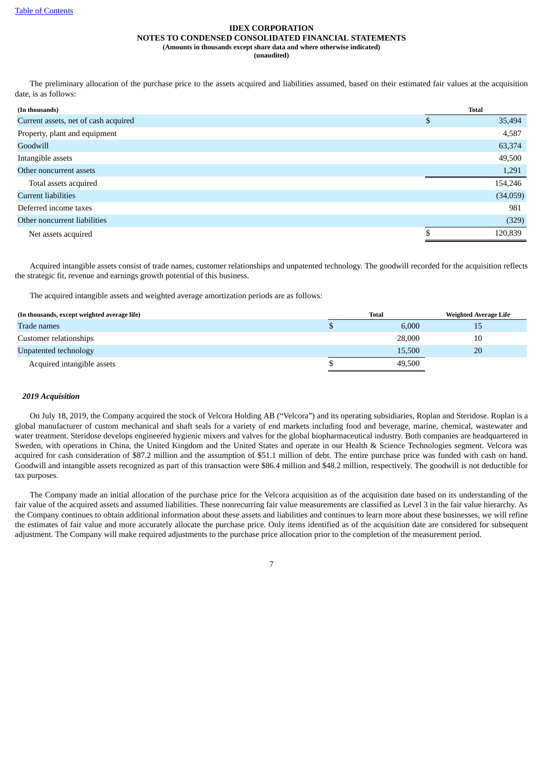The preliminary allocation of the purchase price to the assets acquired and liabilities assumed, based on their estimated fair values at the acquisition date, is as follows:

| (In thousands) | Total |
|---|---|
| Current assets, net of cash acquired | $ 35,494 |
| Property, plant and equipment | 4,587 |
| Goodwill | 63,374 |
| Intangible assets | 49,500 |
| Other noncurrent assets | 1,291 |
| Total assets acquired | 154,246 |
| Current liabilities | (34,059) |
| Deferred income taxes | 981 |
| Other noncurrent liabilities | (329) |
| Net assets acquired | $ 120,839 |

Acquired intangible assets consist of trade names, customer relationships and unpatented technology. The goodwill recorded for the acquisition reflects the strategic fit, revenue and earnings growth potential of this business.

The acquired intangible assets and weighted average amortization periods are as follows:

| (In thousands, except weighted average life) | Total | Weighted Average Life |
|---|---|---|
| Trade names | $ 6,000 | 15 |
| Customer relationships | 28,000 | 10 |
| Unpatented technology | 15,500 | 20 |
| Acquired intangible assets | $ 49,500 | |

***2019 Acquisition***

On July 18, 2019, the Company acquired the stock of Velcora Holding AB ("Velcora") and its operating subsidiaries, Roplan and Steridose. Roplan is a global manufacturer of custom mechanical and shaft seals for a variety of end markets including food and beverage, marine, chemical, wastewater and water treatment. Steridose develops engineered hygienic mixers and valves for the global biopharmaceutical industry. Both companies are headquartered in Sweden, with operations in China, the United Kingdom and the United States and operate in our Health & Science Technologies segment. Velcora was acquired for cash consideration of $87.2 million and the assumption of $51.1 million of debt. The entire purchase price was funded with cash on hand. Goodwill and intangible assets recognized as part of this transaction were $86.4 million and $48.2 million, respectively. The goodwill is not deductible for tax purposes.

The Company made an initial allocation of the purchase price for the Velcora acquisition as of the acquisition date based on its understanding of the fair value of the acquired assets and assumed liabilities. These nonrecurring fair value measurements are classified as Level 3 in the fair value hierarchy. As the Company continues to obtain additional information about these assets and liabilities and continues to learn more about these businesses, we will refine the estimates of fair value and more accurately allocate the purchase price. Only items identified as of the acquisition date are considered for subsequent adjustment. The Company will make required adjustments to the purchase price allocation prior to the completion of the measurement period.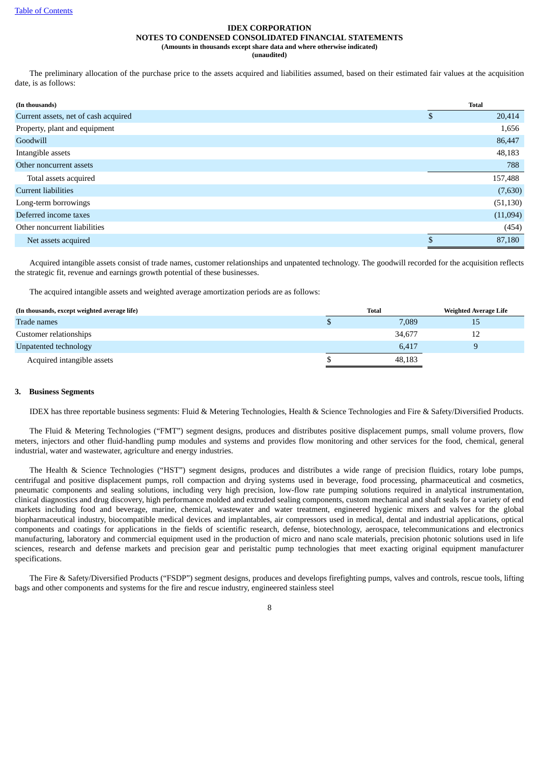**IDEX CORPORATION**
**NOTES TO CONDENSED CONSOLIDATED FINANCIAL STATEMENTS**
**(Amounts in thousands except share data and where otherwise indicated)**
**(unaudited)**

The preliminary allocation of the purchase price to the assets acquired and liabilities assumed, based on their estimated fair values at the acquisition date, is as follows:

| (In thousands) | Total |
|---|---|
| Current assets, net of cash acquired | $ 20,414 |
| Property, plant and equipment | 1,656 |
| Goodwill | 86,447 |
| Intangible assets | 48,183 |
| Other noncurrent assets | 788 |
| Total assets acquired | 157,488 |
| Current liabilities | (7,630) |
| Long-term borrowings | (51,130) |
| Deferred income taxes | (11,094) |
| Other noncurrent liabilities | (454) |
| Net assets acquired | $ 87,180 |

Acquired intangible assets consist of trade names, customer relationships and unpatented technology. The goodwill recorded for the acquisition reflects the strategic fit, revenue and earnings growth potential of these businesses.

The acquired intangible assets and weighted average amortization periods are as follows:

| (In thousands, except weighted average life) | Total | Weighted Average Life |
|---|---|---|
| Trade names | $ 7,089 | 15 |
| Customer relationships | 34,677 | 12 |
| Unpatented technology | 6,417 | 9 |
| Acquired intangible assets | $ 48,183 | |

## 3. Business Segments

IDEX has three reportable business segments: Fluid & Metering Technologies, Health & Science Technologies and Fire & Safety/Diversified Products.

The Fluid & Metering Technologies ("FMT") segment designs, produces and distributes positive displacement pumps, small volume provers, flow meters, injectors and other fluid-handling pump modules and systems and provides flow monitoring and other services for the food, chemical, general industrial, water and wastewater, agriculture and energy industries.

The Health & Science Technologies ("HST") segment designs, produces and distributes a wide range of precision fluidics, rotary lobe pumps, centrifugal and positive displacement pumps, roll compaction and drying systems used in beverage, food processing, pharmaceutical and cosmetics, pneumatic components and sealing solutions, including very high precision, low-flow rate pumping solutions required in analytical instrumentation, clinical diagnostics and drug discovery, high performance molded and extruded sealing components, custom mechanical and shaft seals for a variety of end markets including food and beverage, marine, chemical, wastewater and water treatment, engineered hygienic mixers and valves for the global biopharmaceutical industry, biocompatible medical devices and implantables, air compressors used in medical, dental and industrial applications, optical components and coatings for applications in the fields of scientific research, defense, biotechnology, aerospace, telecommunications and electronics manufacturing, laboratory and commercial equipment used in the production of micro and nano scale materials, precision photonic solutions used in life sciences, research and defense markets and precision gear and peristaltic pump technologies that meet exacting original equipment manufacturer specifications.

The Fire & Safety/Diversified Products ("FSDP") segment designs, produces and develops firefighting pumps, valves and controls, rescue tools, lifting bags and other components and systems for the fire and rescue industry, engineered stainless steel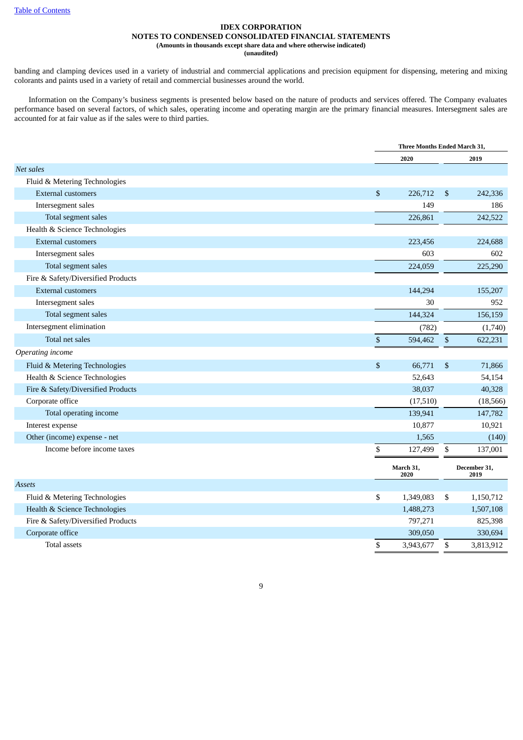banding and clamping devices used in a variety of industrial and commercial applications and precision equipment for dispensing, metering and mixing colorants and paints used in a variety of retail and commercial businesses around the world.

Information on the Company's business segments is presented below based on the nature of products and services offered. The Company evaluates performance based on several factors, of which sales, operating income and operating margin are the primary financial measures. Intersegment sales are accounted for at fair value as if the sales were to third parties.

| | Three Months Ended March 31, | |
|---|---|---|
| | 2020 | 2019 |
| *Net sales* | | |
| Fluid & Metering Technologies | | |
| External customers | $ 226,712 | $ 242,336 |
| Intersegment sales | 149 | 186 |
| Total segment sales | 226,861 | 242,522 |
| Health & Science Technologies | | |
| External customers | 223,456 | 224,688 |
| Intersegment sales | 603 | 602 |
| Total segment sales | 224,059 | 225,290 |
| Fire & Safety/Diversified Products | | |
| External customers | 144,294 | 155,207 |
| Intersegment sales | 30 | 952 |
| Total segment sales | 144,324 | 156,159 |
| Intersegment elimination | (782) | (1,740) |
| Total net sales | $ 594,462 | $ 622,231 |
| *Operating income* | | |
| Fluid & Metering Technologies | $ 66,771 | $ 71,866 |
| Health & Science Technologies | 52,643 | 54,154 |
| Fire & Safety/Diversified Products | 38,037 | 40,328 |
| Corporate office | (17,510) | (18,566) |
| Total operating income | 139,941 | 147,782 |
| Interest expense | 10,877 | 10,921 |
| Other (income) expense - net | 1,565 | (140) |
| Income before income taxes | $ 127,499 | $ 137,001 |

| | March 31, 2020 | December 31, 2019 |
|---|---|---|
| *Assets* | | |
| Fluid & Metering Technologies | $ 1,349,083 | $ 1,150,712 |
| Health & Science Technologies | 1,488,273 | 1,507,108 |
| Fire & Safety/Diversified Products | 797,271 | 825,398 |
| Corporate office | 309,050 | 330,694 |
| Total assets | $ 3,943,677 | $ 3,813,912 |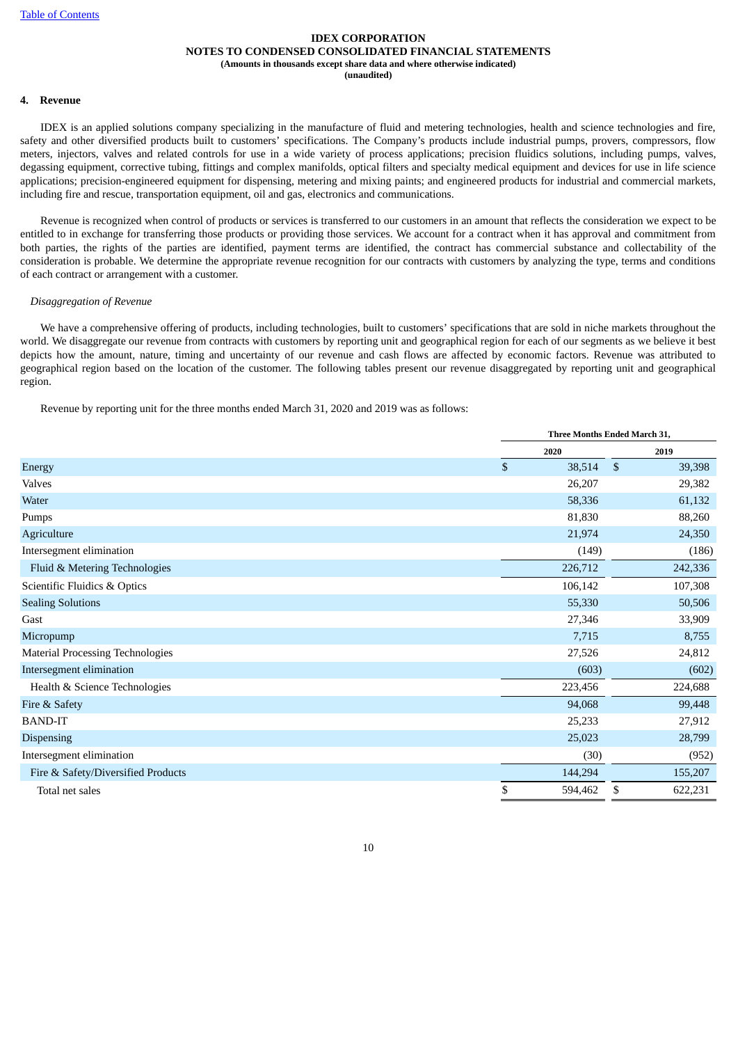**IDEX CORPORATION**
**NOTES TO CONDENSED CONSOLIDATED FINANCIAL STATEMENTS**
**(Amounts in thousands except share data and where otherwise indicated)**
**(unaudited)**

## 4. Revenue

IDEX is an applied solutions company specializing in the manufacture of fluid and metering technologies, health and science technologies and fire, safety and other diversified products built to customers' specifications. The Company's products include industrial pumps, provers, compressors, flow meters, injectors, valves and related controls for use in a wide variety of process applications; precision fluidics solutions, including pumps, valves, degassing equipment, corrective tubing, fittings and complex manifolds, optical filters and specialty medical equipment and devices for use in life science applications; precision-engineered equipment for dispensing, metering and mixing paints; and engineered products for industrial and commercial markets, including fire and rescue, transportation equipment, oil and gas, electronics and communications.

Revenue is recognized when control of products or services is transferred to our customers in an amount that reflects the consideration we expect to be entitled to in exchange for transferring those products or providing those services. We account for a contract when it has approval and commitment from both parties, the rights of the parties are identified, payment terms are identified, the contract has commercial substance and collectability of the consideration is probable. We determine the appropriate revenue recognition for our contracts with customers by analyzing the type, terms and conditions of each contract or arrangement with a customer.

*Disaggregation of Revenue*

We have a comprehensive offering of products, including technologies, built to customers' specifications that are sold in niche markets throughout the world. We disaggregate our revenue from contracts with customers by reporting unit and geographical region for each of our segments as we believe it best depicts how the amount, nature, timing and uncertainty of our revenue and cash flows are affected by economic factors. Revenue was attributed to geographical region based on the location of the customer. The following tables present our revenue disaggregated by reporting unit and geographical region.

Revenue by reporting unit for the three months ended March 31, 2020 and 2019 was as follows:

| | Three Months Ended March 31, | |
|---|---|---|
| | **2020** | **2019** |
| Energy | $ 38,514 | $ 39,398 |
| Valves | 26,207 | 29,382 |
| Water | 58,336 | 61,132 |
| Pumps | 81,830 | 88,260 |
| Agriculture | 21,974 | 24,350 |
| Intersegment elimination | (149) | (186) |
| Fluid & Metering Technologies | 226,712 | 242,336 |
| Scientific Fluidics & Optics | 106,142 | 107,308 |
| Sealing Solutions | 55,330 | 50,506 |
| Gast | 27,346 | 33,909 |
| Micropump | 7,715 | 8,755 |
| Material Processing Technologies | 27,526 | 24,812 |
| Intersegment elimination | (603) | (602) |
| Health & Science Technologies | 223,456 | 224,688 |
| Fire & Safety | 94,068 | 99,448 |
| BAND-IT | 25,233 | 27,912 |
| Dispensing | 25,023 | 28,799 |
| Intersegment elimination | (30) | (952) |
| Fire & Safety/Diversified Products | 144,294 | 155,207 |
| Total net sales | $ 594,462 | $ 622,231 |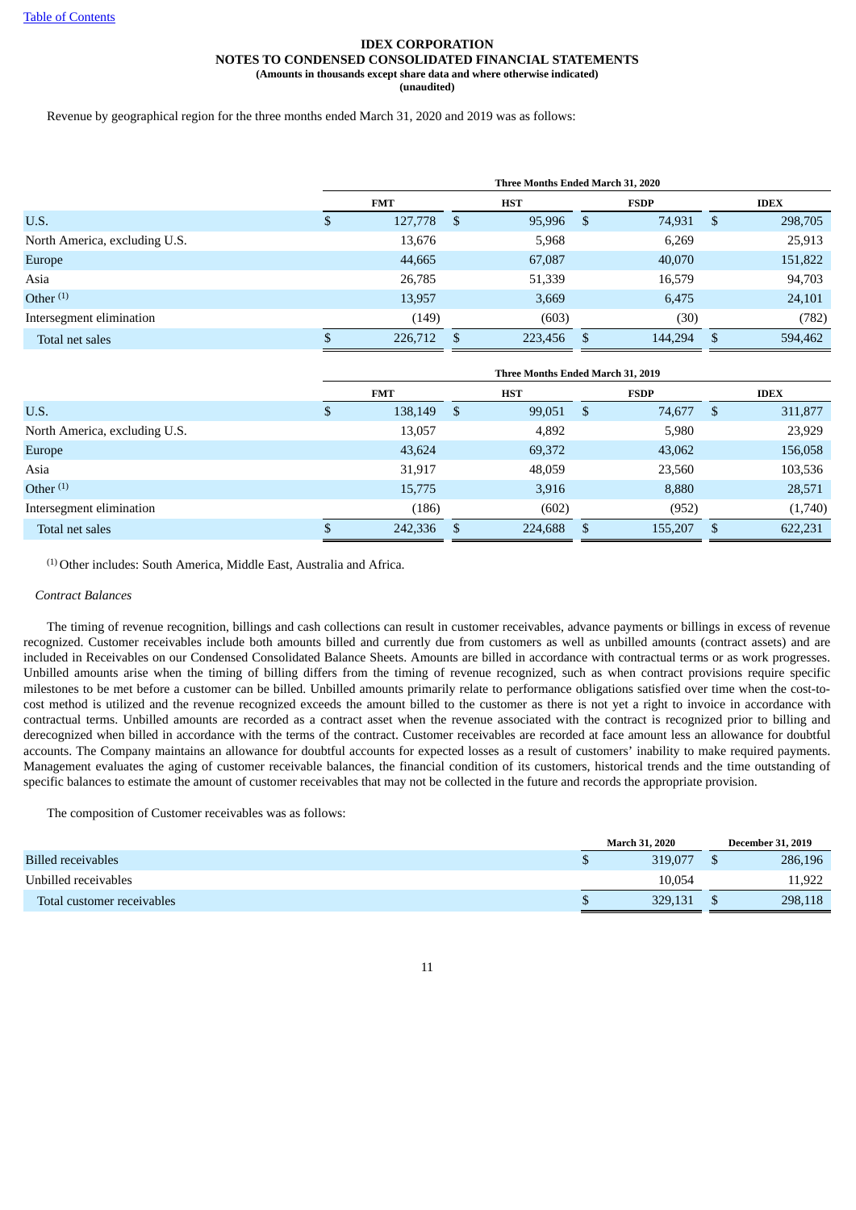**IDEX CORPORATION**
**NOTES TO CONDENSED CONSOLIDATED FINANCIAL STATEMENTS**
**(Amounts in thousands except share data and where otherwise indicated)**
**(unaudited)**

Revenue by geographical region for the three months ended March 31, 2020 and 2019 was as follows:

| | Three Months Ended March 31, 2020 | | | |
|---|---|---|---|---|
| | FMT | HST | FSDP | IDEX |
| U.S. | $ 127,778 | $ 95,996 | $ 74,931 | $ 298,705 |
| North America, excluding U.S. | 13,676 | 5,968 | 6,269 | 25,913 |
| Europe | 44,665 | 67,087 | 40,070 | 151,822 |
| Asia | 26,785 | 51,339 | 16,579 | 94,703 |
| Other [(1)] | 13,957 | 3,669 | 6,475 | 24,101 |
| Intersegment elimination | (149) | (603) | (30) | (782) |
| Total net sales | $ 226,712 | $ 223,456 | $ 144,294 | $ 594,462 |

| | Three Months Ended March 31, 2019 | | | |
|---|---|---|---|---|
| | FMT | HST | FSDP | IDEX |
| U.S. | $ 138,149 | $ 99,051 | $ 74,677 | $ 311,877 |
| North America, excluding U.S. | 13,057 | 4,892 | 5,980 | 23,929 |
| Europe | 43,624 | 69,372 | 43,062 | 156,058 |
| Asia | 31,917 | 48,059 | 23,560 | 103,536 |
| Other [(1)] | 15,775 | 3,916 | 8,880 | 28,571 |
| Intersegment elimination | (186) | (602) | (952) | (1,740) |
| Total net sales | $ 242,336 | $ 224,688 | $ 155,207 | $ 622,231 |

[(1)] Other includes: South America, Middle East, Australia and Africa.

*Contract Balances*

The timing of revenue recognition, billings and cash collections can result in customer receivables, advance payments or billings in excess of revenue recognized. Customer receivables include both amounts billed and currently due from customers as well as unbilled amounts (contract assets) and are included in Receivables on our Condensed Consolidated Balance Sheets. Amounts are billed in accordance with contractual terms or as work progresses. Unbilled amounts arise when the timing of billing differs from the timing of revenue recognized, such as when contract provisions require specific milestones to be met before a customer can be billed. Unbilled amounts primarily relate to performance obligations satisfied over time when the cost-to-cost method is utilized and the revenue recognized exceeds the amount billed to the customer as there is not yet a right to invoice in accordance with contractual terms. Unbilled amounts are recorded as a contract asset when the revenue associated with the contract is recognized prior to billing and derecognized when billed in accordance with the terms of the contract. Customer receivables are recorded at face amount less an allowance for doubtful accounts. The Company maintains an allowance for doubtful accounts for expected losses as a result of customers' inability to make required payments. Management evaluates the aging of customer receivable balances, the financial condition of its customers, historical trends and the time outstanding of specific balances to estimate the amount of customer receivables that may not be collected in the future and records the appropriate provision.

The composition of Customer receivables was as follows:

| | March 31, 2020 | December 31, 2019 |
|---|---|---|
| Billed receivables | $ 319,077 | $ 286,196 |
| Unbilled receivables | 10,054 | 11,922 |
| Total customer receivables | $ 329,131 | $ 298,118 |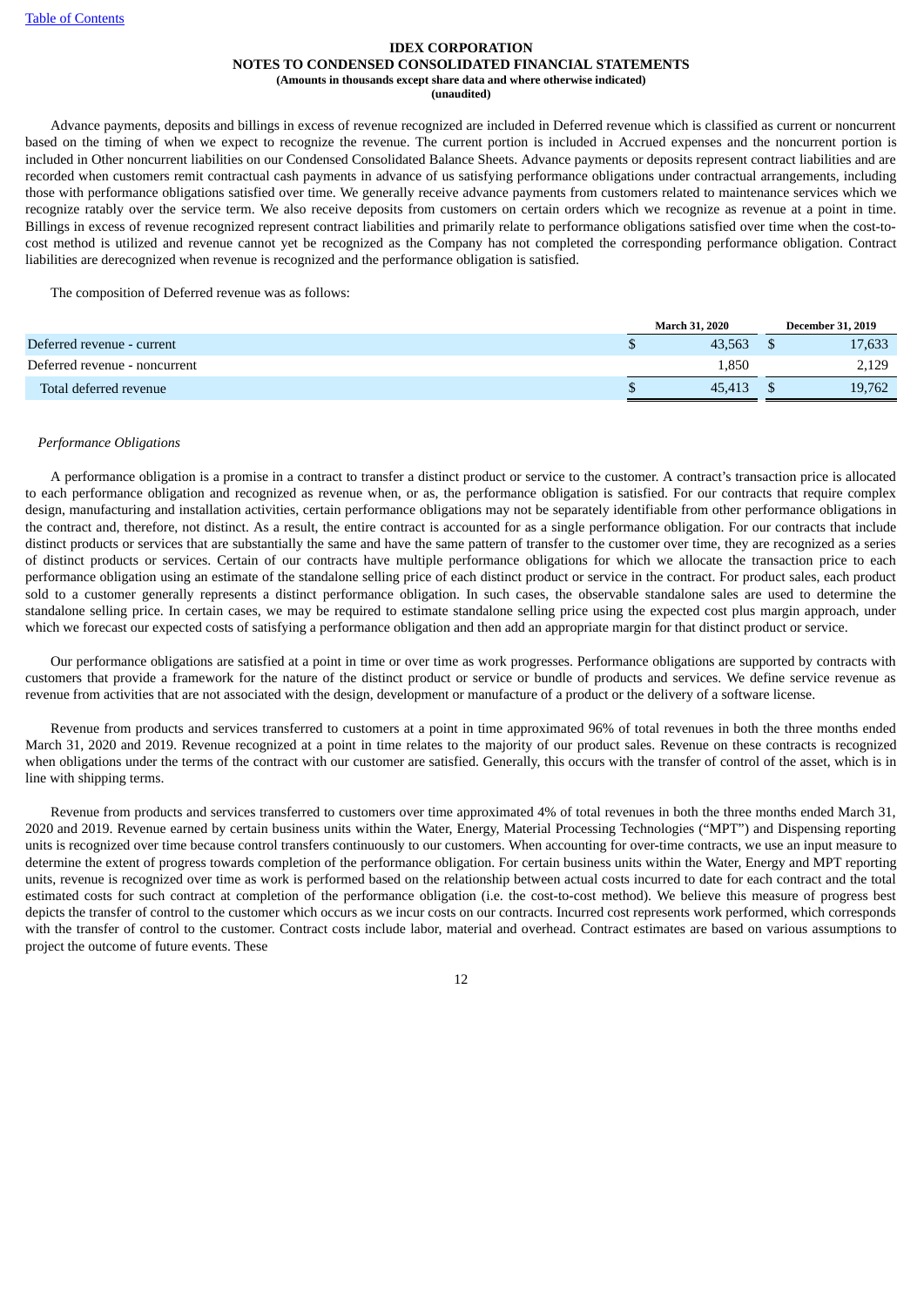Advance payments, deposits and billings in excess of revenue recognized are included in Deferred revenue which is classified as current or noncurrent based on the timing of when we expect to recognize the revenue. The current portion is included in Accrued expenses and the noncurrent portion is included in Other noncurrent liabilities on our Condensed Consolidated Balance Sheets. Advance payments or deposits represent contract liabilities and are recorded when customers remit contractual cash payments in advance of us satisfying performance obligations under contractual arrangements, including those with performance obligations satisfied over time. We generally receive advance payments from customers related to maintenance services which we recognize ratably over the service term. We also receive deposits from customers on certain orders which we recognize as revenue at a point in time. Billings in excess of revenue recognized represent contract liabilities and primarily relate to performance obligations satisfied over time when the cost-to-cost method is utilized and revenue cannot yet be recognized as the Company has not completed the corresponding performance obligation. Contract liabilities are derecognized when revenue is recognized and the performance obligation is satisfied.

The composition of Deferred revenue was as follows:

| | March 31, 2020 | December 31, 2019 |
|---|---|---|
| Deferred revenue - current | $ 43,563 | $ 17,633 |
| Deferred revenue - noncurrent | 1,850 | 2,129 |
| Total deferred revenue | $ 45,413 | $ 19,762 |

*Performance Obligations*

A performance obligation is a promise in a contract to transfer a distinct product or service to the customer. A contract's transaction price is allocated to each performance obligation and recognized as revenue when, or as, the performance obligation is satisfied. For our contracts that require complex design, manufacturing and installation activities, certain performance obligations may not be separately identifiable from other performance obligations in the contract and, therefore, not distinct. As a result, the entire contract is accounted for as a single performance obligation. For our contracts that include distinct products or services that are substantially the same and have the same pattern of transfer to the customer over time, they are recognized as a series of distinct products or services. Certain of our contracts have multiple performance obligations for which we allocate the transaction price to each performance obligation using an estimate of the standalone selling price of each distinct product or service in the contract. For product sales, each product sold to a customer generally represents a distinct performance obligation. In such cases, the observable standalone sales are used to determine the standalone selling price. In certain cases, we may be required to estimate standalone selling price using the expected cost plus margin approach, under which we forecast our expected costs of satisfying a performance obligation and then add an appropriate margin for that distinct product or service.

Our performance obligations are satisfied at a point in time or over time as work progresses. Performance obligations are supported by contracts with customers that provide a framework for the nature of the distinct product or service or bundle of products and services. We define service revenue as revenue from activities that are not associated with the design, development or manufacture of a product or the delivery of a software license.

Revenue from products and services transferred to customers at a point in time approximated 96% of total revenues in both the three months ended March 31, 2020 and 2019. Revenue recognized at a point in time relates to the majority of our product sales. Revenue on these contracts is recognized when obligations under the terms of the contract with our customer are satisfied. Generally, this occurs with the transfer of control of the asset, which is in line with shipping terms.

Revenue from products and services transferred to customers over time approximated 4% of total revenues in both the three months ended March 31, 2020 and 2019. Revenue earned by certain business units within the Water, Energy, Material Processing Technologies ("MPT") and Dispensing reporting units is recognized over time because control transfers continuously to our customers. When accounting for over-time contracts, we use an input measure to determine the extent of progress towards completion of the performance obligation. For certain business units within the Water, Energy and MPT reporting units, revenue is recognized over time as work is performed based on the relationship between actual costs incurred to date for each contract and the total estimated costs for such contract at completion of the performance obligation (i.e. the cost-to-cost method). We believe this measure of progress best depicts the transfer of control to the customer which occurs as we incur costs on our contracts. Incurred cost represents work performed, which corresponds with the transfer of control to the customer. Contract costs include labor, material and overhead. Contract estimates are based on various assumptions to project the outcome of future events. These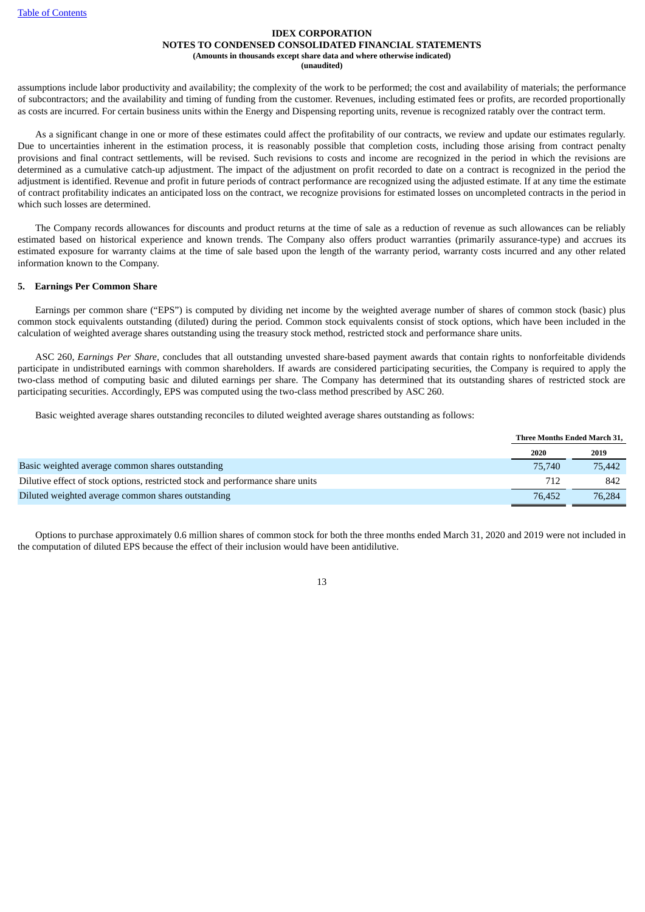assumptions include labor productivity and availability; the complexity of the work to be performed; the cost and availability of materials; the performance of subcontractors; and the availability and timing of funding from the customer. Revenues, including estimated fees or profits, are recorded proportionally as costs are incurred. For certain business units within the Energy and Dispensing reporting units, revenue is recognized ratably over the contract term.

As a significant change in one or more of these estimates could affect the profitability of our contracts, we review and update our estimates regularly. Due to uncertainties inherent in the estimation process, it is reasonably possible that completion costs, including those arising from contract penalty provisions and final contract settlements, will be revised. Such revisions to costs and income are recognized in the period in which the revisions are determined as a cumulative catch-up adjustment. The impact of the adjustment on profit recorded to date on a contract is recognized in the period the adjustment is identified. Revenue and profit in future periods of contract performance are recognized using the adjusted estimate. If at any time the estimate of contract profitability indicates an anticipated loss on the contract, we recognize provisions for estimated losses on uncompleted contracts in the period in which such losses are determined.

The Company records allowances for discounts and product returns at the time of sale as a reduction of revenue as such allowances can be reliably estimated based on historical experience and known trends. The Company also offers product warranties (primarily assurance-type) and accrues its estimated exposure for warranty claims at the time of sale based upon the length of the warranty period, warranty costs incurred and any other related information known to the Company.

## 5. Earnings Per Common Share

Earnings per common share ("EPS") is computed by dividing net income by the weighted average number of shares of common stock (basic) plus common stock equivalents outstanding (diluted) during the period. Common stock equivalents consist of stock options, which have been included in the calculation of weighted average shares outstanding using the treasury stock method, restricted stock and performance share units.

ASC 260, *Earnings Per Share*, concludes that all outstanding unvested share-based payment awards that contain rights to nonforfeitable dividends participate in undistributed earnings with common shareholders. If awards are considered participating securities, the Company is required to apply the two-class method of computing basic and diluted earnings per share. The Company has determined that its outstanding shares of restricted stock are participating securities. Accordingly, EPS was computed using the two-class method prescribed by ASC 260.

Basic weighted average shares outstanding reconciles to diluted weighted average shares outstanding as follows:

| | Three Months Ended March 31, | |
|---|---|---|
| | 2020 | 2019 |
| Basic weighted average common shares outstanding | 75,740 | 75,442 |
| Dilutive effect of stock options, restricted stock and performance share units | 712 | 842 |
| Diluted weighted average common shares outstanding | 76,452 | 76,284 |

Options to purchase approximately 0.6 million shares of common stock for both the three months ended March 31, 2020 and 2019 were not included in the computation of diluted EPS because the effect of their inclusion would have been antidilutive.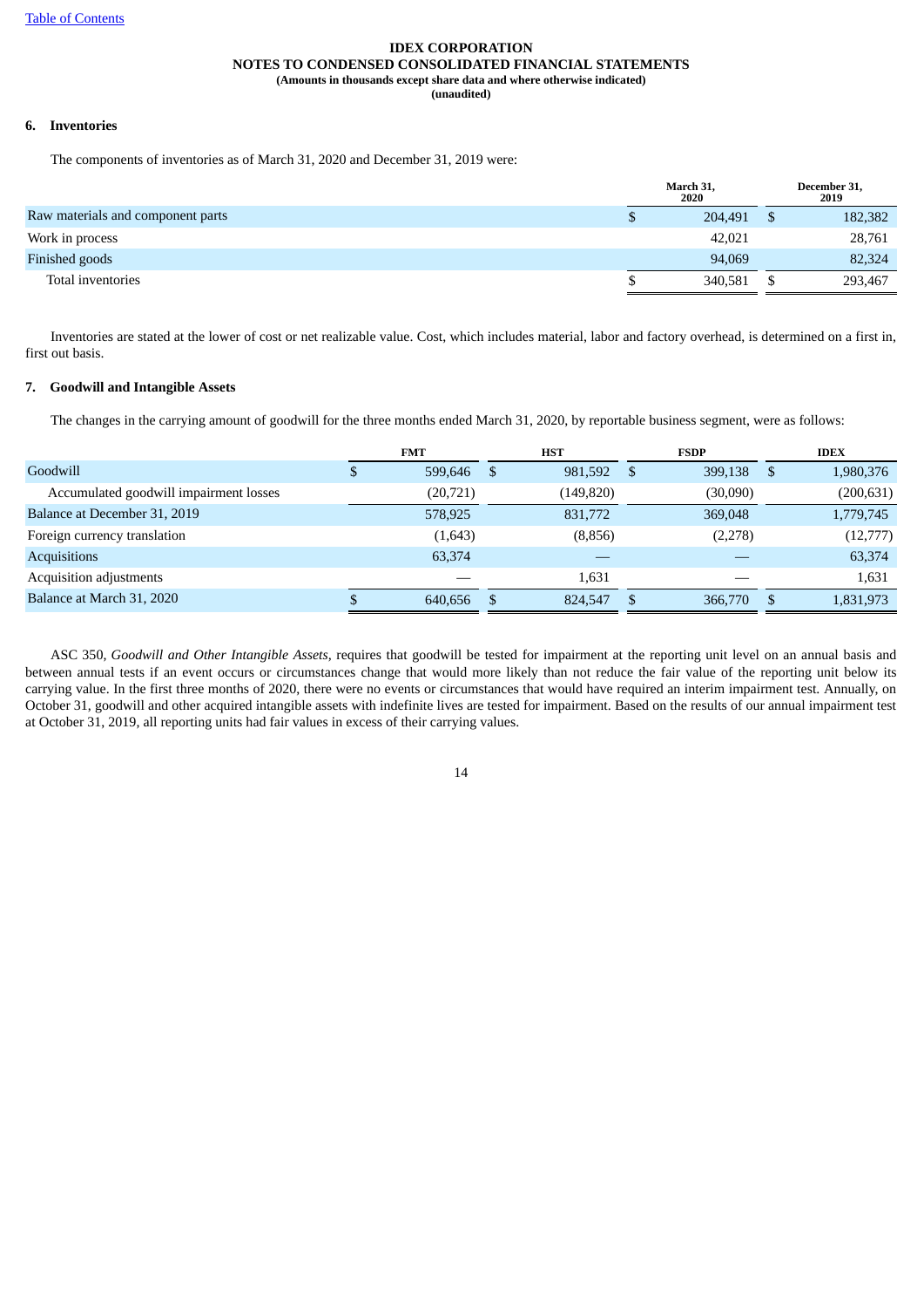**IDEX CORPORATION**
**NOTES TO CONDENSED CONSOLIDATED FINANCIAL STATEMENTS**
**(Amounts in thousands except share data and where otherwise indicated)**
**(unaudited)**

## 6. Inventories

The components of inventories as of March 31, 2020 and December 31, 2019 were:

| | March 31, 2020 | December 31, 2019 |
|---|---|---|
| Raw materials and component parts | $ 204,491 | $ 182,382 |
| Work in process | 42,021 | 28,761 |
| Finished goods | 94,069 | 82,324 |
| Total inventories | $ 340,581 | $ 293,467 |

Inventories are stated at the lower of cost or net realizable value. Cost, which includes material, labor and factory overhead, is determined on a first in, first out basis.

## 7. Goodwill and Intangible Assets

The changes in the carrying amount of goodwill for the three months ended March 31, 2020, by reportable business segment, were as follows:

| | FMT | HST | FSDP | IDEX |
|---|---|---|---|---|
| Goodwill | $ 599,646 | $ 981,592 | $ 399,138 | $ 1,980,376 |
| Accumulated goodwill impairment losses | (20,721) | (149,820) | (30,090) | (200,631) |
| Balance at December 31, 2019 | 578,925 | 831,772 | 369,048 | 1,779,745 |
| Foreign currency translation | (1,643) | (8,856) | (2,278) | (12,777) |
| Acquisitions | 63,374 | — | — | 63,374 |
| Acquisition adjustments | — | 1,631 | — | 1,631 |
| Balance at March 31, 2020 | $ 640,656 | $ 824,547 | $ 366,770 | $ 1,831,973 |

ASC 350, *Goodwill and Other Intangible Assets*, requires that goodwill be tested for impairment at the reporting unit level on an annual basis and between annual tests if an event occurs or circumstances change that would more likely than not reduce the fair value of the reporting unit below its carrying value. In the first three months of 2020, there were no events or circumstances that would have required an interim impairment test. Annually, on October 31, goodwill and other acquired intangible assets with indefinite lives are tested for impairment. Based on the results of our annual impairment test at October 31, 2019, all reporting units had fair values in excess of their carrying values.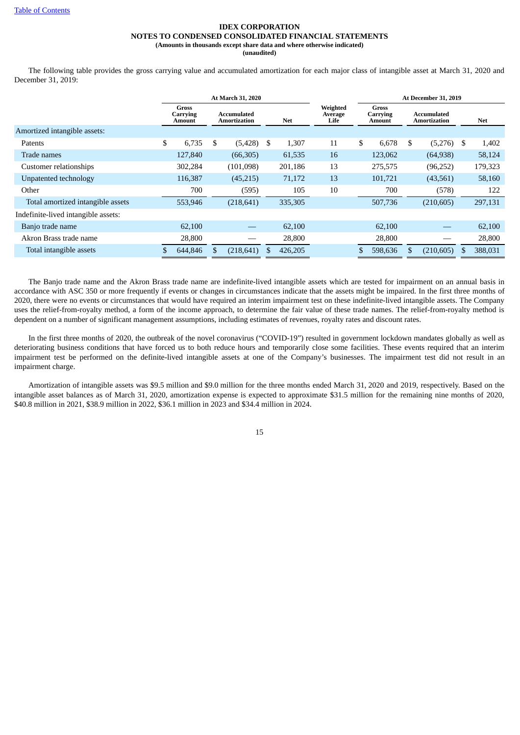**IDEX CORPORATION**
**NOTES TO CONDENSED CONSOLIDATED FINANCIAL STATEMENTS**
**(Amounts in thousands except share data and where otherwise indicated)**
**(unaudited)**

The following table provides the gross carrying value and accumulated amortization for each major class of intangible asset at March 31, 2020 and December 31, 2019:

| | At March 31, 2020 | | | | At December 31, 2019 | | |
|---|---|---|---|---|---|---|---|
| | Gross Carrying Amount | Accumulated Amortization | Net | Weighted Average Life | Gross Carrying Amount | Accumulated Amortization | Net |
| Amortized intangible assets: | | | | | | | |
| Patents | $ 6,735 | $ (5,428) | $ 1,307 | 11 | $ 6,678 | $ (5,276) | $ 1,402 |
| Trade names | 127,840 | (66,305) | 61,535 | 16 | 123,062 | (64,938) | 58,124 |
| Customer relationships | 302,284 | (101,098) | 201,186 | 13 | 275,575 | (96,252) | 179,323 |
| Unpatented technology | 116,387 | (45,215) | 71,172 | 13 | 101,721 | (43,561) | 58,160 |
| Other | 700 | (595) | 105 | 10 | 700 | (578) | 122 |
| Total amortized intangible assets | 553,946 | (218,641) | 335,305 | | 507,736 | (210,605) | 297,131 |
| Indefinite-lived intangible assets: | | | | | | | |
| Banjo trade name | 62,100 | — | 62,100 | | 62,100 | — | 62,100 |
| Akron Brass trade name | 28,800 | — | 28,800 | | 28,800 | — | 28,800 |
| Total intangible assets | $ 644,846 | $ (218,641) | $ 426,205 | | $ 598,636 | $ (210,605) | $ 388,031 |

The Banjo trade name and the Akron Brass trade name are indefinite-lived intangible assets which are tested for impairment on an annual basis in accordance with ASC 350 or more frequently if events or changes in circumstances indicate that the assets might be impaired. In the first three months of 2020, there were no events or circumstances that would have required an interim impairment test on these indefinite-lived intangible assets. The Company uses the relief-from-royalty method, a form of the income approach, to determine the fair value of these trade names. The relief-from-royalty method is dependent on a number of significant management assumptions, including estimates of revenues, royalty rates and discount rates.

In the first three months of 2020, the outbreak of the novel coronavirus ("COVID-19") resulted in government lockdown mandates globally as well as deteriorating business conditions that have forced us to both reduce hours and temporarily close some facilities. These events required that an interim impairment test be performed on the definite-lived intangible assets at one of the Company's businesses. The impairment test did not result in an impairment charge.

Amortization of intangible assets was $9.5 million and $9.0 million for the three months ended March 31, 2020 and 2019, respectively. Based on the intangible asset balances as of March 31, 2020, amortization expense is expected to approximate $31.5 million for the remaining nine months of 2020, $40.8 million in 2021, $38.9 million in 2022, $36.1 million in 2023 and $34.4 million in 2024.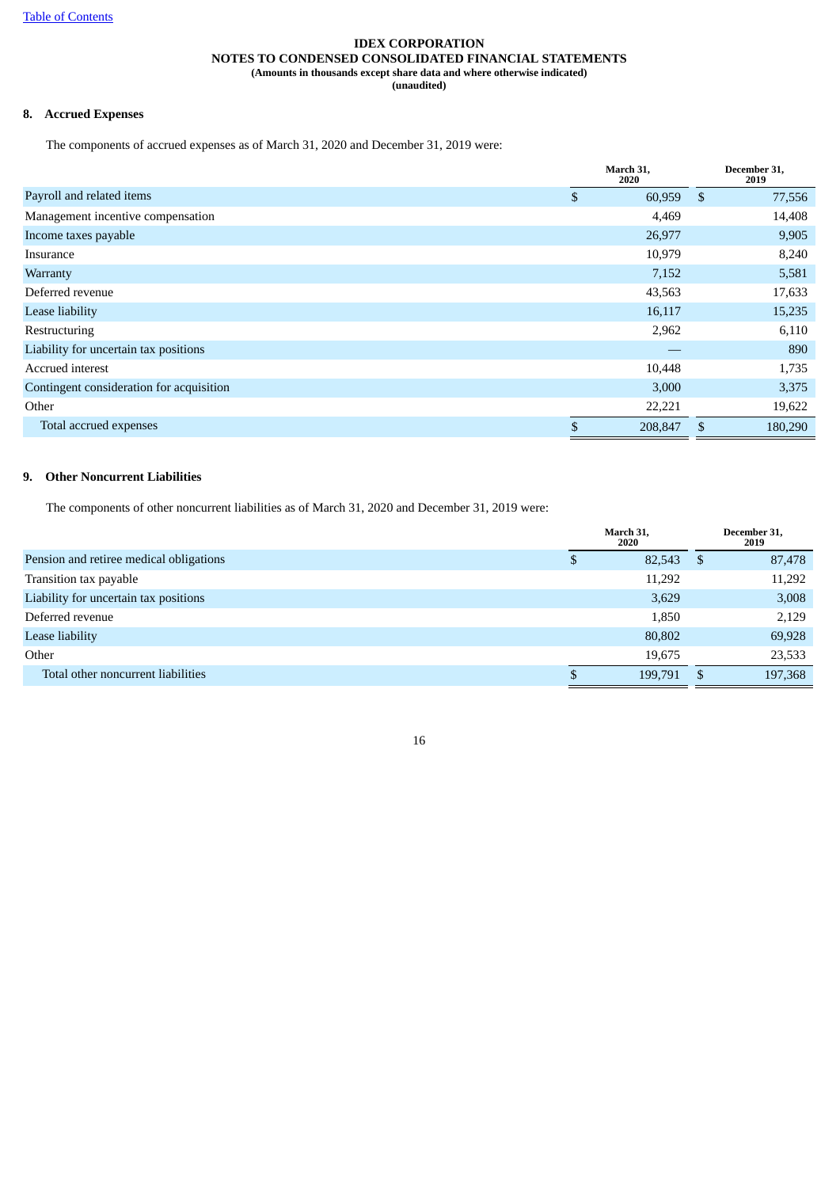**IDEX CORPORATION**
**NOTES TO CONDENSED CONSOLIDATED FINANCIAL STATEMENTS**
**(Amounts in thousands except share data and where otherwise indicated)**
**(unaudited)**

## 8. Accrued Expenses

The components of accrued expenses as of March 31, 2020 and December 31, 2019 were:

| | March 31, 2020 | December 31, 2019 |
|---|---|---|
| Payroll and related items | $ 60,959 | $ 77,556 |
| Management incentive compensation | 4,469 | 14,408 |
| Income taxes payable | 26,977 | 9,905 |
| Insurance | 10,979 | 8,240 |
| Warranty | 7,152 | 5,581 |
| Deferred revenue | 43,563 | 17,633 |
| Lease liability | 16,117 | 15,235 |
| Restructuring | 2,962 | 6,110 |
| Liability for uncertain tax positions | — | 890 |
| Accrued interest | 10,448 | 1,735 |
| Contingent consideration for acquisition | 3,000 | 3,375 |
| Other | 22,221 | 19,622 |
| Total accrued expenses | $ 208,847 | $ 180,290 |

## 9. Other Noncurrent Liabilities

The components of other noncurrent liabilities as of March 31, 2020 and December 31, 2019 were:

| | March 31, 2020 | December 31, 2019 |
|---|---|---|
| Pension and retiree medical obligations | $ 82,543 | $ 87,478 |
| Transition tax payable | 11,292 | 11,292 |
| Liability for uncertain tax positions | 3,629 | 3,008 |
| Deferred revenue | 1,850 | 2,129 |
| Lease liability | 80,802 | 69,928 |
| Other | 19,675 | 23,533 |
| Total other noncurrent liabilities | $ 199,791 | $ 197,368 |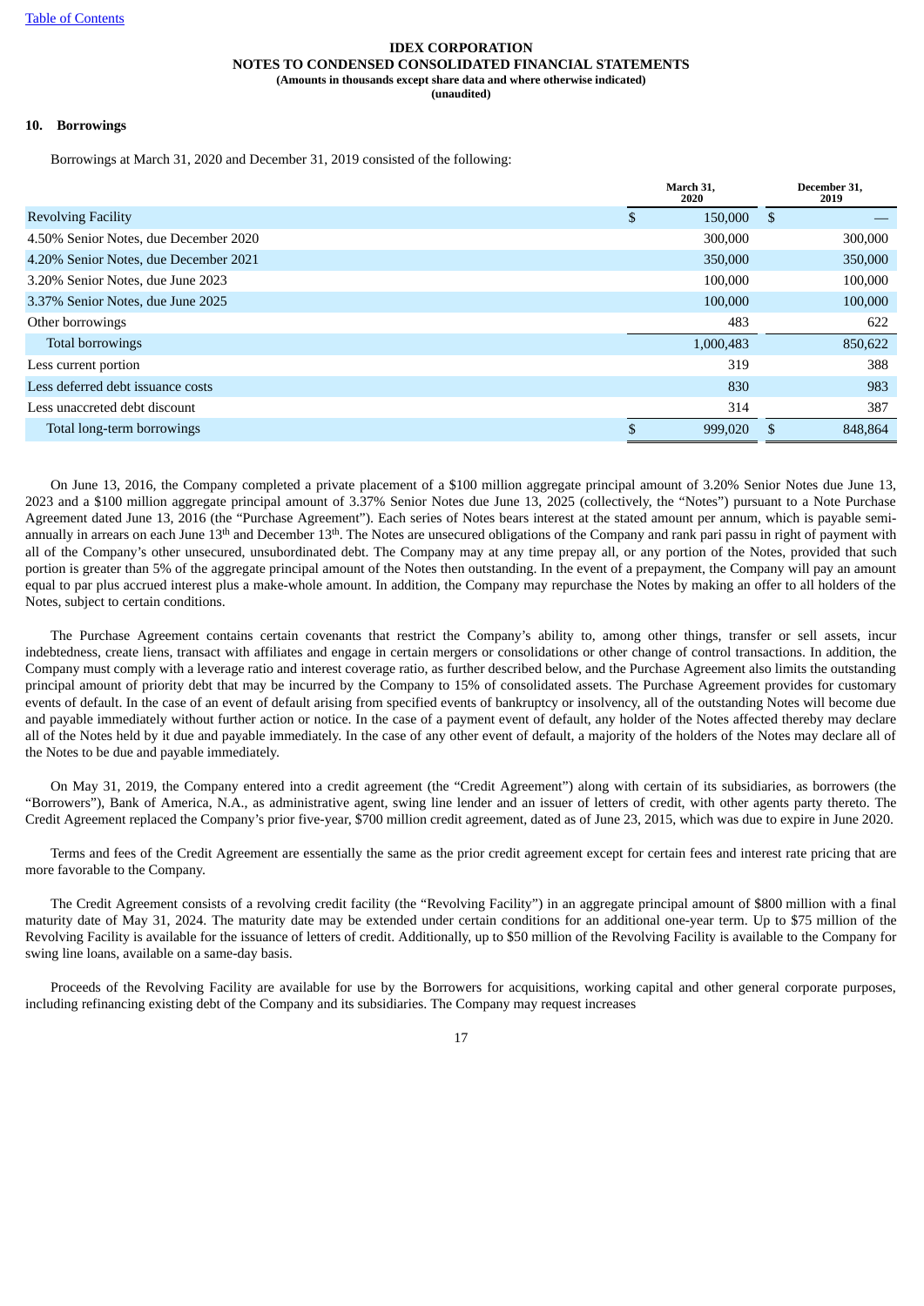**IDEX CORPORATION**
**NOTES TO CONDENSED CONSOLIDATED FINANCIAL STATEMENTS**
**(Amounts in thousands except share data and where otherwise indicated)**
**(unaudited)**

## 10. Borrowings

Borrowings at March 31, 2020 and December 31, 2019 consisted of the following:

| | March 31, 2020 | December 31, 2019 |
|---|---|---|
| Revolving Facility | $ 150,000 | $ — |
| 4.50% Senior Notes, due December 2020 | 300,000 | 300,000 |
| 4.20% Senior Notes, due December 2021 | 350,000 | 350,000 |
| 3.20% Senior Notes, due June 2023 | 100,000 | 100,000 |
| 3.37% Senior Notes, due June 2025 | 100,000 | 100,000 |
| Other borrowings | 483 | 622 |
| Total borrowings | 1,000,483 | 850,622 |
| Less current portion | 319 | 388 |
| Less deferred debt issuance costs | 830 | 983 |
| Less unaccreted debt discount | 314 | 387 |
| Total long-term borrowings | $ 999,020 | $ 848,864 |

On June 13, 2016, the Company completed a private placement of a $100 million aggregate principal amount of 3.20% Senior Notes due June 13, 2023 and a $100 million aggregate principal amount of 3.37% Senior Notes due June 13, 2025 (collectively, the "Notes") pursuant to a Note Purchase Agreement dated June 13, 2016 (the "Purchase Agreement"). Each series of Notes bears interest at the stated amount per annum, which is payable semi-annually in arrears on each June 13th and December 13th. The Notes are unsecured obligations of the Company and rank pari passu in right of payment with all of the Company's other unsecured, unsubordinated debt. The Company may at any time prepay all, or any portion of the Notes, provided that such portion is greater than 5% of the aggregate principal amount of the Notes then outstanding. In the event of a prepayment, the Company will pay an amount equal to par plus accrued interest plus a make-whole amount. In addition, the Company may repurchase the Notes by making an offer to all holders of the Notes, subject to certain conditions.

The Purchase Agreement contains certain covenants that restrict the Company's ability to, among other things, transfer or sell assets, incur indebtedness, create liens, transact with affiliates and engage in certain mergers or consolidations or other change of control transactions. In addition, the Company must comply with a leverage ratio and interest coverage ratio, as further described below, and the Purchase Agreement also limits the outstanding principal amount of priority debt that may be incurred by the Company to 15% of consolidated assets. The Purchase Agreement provides for customary events of default. In the case of an event of default arising from specified events of bankruptcy or insolvency, all of the outstanding Notes will become due and payable immediately without further action or notice. In the case of a payment event of default, any holder of the Notes affected thereby may declare all of the Notes held by it due and payable immediately. In the case of any other event of default, a majority of the holders of the Notes may declare all of the Notes to be due and payable immediately.

On May 31, 2019, the Company entered into a credit agreement (the "Credit Agreement") along with certain of its subsidiaries, as borrowers (the "Borrowers"), Bank of America, N.A., as administrative agent, swing line lender and an issuer of letters of credit, with other agents party thereto. The Credit Agreement replaced the Company's prior five-year, $700 million credit agreement, dated as of June 23, 2015, which was due to expire in June 2020.

Terms and fees of the Credit Agreement are essentially the same as the prior credit agreement except for certain fees and interest rate pricing that are more favorable to the Company.

The Credit Agreement consists of a revolving credit facility (the "Revolving Facility") in an aggregate principal amount of $800 million with a final maturity date of May 31, 2024. The maturity date may be extended under certain conditions for an additional one-year term. Up to $75 million of the Revolving Facility is available for the issuance of letters of credit. Additionally, up to $50 million of the Revolving Facility is available to the Company for swing line loans, available on a same-day basis.

Proceeds of the Revolving Facility are available for use by the Borrowers for acquisitions, working capital and other general corporate purposes, including refinancing existing debt of the Company and its subsidiaries. The Company may request increases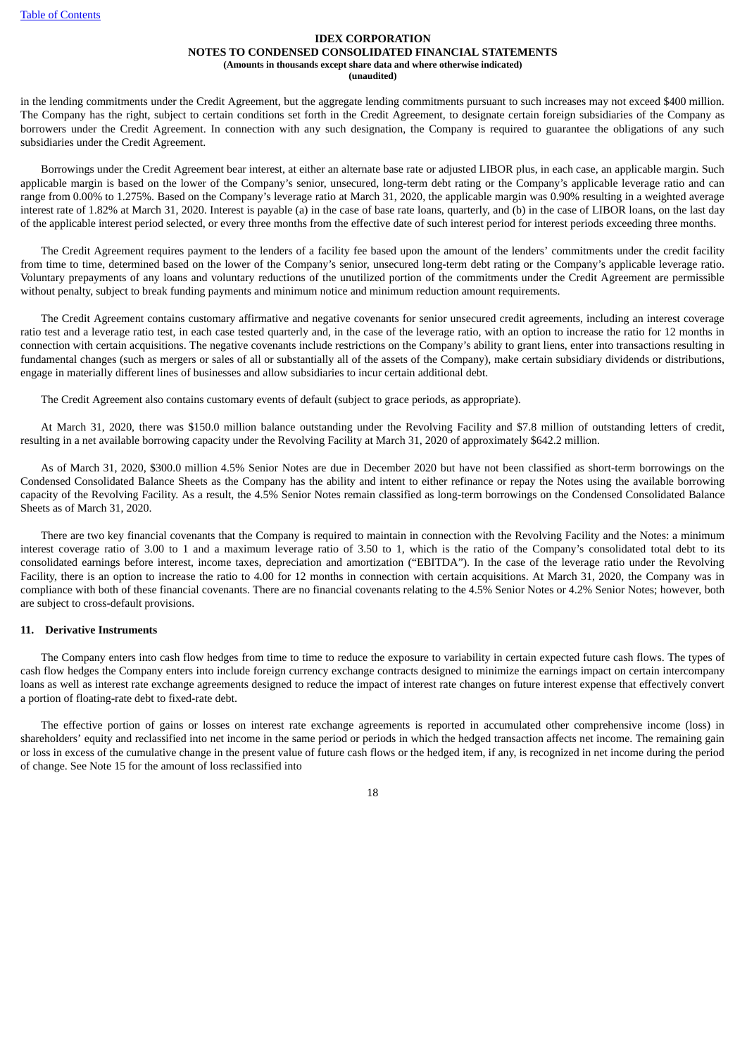in the lending commitments under the Credit Agreement, but the aggregate lending commitments pursuant to such increases may not exceed $400 million. The Company has the right, subject to certain conditions set forth in the Credit Agreement, to designate certain foreign subsidiaries of the Company as borrowers under the Credit Agreement. In connection with any such designation, the Company is required to guarantee the obligations of any such subsidiaries under the Credit Agreement.

Borrowings under the Credit Agreement bear interest, at either an alternate base rate or adjusted LIBOR plus, in each case, an applicable margin. Such applicable margin is based on the lower of the Company's senior, unsecured, long-term debt rating or the Company's applicable leverage ratio and can range from 0.00% to 1.275%. Based on the Company's leverage ratio at March 31, 2020, the applicable margin was 0.90% resulting in a weighted average interest rate of 1.82% at March 31, 2020. Interest is payable (a) in the case of base rate loans, quarterly, and (b) in the case of LIBOR loans, on the last day of the applicable interest period selected, or every three months from the effective date of such interest period for interest periods exceeding three months.

The Credit Agreement requires payment to the lenders of a facility fee based upon the amount of the lenders' commitments under the credit facility from time to time, determined based on the lower of the Company's senior, unsecured long-term debt rating or the Company's applicable leverage ratio. Voluntary prepayments of any loans and voluntary reductions of the unutilized portion of the commitments under the Credit Agreement are permissible without penalty, subject to break funding payments and minimum notice and minimum reduction amount requirements.

The Credit Agreement contains customary affirmative and negative covenants for senior unsecured credit agreements, including an interest coverage ratio test and a leverage ratio test, in each case tested quarterly and, in the case of the leverage ratio, with an option to increase the ratio for 12 months in connection with certain acquisitions. The negative covenants include restrictions on the Company's ability to grant liens, enter into transactions resulting in fundamental changes (such as mergers or sales of all or substantially all of the assets of the Company), make certain subsidiary dividends or distributions, engage in materially different lines of businesses and allow subsidiaries to incur certain additional debt.

The Credit Agreement also contains customary events of default (subject to grace periods, as appropriate).

At March 31, 2020, there was $150.0 million balance outstanding under the Revolving Facility and $7.8 million of outstanding letters of credit, resulting in a net available borrowing capacity under the Revolving Facility at March 31, 2020 of approximately $642.2 million.

As of March 31, 2020, $300.0 million 4.5% Senior Notes are due in December 2020 but have not been classified as short-term borrowings on the Condensed Consolidated Balance Sheets as the Company has the ability and intent to either refinance or repay the Notes using the available borrowing capacity of the Revolving Facility. As a result, the 4.5% Senior Notes remain classified as long-term borrowings on the Condensed Consolidated Balance Sheets as of March 31, 2020.

There are two key financial covenants that the Company is required to maintain in connection with the Revolving Facility and the Notes: a minimum interest coverage ratio of 3.00 to 1 and a maximum leverage ratio of 3.50 to 1, which is the ratio of the Company's consolidated total debt to its consolidated earnings before interest, income taxes, depreciation and amortization ("EBITDA"). In the case of the leverage ratio under the Revolving Facility, there is an option to increase the ratio to 4.00 for 12 months in connection with certain acquisitions. At March 31, 2020, the Company was in compliance with both of these financial covenants. There are no financial covenants relating to the 4.5% Senior Notes or 4.2% Senior Notes; however, both are subject to cross-default provisions.

## 11. Derivative Instruments

The Company enters into cash flow hedges from time to time to reduce the exposure to variability in certain expected future cash flows. The types of cash flow hedges the Company enters into include foreign currency exchange contracts designed to minimize the earnings impact on certain intercompany loans as well as interest rate exchange agreements designed to reduce the impact of interest rate changes on future interest expense that effectively convert a portion of floating-rate debt to fixed-rate debt.

The effective portion of gains or losses on interest rate exchange agreements is reported in accumulated other comprehensive income (loss) in shareholders' equity and reclassified into net income in the same period or periods in which the hedged transaction affects net income. The remaining gain or loss in excess of the cumulative change in the present value of future cash flows or the hedged item, if any, is recognized in net income during the period of change. See Note 15 for the amount of loss reclassified into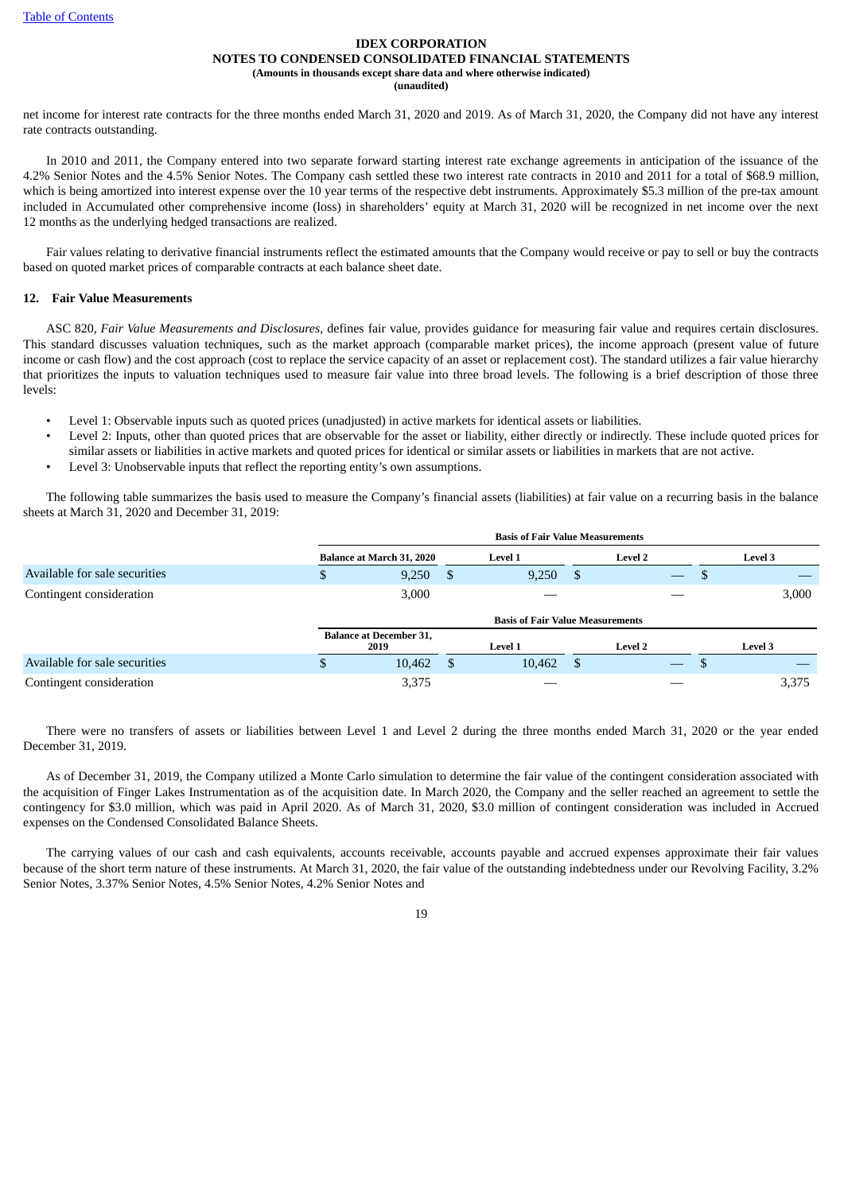net income for interest rate contracts for the three months ended March 31, 2020 and 2019. As of March 31, 2020, the Company did not have any interest rate contracts outstanding.

In 2010 and 2011, the Company entered into two separate forward starting interest rate exchange agreements in anticipation of the issuance of the 4.2% Senior Notes and the 4.5% Senior Notes. The Company cash settled these two interest rate contracts in 2010 and 2011 for a total of $68.9 million, which is being amortized into interest expense over the 10 year terms of the respective debt instruments. Approximately $5.3 million of the pre-tax amount included in Accumulated other comprehensive income (loss) in shareholders' equity at March 31, 2020 will be recognized in net income over the next 12 months as the underlying hedged transactions are realized.

Fair values relating to derivative financial instruments reflect the estimated amounts that the Company would receive or pay to sell or buy the contracts based on quoted market prices of comparable contracts at each balance sheet date.

## 12. Fair Value Measurements

ASC 820, *Fair Value Measurements and Disclosures*, defines fair value, provides guidance for measuring fair value and requires certain disclosures. This standard discusses valuation techniques, such as the market approach (comparable market prices), the income approach (present value of future income or cash flow) and the cost approach (cost to replace the service capacity of an asset or replacement cost). The standard utilizes a fair value hierarchy that prioritizes the inputs to valuation techniques used to measure fair value into three broad levels. The following is a brief description of those three levels:

- Level 1: Observable inputs such as quoted prices (unadjusted) in active markets for identical assets or liabilities.
- Level 2: Inputs, other than quoted prices that are observable for the asset or liability, either directly or indirectly. These include quoted prices for similar assets or liabilities in active markets and quoted prices for identical or similar assets or liabilities in markets that are not active.
- Level 3: Unobservable inputs that reflect the reporting entity's own assumptions.

The following table summarizes the basis used to measure the Company's financial assets (liabilities) at fair value on a recurring basis in the balance sheets at March 31, 2020 and December 31, 2019:

| | | Basis of Fair Value Measurements | | |
|---|---|---|---|---|
| | Balance at March 31, 2020 | Level 1 | Level 2 | Level 3 |
| Available for sale securities | $ 9,250 | $ 9,250 | $ — | $ — |
| Contingent consideration | 3,000 | — | — | 3,000 |

| | | Basis of Fair Value Measurements | | |
|---|---|---|---|---|
| | Balance at December 31, 2019 | Level 1 | Level 2 | Level 3 |
| Available for sale securities | $ 10,462 | $ 10,462 | $ — | $ — |
| Contingent consideration | 3,375 | — | — | 3,375 |

There were no transfers of assets or liabilities between Level 1 and Level 2 during the three months ended March 31, 2020 or the year ended December 31, 2019.

As of December 31, 2019, the Company utilized a Monte Carlo simulation to determine the fair value of the contingent consideration associated with the acquisition of Finger Lakes Instrumentation as of the acquisition date. In March 2020, the Company and the seller reached an agreement to settle the contingency for $3.0 million, which was paid in April 2020. As of March 31, 2020, $3.0 million of contingent consideration was included in Accrued expenses on the Condensed Consolidated Balance Sheets.

The carrying values of our cash and cash equivalents, accounts receivable, accounts payable and accrued expenses approximate their fair values because of the short term nature of these instruments. At March 31, 2020, the fair value of the outstanding indebtedness under our Revolving Facility, 3.2% Senior Notes, 3.37% Senior Notes, 4.5% Senior Notes, 4.2% Senior Notes and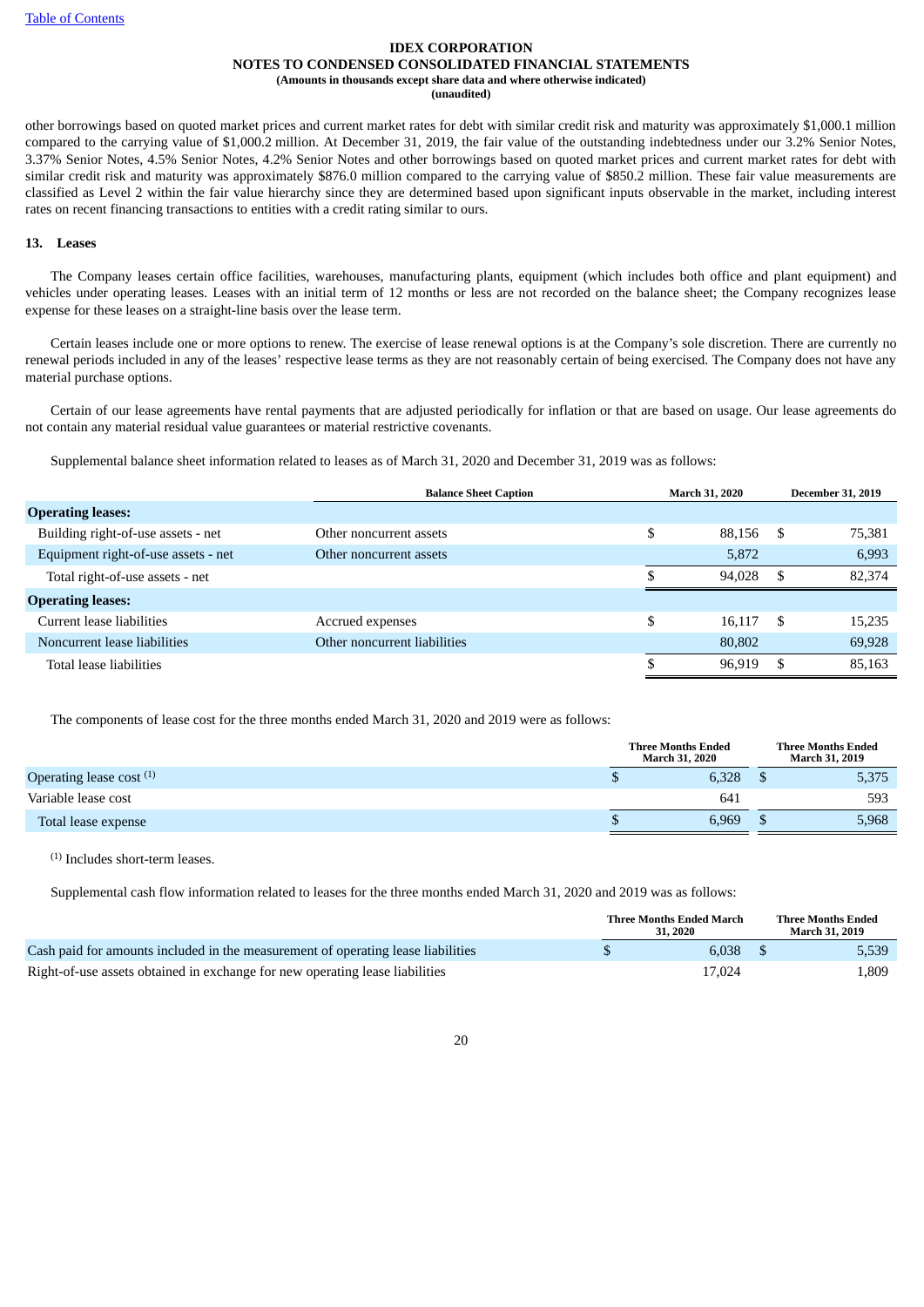other borrowings based on quoted market prices and current market rates for debt with similar credit risk and maturity was approximately $1,000.1 million compared to the carrying value of $1,000.2 million. At December 31, 2019, the fair value of the outstanding indebtedness under our 3.2% Senior Notes, 3.37% Senior Notes, 4.5% Senior Notes, 4.2% Senior Notes and other borrowings based on quoted market prices and current market rates for debt with similar credit risk and maturity was approximately $876.0 million compared to the carrying value of $850.2 million. These fair value measurements are classified as Level 2 within the fair value hierarchy since they are determined based upon significant inputs observable in the market, including interest rates on recent financing transactions to entities with a credit rating similar to ours.

## 13. Leases

The Company leases certain office facilities, warehouses, manufacturing plants, equipment (which includes both office and plant equipment) and vehicles under operating leases. Leases with an initial term of 12 months or less are not recorded on the balance sheet; the Company recognizes lease expense for these leases on a straight-line basis over the lease term.

Certain leases include one or more options to renew. The exercise of lease renewal options is at the Company's sole discretion. There are currently no renewal periods included in any of the leases' respective lease terms as they are not reasonably certain of being exercised. The Company does not have any material purchase options.

Certain of our lease agreements have rental payments that are adjusted periodically for inflation or that are based on usage. Our lease agreements do not contain any material residual value guarantees or material restrictive covenants.

Supplemental balance sheet information related to leases as of March 31, 2020 and December 31, 2019 was as follows:

| | Balance Sheet Caption | March 31, 2020 | December 31, 2019 |
|---|---|---|---|
| **Operating leases:** | | | |
| Building right-of-use assets - net | Other noncurrent assets | $ 88,156 | $ 75,381 |
| Equipment right-of-use assets - net | Other noncurrent assets | 5,872 | 6,993 |
| Total right-of-use assets - net | | $ 94,028 | $ 82,374 |
| **Operating leases:** | | | |
| Current lease liabilities | Accrued expenses | $ 16,117 | $ 15,235 |
| Noncurrent lease liabilities | Other noncurrent liabilities | 80,802 | 69,928 |
| Total lease liabilities | | $ 96,919 | $ 85,163 |

The components of lease cost for the three months ended March 31, 2020 and 2019 were as follows:

| | Three Months Ended March 31, 2020 | Three Months Ended March 31, 2019 |
|---|---|---|
| Operating lease cost [(1)] | $ 6,328 | $ 5,375 |
| Variable lease cost | 641 | 593 |
| Total lease expense | $ 6,969 | $ 5,968 |

[(1)] Includes short-term leases.

Supplemental cash flow information related to leases for the three months ended March 31, 2020 and 2019 was as follows:

| | Three Months Ended March 31, 2020 | Three Months Ended March 31, 2019 |
|---|---|---|
| Cash paid for amounts included in the measurement of operating lease liabilities | $ 6,038 | $ 5,539 |
| Right-of-use assets obtained in exchange for new operating lease liabilities | 17,024 | 1,809 |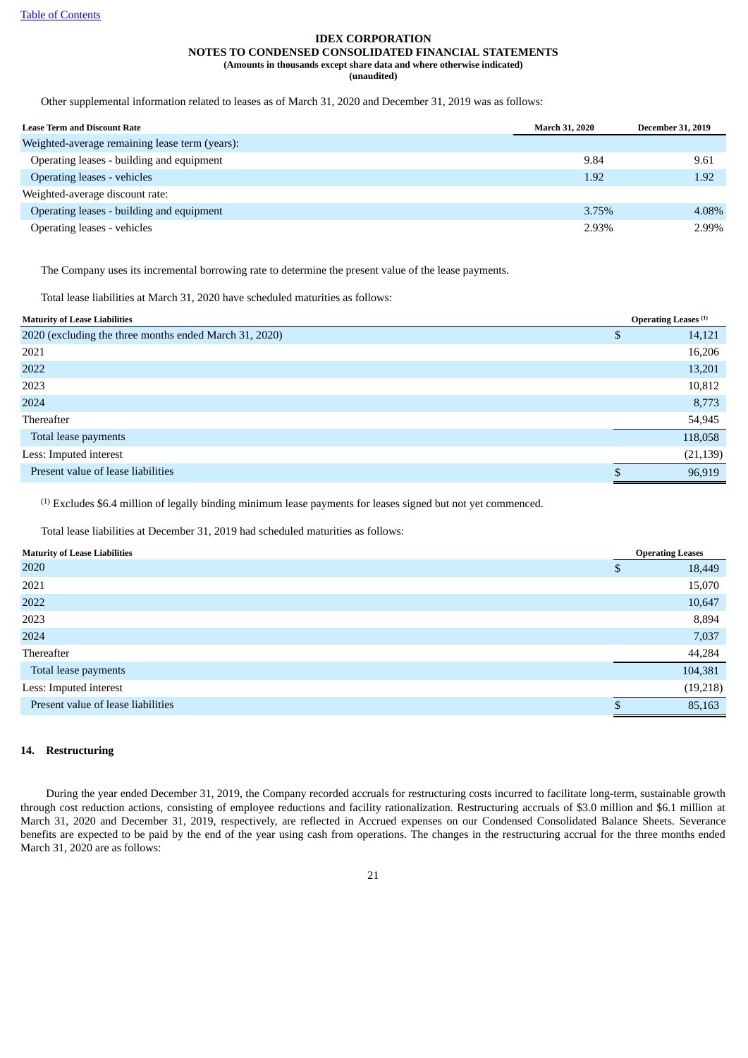Other supplemental information related to leases as of March 31, 2020 and December 31, 2019 was as follows:

| Lease Term and Discount Rate | March 31, 2020 | December 31, 2019 |
|---|---|---|
| Weighted-average remaining lease term (years): | | |
| Operating leases - building and equipment | 9.84 | 9.61 |
| Operating leases - vehicles | 1.92 | 1.92 |
| Weighted-average discount rate: | | |
| Operating leases - building and equipment | 3.75% | 4.08% |
| Operating leases - vehicles | 2.93% | 2.99% |

The Company uses its incremental borrowing rate to determine the present value of the lease payments.

Total lease liabilities at March 31, 2020 have scheduled maturities as follows:

| Maturity of Lease Liabilities | Operating Leases [1] |
|---|---|
| 2020 (excluding the three months ended March 31, 2020) | $ 14,121 |
| 2021 | 16,206 |
| 2022 | 13,201 |
| 2023 | 10,812 |
| 2024 | 8,773 |
| Thereafter | 54,945 |
| Total lease payments | 118,058 |
| Less: Imputed interest | (21,139) |
| Present value of lease liabilities | $ 96,919 |

[1] Excludes $6.4 million of legally binding minimum lease payments for leases signed but not yet commenced.

Total lease liabilities at December 31, 2019 had scheduled maturities as follows:

| Maturity of Lease Liabilities | Operating Leases |
|---|---|
| 2020 | $ 18,449 |
| 2021 | 15,070 |
| 2022 | 10,647 |
| 2023 | 8,894 |
| 2024 | 7,037 |
| Thereafter | 44,284 |
| Total lease payments | 104,381 |
| Less: Imputed interest | (19,218) |
| Present value of lease liabilities | $ 85,163 |

## 14. Restructuring

During the year ended December 31, 2019, the Company recorded accruals for restructuring costs incurred to facilitate long-term, sustainable growth through cost reduction actions, consisting of employee reductions and facility rationalization. Restructuring accruals of $3.0 million and $6.1 million at March 31, 2020 and December 31, 2019, respectively, are reflected in Accrued expenses on our Condensed Consolidated Balance Sheets. Severance benefits are expected to be paid by the end of the year using cash from operations. The changes in the restructuring accrual for the three months ended March 31, 2020 are as follows: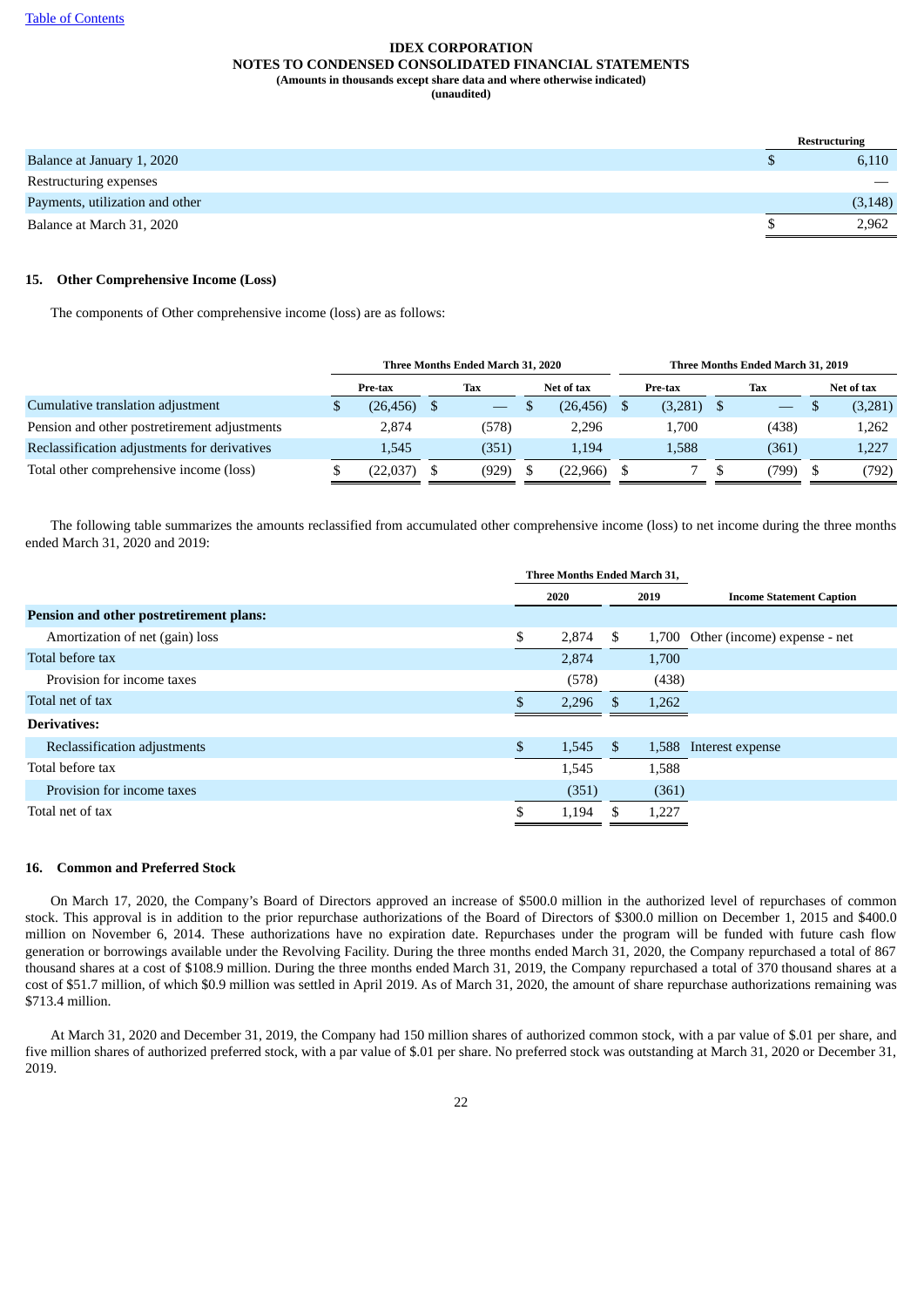**IDEX CORPORATION**
**NOTES TO CONDENSED CONSOLIDATED FINANCIAL STATEMENTS**
**(Amounts in thousands except share data and where otherwise indicated)**
**(unaudited)**

| | Restructuring |
|---|---|
| Balance at January 1, 2020 | $ 6,110 |
| Restructuring expenses | — |
| Payments, utilization and other | (3,148) |
| Balance at March 31, 2020 | $ 2,962 |

### 15. Other Comprehensive Income (Loss)

The components of Other comprehensive income (loss) are as follows:

| | Three Months Ended March 31, 2020 | | | Three Months Ended March 31, 2019 | | |
|---|---|---|---|---|---|---|
| | Pre-tax | Tax | Net of tax | Pre-tax | Tax | Net of tax |
| Cumulative translation adjustment | $ (26,456) | $ — | $ (26,456) | $ (3,281) | $ — | $ (3,281) |
| Pension and other postretirement adjustments | 2,874 | (578) | 2,296 | 1,700 | (438) | 1,262 |
| Reclassification adjustments for derivatives | 1,545 | (351) | 1,194 | 1,588 | (361) | 1,227 |
| Total other comprehensive income (loss) | $ (22,037) | $ (929) | $ (22,966) | $ 7 | $ (799) | $ (792) |

The following table summarizes the amounts reclassified from accumulated other comprehensive income (loss) to net income during the three months ended March 31, 2020 and 2019:

| | Three Months Ended March 31, | | |
|---|---|---|---|
| | 2020 | 2019 | Income Statement Caption |
| **Pension and other postretirement plans:** | | | |
| Amortization of net (gain) loss | $ 2,874 | $ 1,700 | Other (income) expense - net |
| Total before tax | 2,874 | 1,700 | |
| Provision for income taxes | (578) | (438) | |
| Total net of tax | $ 2,296 | $ 1,262 | |
| **Derivatives:** | | | |
| Reclassification adjustments | $ 1,545 | $ 1,588 | Interest expense |
| Total before tax | 1,545 | 1,588 | |
| Provision for income taxes | (351) | (361) | |
| Total net of tax | $ 1,194 | $ 1,227 | |

### 16. Common and Preferred Stock

On March 17, 2020, the Company's Board of Directors approved an increase of $500.0 million in the authorized level of repurchases of common stock. This approval is in addition to the prior repurchase authorizations of the Board of Directors of $300.0 million on December 1, 2015 and $400.0 million on November 6, 2014. These authorizations have no expiration date. Repurchases under the program will be funded with future cash flow generation or borrowings available under the Revolving Facility. During the three months ended March 31, 2020, the Company repurchased a total of 867 thousand shares at a cost of $108.9 million. During the three months ended March 31, 2019, the Company repurchased a total of 370 thousand shares at a cost of $51.7 million, of which $0.9 million was settled in April 2019. As of March 31, 2020, the amount of share repurchase authorizations remaining was $713.4 million.

At March 31, 2020 and December 31, 2019, the Company had 150 million shares of authorized common stock, with a par value of $.01 per share, and five million shares of authorized preferred stock, with a par value of $.01 per share. No preferred stock was outstanding at March 31, 2020 or December 31, 2019.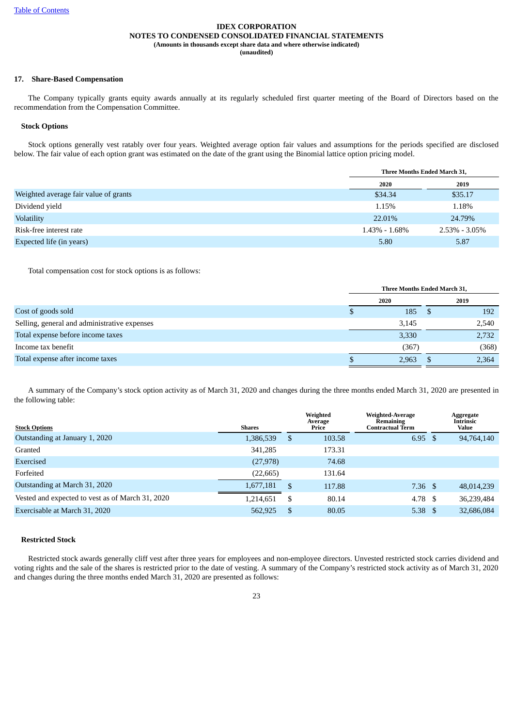**IDEX CORPORATION**
**NOTES TO CONDENSED CONSOLIDATED FINANCIAL STATEMENTS**
**(Amounts in thousands except share data and where otherwise indicated)**
**(unaudited)**

### 17. Share-Based Compensation

The Company typically grants equity awards annually at its regularly scheduled first quarter meeting of the Board of Directors based on the recommendation from the Compensation Committee.

#### Stock Options

Stock options generally vest ratably over four years. Weighted average option fair values and assumptions for the periods specified are disclosed below. The fair value of each option grant was estimated on the date of the grant using the Binomial lattice option pricing model.

| | Three Months Ended March 31, | |
|---|---|---|
| | 2020 | 2019 |
| Weighted average fair value of grants | $34.34 | $35.17 |
| Dividend yield | 1.15% | 1.18% |
| Volatility | 22.01% | 24.79% |
| Risk-free interest rate | 1.43% - 1.68% | 2.53% - 3.05% |
| Expected life (in years) | 5.80 | 5.87 |

Total compensation cost for stock options is as follows:

| | Three Months Ended March 31, | |
|---|---|---|
| | 2020 | 2019 |
| Cost of goods sold | $ 185 | $ 192 |
| Selling, general and administrative expenses | 3,145 | 2,540 |
| Total expense before income taxes | 3,330 | 2,732 |
| Income tax benefit | (367) | (368) |
| Total expense after income taxes | $ 2,963 | $ 2,364 |

A summary of the Company's stock option activity as of March 31, 2020 and changes during the three months ended March 31, 2020 are presented in the following table:

| Stock Options | Shares | Weighted Average Price | Weighted-Average Remaining Contractual Term | Aggregate Intrinsic Value |
|---|---|---|---|---|
| Outstanding at January 1, 2020 | 1,386,539 | $ 103.58 | 6.95 | $ 94,764,140 |
| Granted | 341,285 | 173.31 | | |
| Exercised | (27,978) | 74.68 | | |
| Forfeited | (22,665) | 131.64 | | |
| Outstanding at March 31, 2020 | 1,677,181 | $ 117.88 | 7.36 | $ 48,014,239 |
| Vested and expected to vest as of March 31, 2020 | 1,214,651 | $ 80.14 | 4.78 | $ 36,239,484 |
| Exercisable at March 31, 2020 | 562,925 | $ 80.05 | 5.38 | $ 32,686,084 |

#### Restricted Stock

Restricted stock awards generally cliff vest after three years for employees and non-employee directors. Unvested restricted stock carries dividend and voting rights and the sale of the shares is restricted prior to the date of vesting. A summary of the Company's restricted stock activity as of March 31, 2020 and changes during the three months ended March 31, 2020 are presented as follows: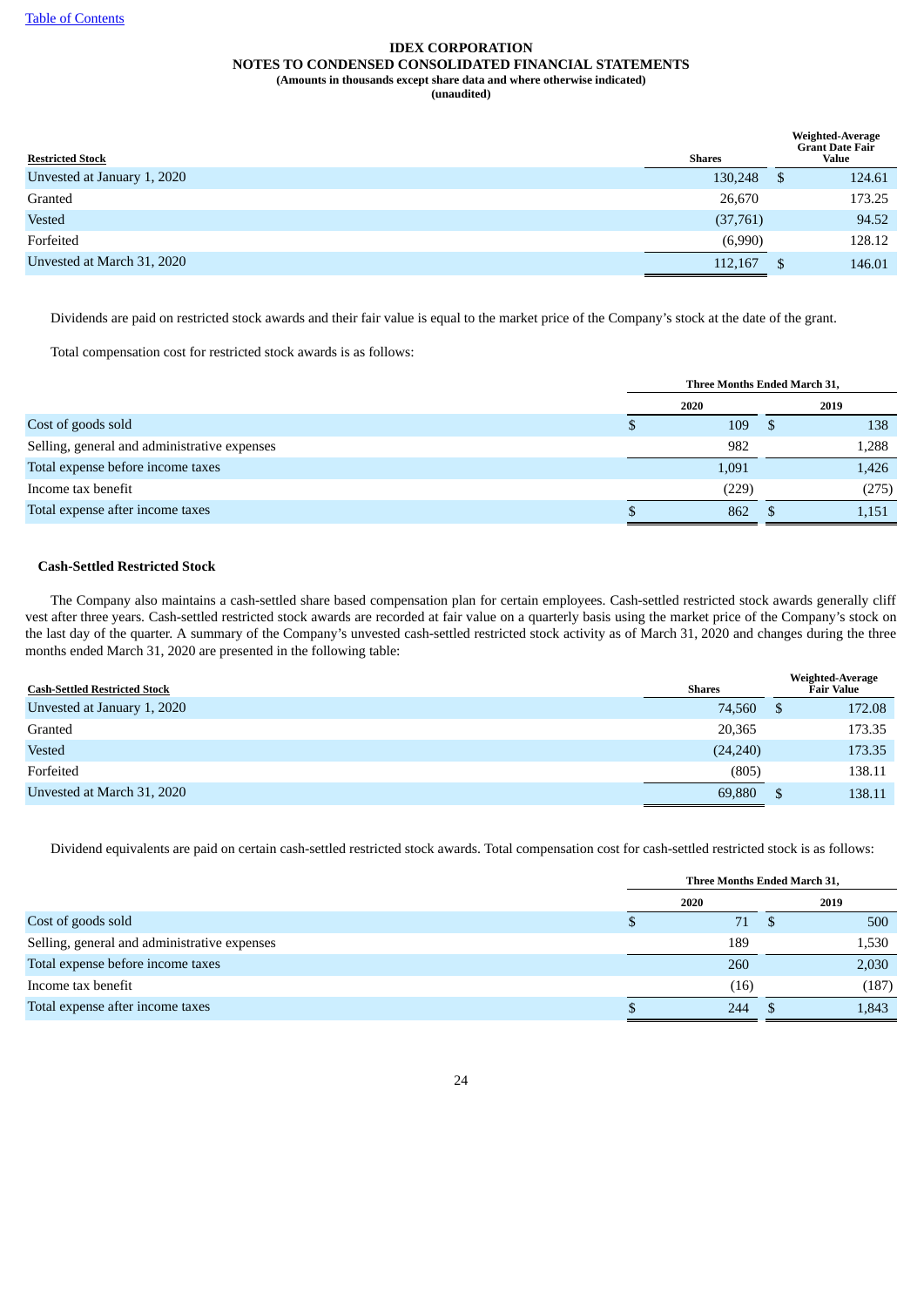**IDEX CORPORATION**
**NOTES TO CONDENSED CONSOLIDATED FINANCIAL STATEMENTS**
**(Amounts in thousands except share data and where otherwise indicated)**
**(unaudited)**

| Restricted Stock | Shares | Weighted-Average Grant Date Fair Value |
|---|---|---|
| Unvested at January 1, 2020 | 130,248 | $ 124.61 |
| Granted | 26,670 | 173.25 |
| Vested | (37,761) | 94.52 |
| Forfeited | (6,990) | 128.12 |
| Unvested at March 31, 2020 | 112,167 | $ 146.01 |

Dividends are paid on restricted stock awards and their fair value is equal to the market price of the Company's stock at the date of the grant.

Total compensation cost for restricted stock awards is as follows:

| | Three Months Ended March 31, | |
|---|---|---|
| | 2020 | 2019 |
| Cost of goods sold | $ 109 | $ 138 |
| Selling, general and administrative expenses | 982 | 1,288 |
| Total expense before income taxes | 1,091 | 1,426 |
| Income tax benefit | (229) | (275) |
| Total expense after income taxes | $ 862 | $ 1,151 |

**Cash-Settled Restricted Stock**

The Company also maintains a cash-settled share based compensation plan for certain employees. Cash-settled restricted stock awards generally cliff vest after three years. Cash-settled restricted stock awards are recorded at fair value on a quarterly basis using the market price of the Company's stock on the last day of the quarter. A summary of the Company's unvested cash-settled restricted stock activity as of March 31, 2020 and changes during the three months ended March 31, 2020 are presented in the following table:

| Cash-Settled Restricted Stock | Shares | Weighted-Average Fair Value |
|---|---|---|
| Unvested at January 1, 2020 | 74,560 | $ 172.08 |
| Granted | 20,365 | 173.35 |
| Vested | (24,240) | 173.35 |
| Forfeited | (805) | 138.11 |
| Unvested at March 31, 2020 | 69,880 | $ 138.11 |

Dividend equivalents are paid on certain cash-settled restricted stock awards. Total compensation cost for cash-settled restricted stock is as follows:

| | Three Months Ended March 31, | |
|---|---|---|
| | 2020 | 2019 |
| Cost of goods sold | $ 71 | $ 500 |
| Selling, general and administrative expenses | 189 | 1,530 |
| Total expense before income taxes | 260 | 2,030 |
| Income tax benefit | (16) | (187) |
| Total expense after income taxes | $ 244 | $ 1,843 |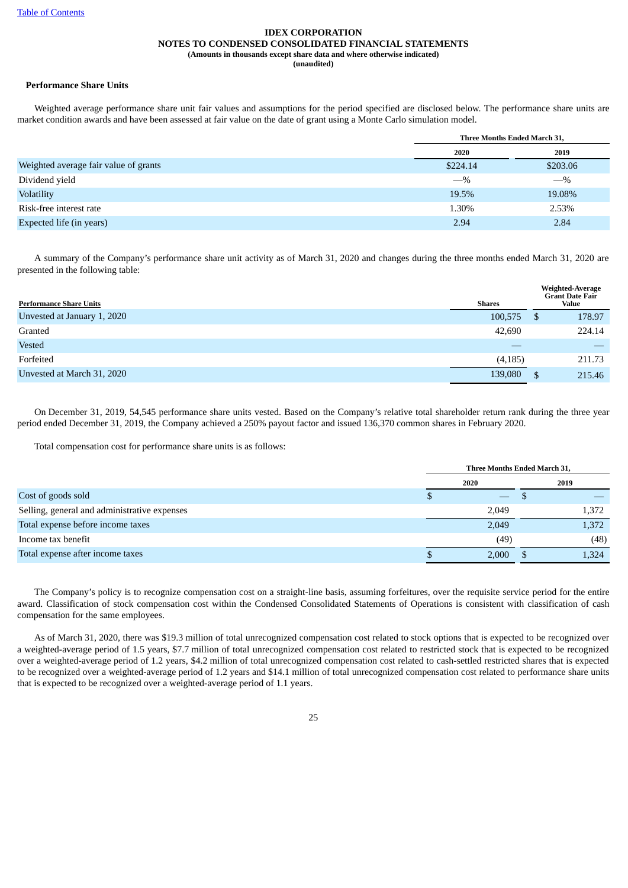**IDEX CORPORATION**
**NOTES TO CONDENSED CONSOLIDATED FINANCIAL STATEMENTS**
**(Amounts in thousands except share data and where otherwise indicated)**
**(unaudited)**

**Performance Share Units**

Weighted average performance share unit fair values and assumptions for the period specified are disclosed below. The performance share units are market condition awards and have been assessed at fair value on the date of grant using a Monte Carlo simulation model.

| | Three Months Ended March 31, | |
|---|---|---|
| | 2020 | 2019 |
| Weighted average fair value of grants | $224.14 | $203.06 |
| Dividend yield | —% | —% |
| Volatility | 19.5% | 19.08% |
| Risk-free interest rate | 1.30% | 2.53% |
| Expected life (in years) | 2.94 | 2.84 |

A summary of the Company's performance share unit activity as of March 31, 2020 and changes during the three months ended March 31, 2020 are presented in the following table:

| Performance Share Units | Shares | Weighted-Average Grant Date Fair Value |
|---|---|---|
| Unvested at January 1, 2020 | 100,575 | $ 178.97 |
| Granted | 42,690 | 224.14 |
| Vested | — | — |
| Forfeited | (4,185) | 211.73 |
| Unvested at March 31, 2020 | 139,080 | $ 215.46 |

On December 31, 2019, 54,545 performance share units vested. Based on the Company's relative total shareholder return rank during the three year period ended December 31, 2019, the Company achieved a 250% payout factor and issued 136,370 common shares in February 2020.

Total compensation cost for performance share units is as follows:

| | Three Months Ended March 31, | |
|---|---|---|
| | 2020 | 2019 |
| Cost of goods sold | $ — | $ — |
| Selling, general and administrative expenses | 2,049 | 1,372 |
| Total expense before income taxes | 2,049 | 1,372 |
| Income tax benefit | (49) | (48) |
| Total expense after income taxes | $ 2,000 | $ 1,324 |

The Company's policy is to recognize compensation cost on a straight-line basis, assuming forfeitures, over the requisite service period for the entire award. Classification of stock compensation cost within the Condensed Consolidated Statements of Operations is consistent with classification of cash compensation for the same employees.

As of March 31, 2020, there was $19.3 million of total unrecognized compensation cost related to stock options that is expected to be recognized over a weighted-average period of 1.5 years, $7.7 million of total unrecognized compensation cost related to restricted stock that is expected to be recognized over a weighted-average period of 1.2 years, $4.2 million of total unrecognized compensation cost related to cash-settled restricted shares that is expected to be recognized over a weighted-average period of 1.2 years and $14.1 million of total unrecognized compensation cost related to performance share units that is expected to be recognized over a weighted-average period of 1.1 years.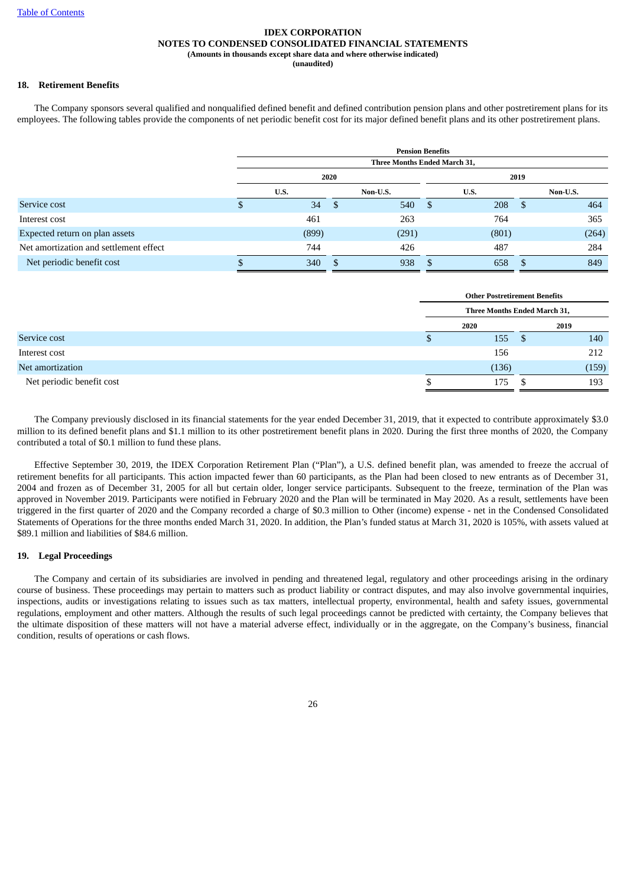**IDEX CORPORATION**
**NOTES TO CONDENSED CONSOLIDATED FINANCIAL STATEMENTS**
**(Amounts in thousands except share data and where otherwise indicated)**
**(unaudited)**

## 18. Retirement Benefits

The Company sponsors several qualified and nonqualified defined benefit and defined contribution pension plans and other postretirement plans for its employees. The following tables provide the components of net periodic benefit cost for its major defined benefit plans and its other postretirement plans.

| | Pension Benefits | | | |
|---|---|---|---|---|
| | Three Months Ended March 31, | | | |
| | 2020 | | 2019 | |
| | U.S. | Non-U.S. | U.S. | Non-U.S. |
| Service cost | $ 34 | $ 540 | $ 208 | $ 464 |
| Interest cost | 461 | 263 | 764 | 365 |
| Expected return on plan assets | (899) | (291) | (801) | (264) |
| Net amortization and settlement effect | 744 | 426 | 487 | 284 |
| Net periodic benefit cost | $ 340 | $ 938 | $ 658 | $ 849 |

| | Other Postretirement Benefits | |
|---|---|---|
| | Three Months Ended March 31, | |
| | 2020 | 2019 |
| Service cost | $ 155 | $ 140 |
| Interest cost | 156 | 212 |
| Net amortization | (136) | (159) |
| Net periodic benefit cost | $ 175 | $ 193 |

The Company previously disclosed in its financial statements for the year ended December 31, 2019, that it expected to contribute approximately $3.0 million to its defined benefit plans and $1.1 million to its other postretirement benefit plans in 2020. During the first three months of 2020, the Company contributed a total of $0.1 million to fund these plans.

Effective September 30, 2019, the IDEX Corporation Retirement Plan ("Plan"), a U.S. defined benefit plan, was amended to freeze the accrual of retirement benefits for all participants. This action impacted fewer than 60 participants, as the Plan had been closed to new entrants as of December 31, 2004 and frozen as of December 31, 2005 for all but certain older, longer service participants. Subsequent to the freeze, termination of the Plan was approved in November 2019. Participants were notified in February 2020 and the Plan will be terminated in May 2020. As a result, settlements have been triggered in the first quarter of 2020 and the Company recorded a charge of $0.3 million to Other (income) expense - net in the Condensed Consolidated Statements of Operations for the three months ended March 31, 2020. In addition, the Plan's funded status at March 31, 2020 is 105%, with assets valued at $89.1 million and liabilities of $84.6 million.

## 19. Legal Proceedings

The Company and certain of its subsidiaries are involved in pending and threatened legal, regulatory and other proceedings arising in the ordinary course of business. These proceedings may pertain to matters such as product liability or contract disputes, and may also involve governmental inquiries, inspections, audits or investigations relating to issues such as tax matters, intellectual property, environmental, health and safety issues, governmental regulations, employment and other matters. Although the results of such legal proceedings cannot be predicted with certainty, the Company believes that the ultimate disposition of these matters will not have a material adverse effect, individually or in the aggregate, on the Company's business, financial condition, results of operations or cash flows.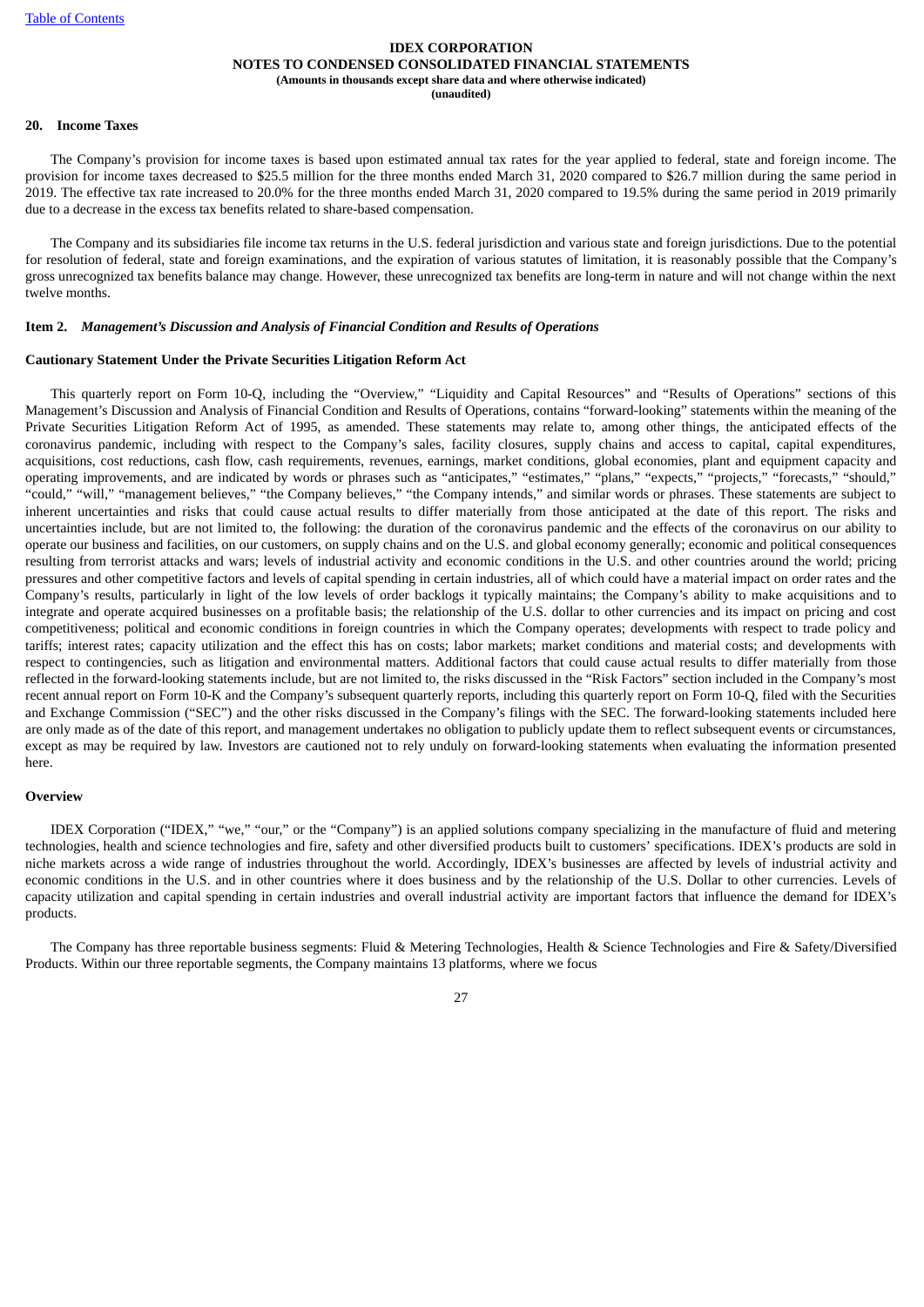## 20. Income Taxes

The Company's provision for income taxes is based upon estimated annual tax rates for the year applied to federal, state and foreign income. The provision for income taxes decreased to $25.5 million for the three months ended March 31, 2020 compared to $26.7 million during the same period in 2019. The effective tax rate increased to 20.0% for the three months ended March 31, 2020 compared to 19.5% during the same period in 2019 primarily due to a decrease in the excess tax benefits related to share-based compensation.

The Company and its subsidiaries file income tax returns in the U.S. federal jurisdiction and various state and foreign jurisdictions. Due to the potential for resolution of federal, state and foreign examinations, and the expiration of various statutes of limitation, it is reasonably possible that the Company's gross unrecognized tax benefits balance may change. However, these unrecognized tax benefits are long-term in nature and will not change within the next twelve months.

## Item 2. *Management's Discussion and Analysis of Financial Condition and Results of Operations*

### Cautionary Statement Under the Private Securities Litigation Reform Act

This quarterly report on Form 10-Q, including the "Overview," "Liquidity and Capital Resources" and "Results of Operations" sections of this Management's Discussion and Analysis of Financial Condition and Results of Operations, contains "forward-looking" statements within the meaning of the Private Securities Litigation Reform Act of 1995, as amended. These statements may relate to, among other things, the anticipated effects of the coronavirus pandemic, including with respect to the Company's sales, facility closures, supply chains and access to capital, capital expenditures, acquisitions, cost reductions, cash flow, cash requirements, revenues, earnings, market conditions, global economies, plant and equipment capacity and operating improvements, and are indicated by words or phrases such as "anticipates," "estimates," "plans," "expects," "projects," "forecasts," "should," "could," "will," "management believes," "the Company believes," "the Company intends," and similar words or phrases. These statements are subject to inherent uncertainties and risks that could cause actual results to differ materially from those anticipated at the date of this report. The risks and uncertainties include, but are not limited to, the following: the duration of the coronavirus pandemic and the effects of the coronavirus on our ability to operate our business and facilities, on our customers, on supply chains and on the U.S. and global economy generally; economic and political consequences resulting from terrorist attacks and wars; levels of industrial activity and economic conditions in the U.S. and other countries around the world; pricing pressures and other competitive factors and levels of capital spending in certain industries, all of which could have a material impact on order rates and the Company's results, particularly in light of the low levels of order backlogs it typically maintains; the Company's ability to make acquisitions and to integrate and operate acquired businesses on a profitable basis; the relationship of the U.S. dollar to other currencies and its impact on pricing and cost competitiveness; political and economic conditions in foreign countries in which the Company operates; developments with respect to trade policy and tariffs; interest rates; capacity utilization and the effect this has on costs; labor markets; market conditions and material costs; and developments with respect to contingencies, such as litigation and environmental matters. Additional factors that could cause actual results to differ materially from those reflected in the forward-looking statements include, but are not limited to, the risks discussed in the "Risk Factors" section included in the Company's most recent annual report on Form 10-K and the Company's subsequent quarterly reports, including this quarterly report on Form 10-Q, filed with the Securities and Exchange Commission ("SEC") and the other risks discussed in the Company's filings with the SEC. The forward-looking statements included here are only made as of the date of this report, and management undertakes no obligation to publicly update them to reflect subsequent events or circumstances, except as may be required by law. Investors are cautioned not to rely unduly on forward-looking statements when evaluating the information presented here.

### Overview

IDEX Corporation ("IDEX," "we," "our," or the "Company") is an applied solutions company specializing in the manufacture of fluid and metering technologies, health and science technologies and fire, safety and other diversified products built to customers' specifications. IDEX's products are sold in niche markets across a wide range of industries throughout the world. Accordingly, IDEX's businesses are affected by levels of industrial activity and economic conditions in the U.S. and in other countries where it does business and by the relationship of the U.S. Dollar to other currencies. Levels of capacity utilization and capital spending in certain industries and overall industrial activity are important factors that influence the demand for IDEX's products.

The Company has three reportable business segments: Fluid & Metering Technologies, Health & Science Technologies and Fire & Safety/Diversified Products. Within our three reportable segments, the Company maintains 13 platforms, where we focus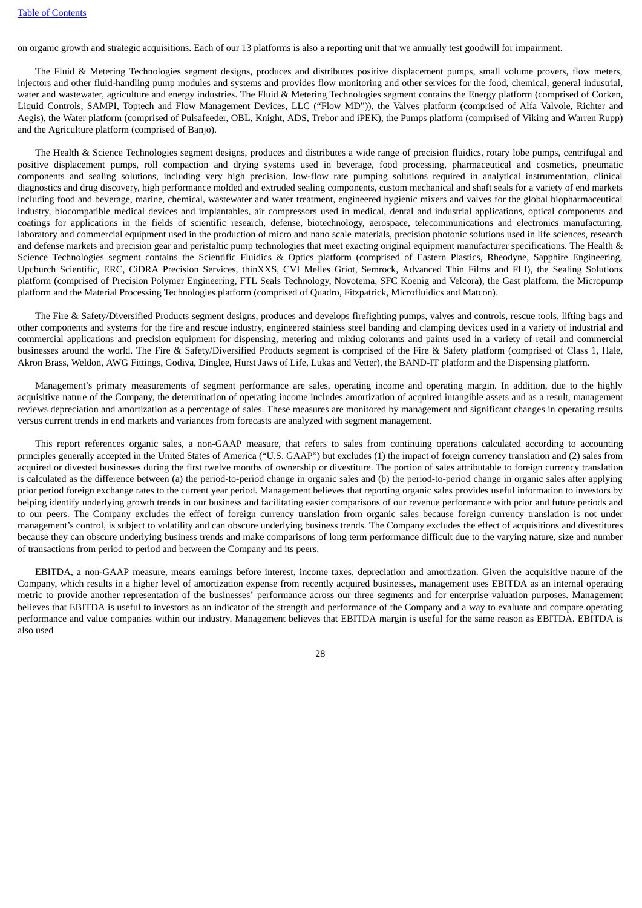on organic growth and strategic acquisitions. Each of our 13 platforms is also a reporting unit that we annually test goodwill for impairment.

The Fluid & Metering Technologies segment designs, produces and distributes positive displacement pumps, small volume provers, flow meters, injectors and other fluid-handling pump modules and systems and provides flow monitoring and other services for the food, chemical, general industrial, water and wastewater, agriculture and energy industries. The Fluid & Metering Technologies segment contains the Energy platform (comprised of Corken, Liquid Controls, SAMPI, Toptech and Flow Management Devices, LLC ("Flow MD")), the Valves platform (comprised of Alfa Valvole, Richter and Aegis), the Water platform (comprised of Pulsafeeder, OBL, Knight, ADS, Trebor and iPEK), the Pumps platform (comprised of Viking and Warren Rupp) and the Agriculture platform (comprised of Banjo).

The Health & Science Technologies segment designs, produces and distributes a wide range of precision fluidics, rotary lobe pumps, centrifugal and positive displacement pumps, roll compaction and drying systems used in beverage, food processing, pharmaceutical and cosmetics, pneumatic components and sealing solutions, including very high precision, low-flow rate pumping solutions required in analytical instrumentation, clinical diagnostics and drug discovery, high performance molded and extruded sealing components, custom mechanical and shaft seals for a variety of end markets including food and beverage, marine, chemical, wastewater and water treatment, engineered hygienic mixers and valves for the global biopharmaceutical industry, biocompatible medical devices and implantables, air compressors used in medical, dental and industrial applications, optical components and coatings for applications in the fields of scientific research, defense, biotechnology, aerospace, telecommunications and electronics manufacturing, laboratory and commercial equipment used in the production of micro and nano scale materials, precision photonic solutions used in life sciences, research and defense markets and precision gear and peristaltic pump technologies that meet exacting original equipment manufacturer specifications. The Health & Science Technologies segment contains the Scientific Fluidics & Optics platform (comprised of Eastern Plastics, Rheodyne, Sapphire Engineering, Upchurch Scientific, ERC, CiDRA Precision Services, thinXXS, CVI Melles Griot, Semrock, Advanced Thin Films and FLI), the Sealing Solutions platform (comprised of Precision Polymer Engineering, FTL Seals Technology, Novotema, SFC Koenig and Velcora), the Gast platform, the Micropump platform and the Material Processing Technologies platform (comprised of Quadro, Fitzpatrick, Microfluidics and Matcon).

The Fire & Safety/Diversified Products segment designs, produces and develops firefighting pumps, valves and controls, rescue tools, lifting bags and other components and systems for the fire and rescue industry, engineered stainless steel banding and clamping devices used in a variety of industrial and commercial applications and precision equipment for dispensing, metering and mixing colorants and paints used in a variety of retail and commercial businesses around the world. The Fire & Safety/Diversified Products segment is comprised of the Fire & Safety platform (comprised of Class 1, Hale, Akron Brass, Weldon, AWG Fittings, Godiva, Dinglee, Hurst Jaws of Life, Lukas and Vetter), the BAND-IT platform and the Dispensing platform.

Management's primary measurements of segment performance are sales, operating income and operating margin. In addition, due to the highly acquisitive nature of the Company, the determination of operating income includes amortization of acquired intangible assets and as a result, management reviews depreciation and amortization as a percentage of sales. These measures are monitored by management and significant changes in operating results versus current trends in end markets and variances from forecasts are analyzed with segment management.

This report references organic sales, a non-GAAP measure, that refers to sales from continuing operations calculated according to accounting principles generally accepted in the United States of America ("U.S. GAAP") but excludes (1) the impact of foreign currency translation and (2) sales from acquired or divested businesses during the first twelve months of ownership or divestiture. The portion of sales attributable to foreign currency translation is calculated as the difference between (a) the period-to-period change in organic sales and (b) the period-to-period change in organic sales after applying prior period foreign exchange rates to the current year period. Management believes that reporting organic sales provides useful information to investors by helping identify underlying growth trends in our business and facilitating easier comparisons of our revenue performance with prior and future periods and to our peers. The Company excludes the effect of foreign currency translation from organic sales because foreign currency translation is not under management's control, is subject to volatility and can obscure underlying business trends. The Company excludes the effect of acquisitions and divestitures because they can obscure underlying business trends and make comparisons of long term performance difficult due to the varying nature, size and number of transactions from period to period and between the Company and its peers.

EBITDA, a non-GAAP measure, means earnings before interest, income taxes, depreciation and amortization. Given the acquisitive nature of the Company, which results in a higher level of amortization expense from recently acquired businesses, management uses EBITDA as an internal operating metric to provide another representation of the businesses' performance across our three segments and for enterprise valuation purposes. Management believes that EBITDA is useful to investors as an indicator of the strength and performance of the Company and a way to evaluate and compare operating performance and value companies within our industry. Management believes that EBITDA margin is useful for the same reason as EBITDA. EBITDA is also used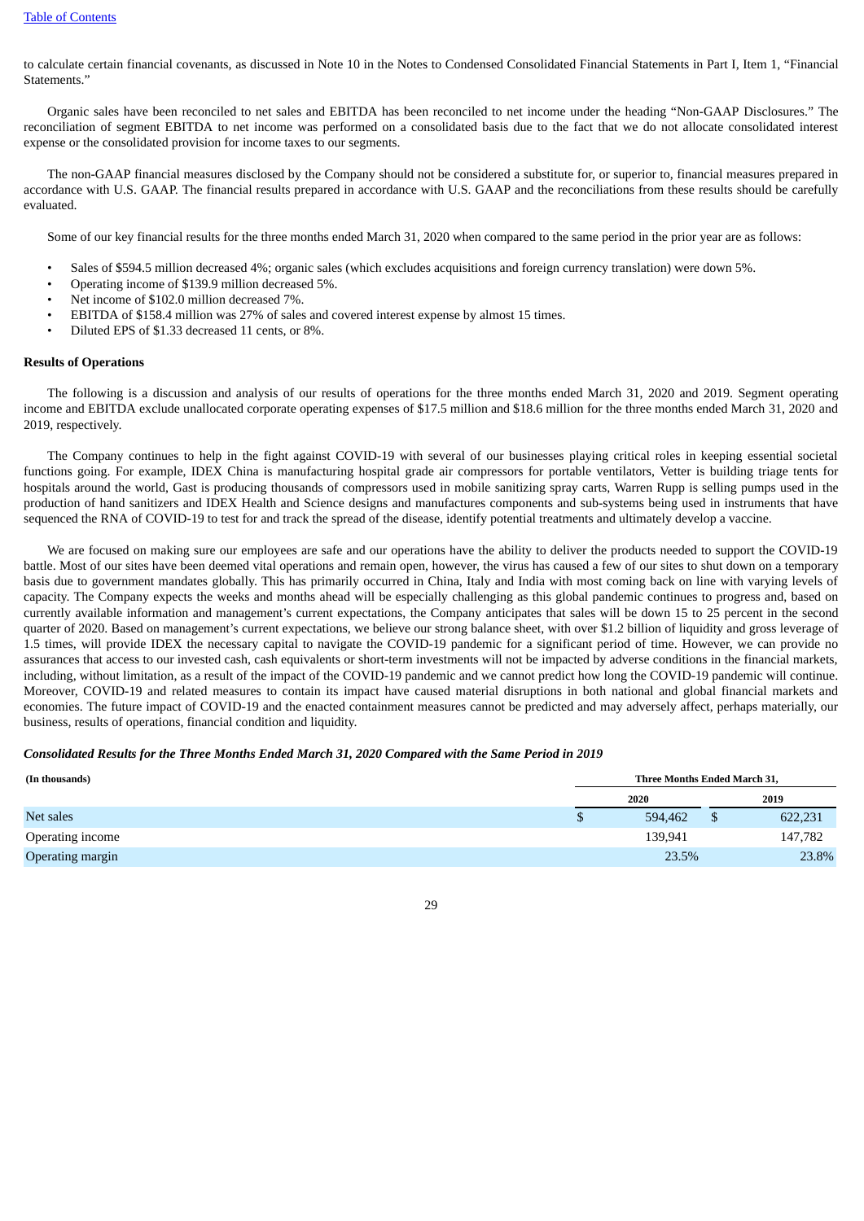to calculate certain financial covenants, as discussed in Note 10 in the Notes to Condensed Consolidated Financial Statements in Part I, Item 1, "Financial Statements."

Organic sales have been reconciled to net sales and EBITDA has been reconciled to net income under the heading "Non-GAAP Disclosures." The reconciliation of segment EBITDA to net income was performed on a consolidated basis due to the fact that we do not allocate consolidated interest expense or the consolidated provision for income taxes to our segments.

The non-GAAP financial measures disclosed by the Company should not be considered a substitute for, or superior to, financial measures prepared in accordance with U.S. GAAP. The financial results prepared in accordance with U.S. GAAP and the reconciliations from these results should be carefully evaluated.

Some of our key financial results for the three months ended March 31, 2020 when compared to the same period in the prior year are as follows:

- Sales of $594.5 million decreased 4%; organic sales (which excludes acquisitions and foreign currency translation) were down 5%.
- Operating income of $139.9 million decreased 5%.
- Net income of $102.0 million decreased 7%.
- EBITDA of $158.4 million was 27% of sales and covered interest expense by almost 15 times.
- Diluted EPS of $1.33 decreased 11 cents, or 8%.

**Results of Operations**

The following is a discussion and analysis of our results of operations for the three months ended March 31, 2020 and 2019. Segment operating income and EBITDA exclude unallocated corporate operating expenses of $17.5 million and $18.6 million for the three months ended March 31, 2020 and 2019, respectively.

The Company continues to help in the fight against COVID-19 with several of our businesses playing critical roles in keeping essential societal functions going. For example, IDEX China is manufacturing hospital grade air compressors for portable ventilators, Vetter is building triage tents for hospitals around the world, Gast is producing thousands of compressors used in mobile sanitizing spray carts, Warren Rupp is selling pumps used in the production of hand sanitizers and IDEX Health and Science designs and manufactures components and sub-systems being used in instruments that have sequenced the RNA of COVID-19 to test for and track the spread of the disease, identify potential treatments and ultimately develop a vaccine.

We are focused on making sure our employees are safe and our operations have the ability to deliver the products needed to support the COVID-19 battle. Most of our sites have been deemed vital operations and remain open, however, the virus has caused a few of our sites to shut down on a temporary basis due to government mandates globally. This has primarily occurred in China, Italy and India with most coming back on line with varying levels of capacity. The Company expects the weeks and months ahead will be especially challenging as this global pandemic continues to progress and, based on currently available information and management's current expectations, the Company anticipates that sales will be down 15 to 25 percent in the second quarter of 2020. Based on management's current expectations, we believe our strong balance sheet, with over $1.2 billion of liquidity and gross leverage of 1.5 times, will provide IDEX the necessary capital to navigate the COVID-19 pandemic for a significant period of time. However, we can provide no assurances that access to our invested cash, cash equivalents or short-term investments will not be impacted by adverse conditions in the financial markets, including, without limitation, as a result of the impact of the COVID-19 pandemic and we cannot predict how long the COVID-19 pandemic will continue. Moreover, COVID-19 and related measures to contain its impact have caused material disruptions in both national and global financial markets and economies. The future impact of COVID-19 and the enacted containment measures cannot be predicted and may adversely affect, perhaps materially, our business, results of operations, financial condition and liquidity.

***Consolidated Results for the Three Months Ended March 31, 2020 Compared with the Same Period in 2019***

| (In thousands) | Three Months Ended March 31, | |
|---|---|---|
| | 2020 | 2019 |
| Net sales | $ 594,462 | $ 622,231 |
| Operating income | 139,941 | 147,782 |
| Operating margin | 23.5% | 23.8% |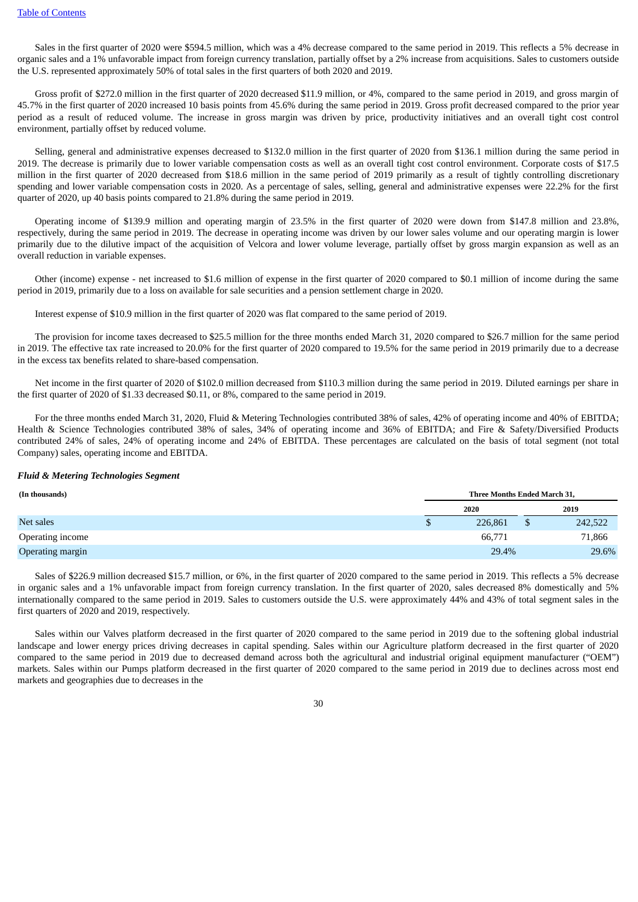Sales in the first quarter of 2020 were $594.5 million, which was a 4% decrease compared to the same period in 2019. This reflects a 5% decrease in organic sales and a 1% unfavorable impact from foreign currency translation, partially offset by a 2% increase from acquisitions. Sales to customers outside the U.S. represented approximately 50% of total sales in the first quarters of both 2020 and 2019.

Gross profit of $272.0 million in the first quarter of 2020 decreased $11.9 million, or 4%, compared to the same period in 2019, and gross margin of 45.7% in the first quarter of 2020 increased 10 basis points from 45.6% during the same period in 2019. Gross profit decreased compared to the prior year period as a result of reduced volume. The increase in gross margin was driven by price, productivity initiatives and an overall tight cost control environment, partially offset by reduced volume.

Selling, general and administrative expenses decreased to $132.0 million in the first quarter of 2020 from $136.1 million during the same period in 2019. The decrease is primarily due to lower variable compensation costs as well as an overall tight cost control environment. Corporate costs of $17.5 million in the first quarter of 2020 decreased from $18.6 million in the same period of 2019 primarily as a result of tightly controlling discretionary spending and lower variable compensation costs in 2020. As a percentage of sales, selling, general and administrative expenses were 22.2% for the first quarter of 2020, up 40 basis points compared to 21.8% during the same period in 2019.

Operating income of $139.9 million and operating margin of 23.5% in the first quarter of 2020 were down from $147.8 million and 23.8%, respectively, during the same period in 2019. The decrease in operating income was driven by our lower sales volume and our operating margin is lower primarily due to the dilutive impact of the acquisition of Velcora and lower volume leverage, partially offset by gross margin expansion as well as an overall reduction in variable expenses.

Other (income) expense - net increased to $1.6 million of expense in the first quarter of 2020 compared to $0.1 million of income during the same period in 2019, primarily due to a loss on available for sale securities and a pension settlement charge in 2020.

Interest expense of $10.9 million in the first quarter of 2020 was flat compared to the same period of 2019.

The provision for income taxes decreased to $25.5 million for the three months ended March 31, 2020 compared to $26.7 million for the same period in 2019. The effective tax rate increased to 20.0% for the first quarter of 2020 compared to 19.5% for the same period in 2019 primarily due to a decrease in the excess tax benefits related to share-based compensation.

Net income in the first quarter of 2020 of $102.0 million decreased from $110.3 million during the same period in 2019. Diluted earnings per share in the first quarter of 2020 of $1.33 decreased $0.11, or 8%, compared to the same period in 2019.

For the three months ended March 31, 2020, Fluid & Metering Technologies contributed 38% of sales, 42% of operating income and 40% of EBITDA; Health & Science Technologies contributed 38% of sales, 34% of operating income and 36% of EBITDA; and Fire & Safety/Diversified Products contributed 24% of sales, 24% of operating income and 24% of EBITDA. These percentages are calculated on the basis of total segment (not total Company) sales, operating income and EBITDA.

***Fluid & Metering Technologies Segment***

| (In thousands) | Three Months Ended March 31, | |
|---|---|---|
| | 2020 | 2019 |
| Net sales | $ 226,861 | $ 242,522 |
| Operating income | 66,771 | 71,866 |
| Operating margin | 29.4% | 29.6% |

Sales of $226.9 million decreased $15.7 million, or 6%, in the first quarter of 2020 compared to the same period in 2019. This reflects a 5% decrease in organic sales and a 1% unfavorable impact from foreign currency translation. In the first quarter of 2020, sales decreased 8% domestically and 5% internationally compared to the same period in 2019. Sales to customers outside the U.S. were approximately 44% and 43% of total segment sales in the first quarters of 2020 and 2019, respectively.

Sales within our Valves platform decreased in the first quarter of 2020 compared to the same period in 2019 due to the softening global industrial landscape and lower energy prices driving decreases in capital spending. Sales within our Agriculture platform decreased in the first quarter of 2020 compared to the same period in 2019 due to decreased demand across both the agricultural and industrial original equipment manufacturer ("OEM") markets. Sales within our Pumps platform decreased in the first quarter of 2020 compared to the same period in 2019 due to declines across most end markets and geographies due to decreases in the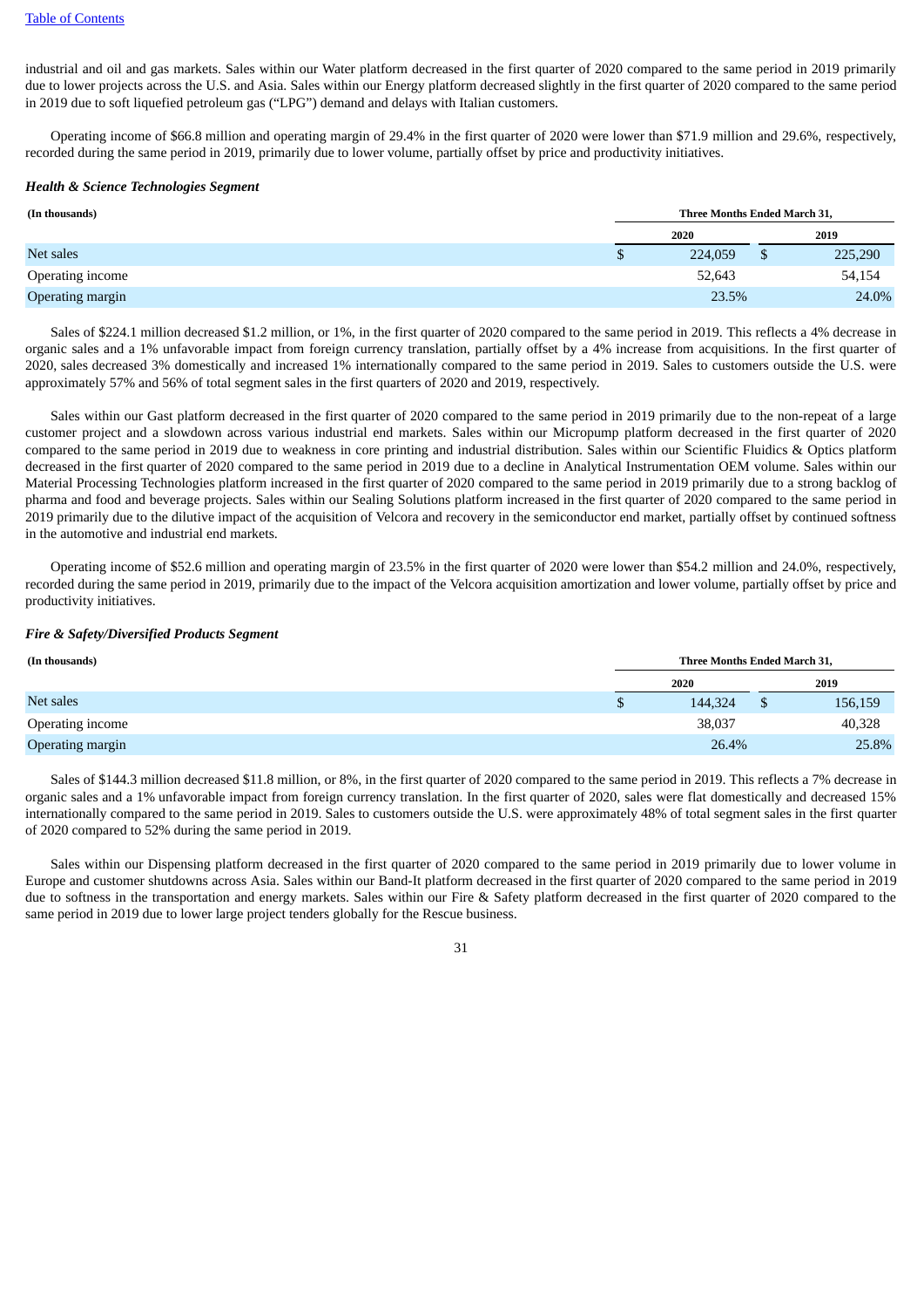industrial and oil and gas markets. Sales within our Water platform decreased in the first quarter of 2020 compared to the same period in 2019 primarily due to lower projects across the U.S. and Asia. Sales within our Energy platform decreased slightly in the first quarter of 2020 compared to the same period in 2019 due to soft liquefied petroleum gas ("LPG") demand and delays with Italian customers.

Operating income of $66.8 million and operating margin of 29.4% in the first quarter of 2020 were lower than $71.9 million and 29.6%, respectively, recorded during the same period in 2019, primarily due to lower volume, partially offset by price and productivity initiatives.

***Health & Science Technologies Segment***

| (In thousands) | Three Months Ended March 31, | |
|---|---|---|
| | 2020 | 2019 |
| Net sales | $ 224,059 | $ 225,290 |
| Operating income | 52,643 | 54,154 |
| Operating margin | 23.5% | 24.0% |

Sales of $224.1 million decreased $1.2 million, or 1%, in the first quarter of 2020 compared to the same period in 2019. This reflects a 4% decrease in organic sales and a 1% unfavorable impact from foreign currency translation, partially offset by a 4% increase from acquisitions. In the first quarter of 2020, sales decreased 3% domestically and increased 1% internationally compared to the same period in 2019. Sales to customers outside the U.S. were approximately 57% and 56% of total segment sales in the first quarters of 2020 and 2019, respectively.

Sales within our Gast platform decreased in the first quarter of 2020 compared to the same period in 2019 primarily due to the non-repeat of a large customer project and a slowdown across various industrial end markets. Sales within our Micropump platform decreased in the first quarter of 2020 compared to the same period in 2019 due to weakness in core printing and industrial distribution. Sales within our Scientific Fluidics & Optics platform decreased in the first quarter of 2020 compared to the same period in 2019 due to a decline in Analytical Instrumentation OEM volume. Sales within our Material Processing Technologies platform increased in the first quarter of 2020 compared to the same period in 2019 primarily due to a strong backlog of pharma and food and beverage projects. Sales within our Sealing Solutions platform increased in the first quarter of 2020 compared to the same period in 2019 primarily due to the dilutive impact of the acquisition of Velcora and recovery in the semiconductor end market, partially offset by continued softness in the automotive and industrial end markets.

Operating income of $52.6 million and operating margin of 23.5% in the first quarter of 2020 were lower than $54.2 million and 24.0%, respectively, recorded during the same period in 2019, primarily due to the impact of the Velcora acquisition amortization and lower volume, partially offset by price and productivity initiatives.

***Fire & Safety/Diversified Products Segment***

| (In thousands) | Three Months Ended March 31, | |
|---|---|---|
| | 2020 | 2019 |
| Net sales | $ 144,324 | $ 156,159 |
| Operating income | 38,037 | 40,328 |
| Operating margin | 26.4% | 25.8% |

Sales of $144.3 million decreased $11.8 million, or 8%, in the first quarter of 2020 compared to the same period in 2019. This reflects a 7% decrease in organic sales and a 1% unfavorable impact from foreign currency translation. In the first quarter of 2020, sales were flat domestically and decreased 15% internationally compared to the same period in 2019. Sales to customers outside the U.S. were approximately 48% of total segment sales in the first quarter of 2020 compared to 52% during the same period in 2019.

Sales within our Dispensing platform decreased in the first quarter of 2020 compared to the same period in 2019 primarily due to lower volume in Europe and customer shutdowns across Asia. Sales within our Band-It platform decreased in the first quarter of 2020 compared to the same period in 2019 due to softness in the transportation and energy markets. Sales within our Fire & Safety platform decreased in the first quarter of 2020 compared to the same period in 2019 due to lower large project tenders globally for the Rescue business.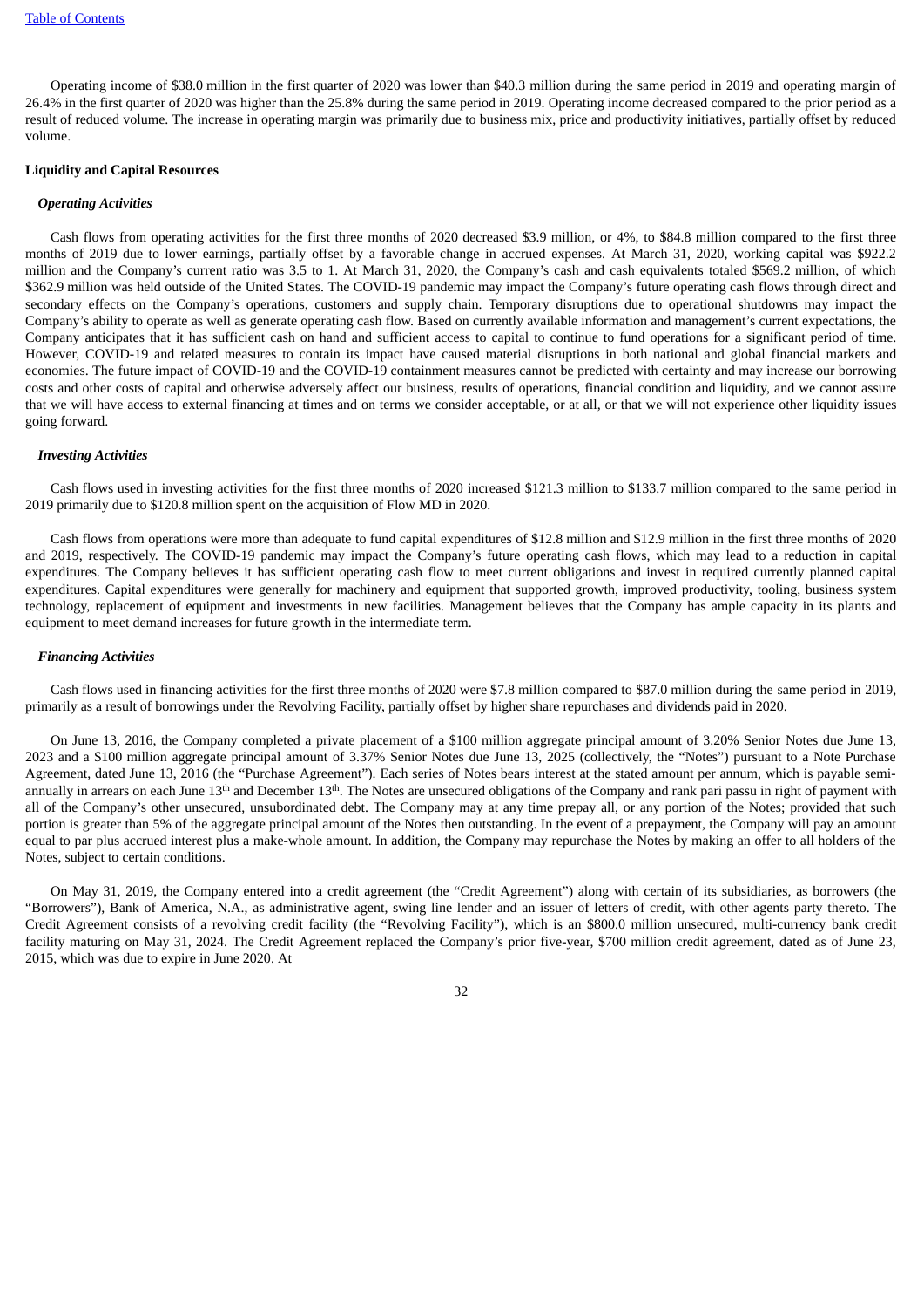Operating income of $38.0 million in the first quarter of 2020 was lower than $40.3 million during the same period in 2019 and operating margin of 26.4% in the first quarter of 2020 was higher than the 25.8% during the same period in 2019. Operating income decreased compared to the prior period as a result of reduced volume. The increase in operating margin was primarily due to business mix, price and productivity initiatives, partially offset by reduced volume.

**Liquidity and Capital Resources**

***Operating Activities***

Cash flows from operating activities for the first three months of 2020 decreased $3.9 million, or 4%, to $84.8 million compared to the first three months of 2019 due to lower earnings, partially offset by a favorable change in accrued expenses. At March 31, 2020, working capital was $922.2 million and the Company's current ratio was 3.5 to 1. At March 31, 2020, the Company's cash and cash equivalents totaled $569.2 million, of which $362.9 million was held outside of the United States. The COVID-19 pandemic may impact the Company's future operating cash flows through direct and secondary effects on the Company's operations, customers and supply chain. Temporary disruptions due to operational shutdowns may impact the Company's ability to operate as well as generate operating cash flow. Based on currently available information and management's current expectations, the Company anticipates that it has sufficient cash on hand and sufficient access to capital to continue to fund operations for a significant period of time. However, COVID-19 and related measures to contain its impact have caused material disruptions in both national and global financial markets and economies. The future impact of COVID-19 and the COVID-19 containment measures cannot be predicted with certainty and may increase our borrowing costs and other costs of capital and otherwise adversely affect our business, results of operations, financial condition and liquidity, and we cannot assure that we will have access to external financing at times and on terms we consider acceptable, or at all, or that we will not experience other liquidity issues going forward.

***Investing Activities***

Cash flows used in investing activities for the first three months of 2020 increased $121.3 million to $133.7 million compared to the same period in 2019 primarily due to $120.8 million spent on the acquisition of Flow MD in 2020.

Cash flows from operations were more than adequate to fund capital expenditures of $12.8 million and $12.9 million in the first three months of 2020 and 2019, respectively. The COVID-19 pandemic may impact the Company's future operating cash flows, which may lead to a reduction in capital expenditures. The Company believes it has sufficient operating cash flow to meet current obligations and invest in required currently planned capital expenditures. Capital expenditures were generally for machinery and equipment that supported growth, improved productivity, tooling, business system technology, replacement of equipment and investments in new facilities. Management believes that the Company has ample capacity in its plants and equipment to meet demand increases for future growth in the intermediate term.

***Financing Activities***

Cash flows used in financing activities for the first three months of 2020 were $7.8 million compared to $87.0 million during the same period in 2019, primarily as a result of borrowings under the Revolving Facility, partially offset by higher share repurchases and dividends paid in 2020.

On June 13, 2016, the Company completed a private placement of a $100 million aggregate principal amount of 3.20% Senior Notes due June 13, 2023 and a $100 million aggregate principal amount of 3.37% Senior Notes due June 13, 2025 (collectively, the "Notes") pursuant to a Note Purchase Agreement, dated June 13, 2016 (the "Purchase Agreement"). Each series of Notes bears interest at the stated amount per annum, which is payable semi-annually in arrears on each June 13th and December 13th. The Notes are unsecured obligations of the Company and rank pari passu in right of payment with all of the Company's other unsecured, unsubordinated debt. The Company may at any time prepay all, or any portion of the Notes; provided that such portion is greater than 5% of the aggregate principal amount of the Notes then outstanding. In the event of a prepayment, the Company will pay an amount equal to par plus accrued interest plus a make-whole amount. In addition, the Company may repurchase the Notes by making an offer to all holders of the Notes, subject to certain conditions.

On May 31, 2019, the Company entered into a credit agreement (the "Credit Agreement") along with certain of its subsidiaries, as borrowers (the "Borrowers"), Bank of America, N.A., as administrative agent, swing line lender and an issuer of letters of credit, with other agents party thereto. The Credit Agreement consists of a revolving credit facility (the "Revolving Facility"), which is an $800.0 million unsecured, multi-currency bank credit facility maturing on May 31, 2024. The Credit Agreement replaced the Company's prior five-year, $700 million credit agreement, dated as of June 23, 2015, which was due to expire in June 2020. At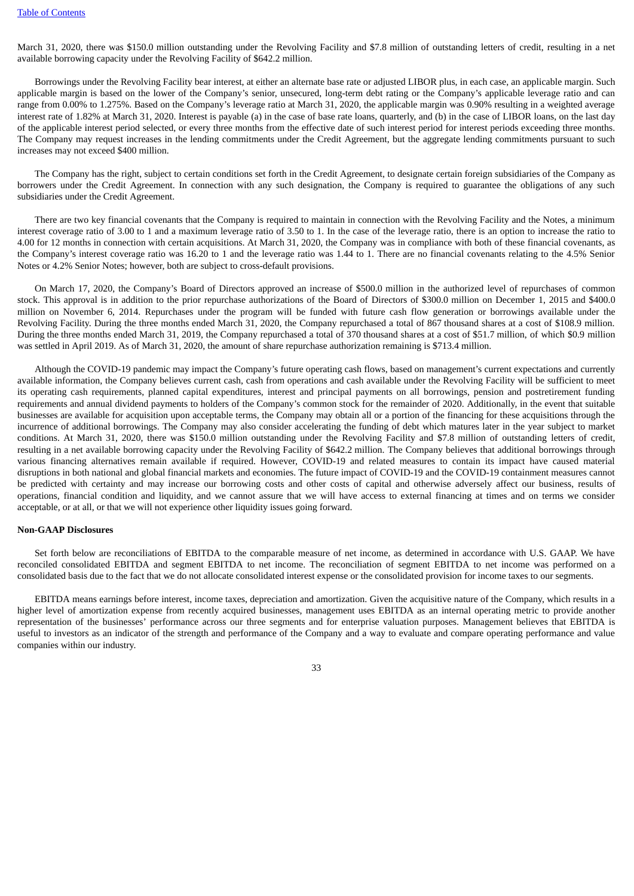March 31, 2020, there was $150.0 million outstanding under the Revolving Facility and $7.8 million of outstanding letters of credit, resulting in a net available borrowing capacity under the Revolving Facility of $642.2 million.

Borrowings under the Revolving Facility bear interest, at either an alternate base rate or adjusted LIBOR plus, in each case, an applicable margin. Such applicable margin is based on the lower of the Company's senior, unsecured, long-term debt rating or the Company's applicable leverage ratio and can range from 0.00% to 1.275%. Based on the Company's leverage ratio at March 31, 2020, the applicable margin was 0.90% resulting in a weighted average interest rate of 1.82% at March 31, 2020. Interest is payable (a) in the case of base rate loans, quarterly, and (b) in the case of LIBOR loans, on the last day of the applicable interest period selected, or every three months from the effective date of such interest period for interest periods exceeding three months. The Company may request increases in the lending commitments under the Credit Agreement, but the aggregate lending commitments pursuant to such increases may not exceed $400 million.

The Company has the right, subject to certain conditions set forth in the Credit Agreement, to designate certain foreign subsidiaries of the Company as borrowers under the Credit Agreement. In connection with any such designation, the Company is required to guarantee the obligations of any such subsidiaries under the Credit Agreement.

There are two key financial covenants that the Company is required to maintain in connection with the Revolving Facility and the Notes, a minimum interest coverage ratio of 3.00 to 1 and a maximum leverage ratio of 3.50 to 1. In the case of the leverage ratio, there is an option to increase the ratio to 4.00 for 12 months in connection with certain acquisitions. At March 31, 2020, the Company was in compliance with both of these financial covenants, as the Company's interest coverage ratio was 16.20 to 1 and the leverage ratio was 1.44 to 1. There are no financial covenants relating to the 4.5% Senior Notes or 4.2% Senior Notes; however, both are subject to cross-default provisions.

On March 17, 2020, the Company's Board of Directors approved an increase of $500.0 million in the authorized level of repurchases of common stock. This approval is in addition to the prior repurchase authorizations of the Board of Directors of $300.0 million on December 1, 2015 and $400.0 million on November 6, 2014. Repurchases under the program will be funded with future cash flow generation or borrowings available under the Revolving Facility. During the three months ended March 31, 2020, the Company repurchased a total of 867 thousand shares at a cost of $108.9 million. During the three months ended March 31, 2019, the Company repurchased a total of 370 thousand shares at a cost of $51.7 million, of which $0.9 million was settled in April 2019. As of March 31, 2020, the amount of share repurchase authorization remaining is $713.4 million.

Although the COVID-19 pandemic may impact the Company's future operating cash flows, based on management's current expectations and currently available information, the Company believes current cash, cash from operations and cash available under the Revolving Facility will be sufficient to meet its operating cash requirements, planned capital expenditures, interest and principal payments on all borrowings, pension and postretirement funding requirements and annual dividend payments to holders of the Company's common stock for the remainder of 2020. Additionally, in the event that suitable businesses are available for acquisition upon acceptable terms, the Company may obtain all or a portion of the financing for these acquisitions through the incurrence of additional borrowings. The Company may also consider accelerating the funding of debt which matures later in the year subject to market conditions. At March 31, 2020, there was $150.0 million outstanding under the Revolving Facility and $7.8 million of outstanding letters of credit, resulting in a net available borrowing capacity under the Revolving Facility of $642.2 million. The Company believes that additional borrowings through various financing alternatives remain available if required. However, COVID-19 and related measures to contain its impact have caused material disruptions in both national and global financial markets and economies. The future impact of COVID-19 and the COVID-19 containment measures cannot be predicted with certainty and may increase our borrowing costs and other costs of capital and otherwise adversely affect our business, results of operations, financial condition and liquidity, and we cannot assure that we will have access to external financing at times and on terms we consider acceptable, or at all, or that we will not experience other liquidity issues going forward.

**Non-GAAP Disclosures**

Set forth below are reconciliations of EBITDA to the comparable measure of net income, as determined in accordance with U.S. GAAP. We have reconciled consolidated EBITDA and segment EBITDA to net income. The reconciliation of segment EBITDA to net income was performed on a consolidated basis due to the fact that we do not allocate consolidated interest expense or the consolidated provision for income taxes to our segments.

EBITDA means earnings before interest, income taxes, depreciation and amortization. Given the acquisitive nature of the Company, which results in a higher level of amortization expense from recently acquired businesses, management uses EBITDA as an internal operating metric to provide another representation of the businesses' performance across our three segments and for enterprise valuation purposes. Management believes that EBITDA is useful to investors as an indicator of the strength and performance of the Company and a way to evaluate and compare operating performance and value companies within our industry.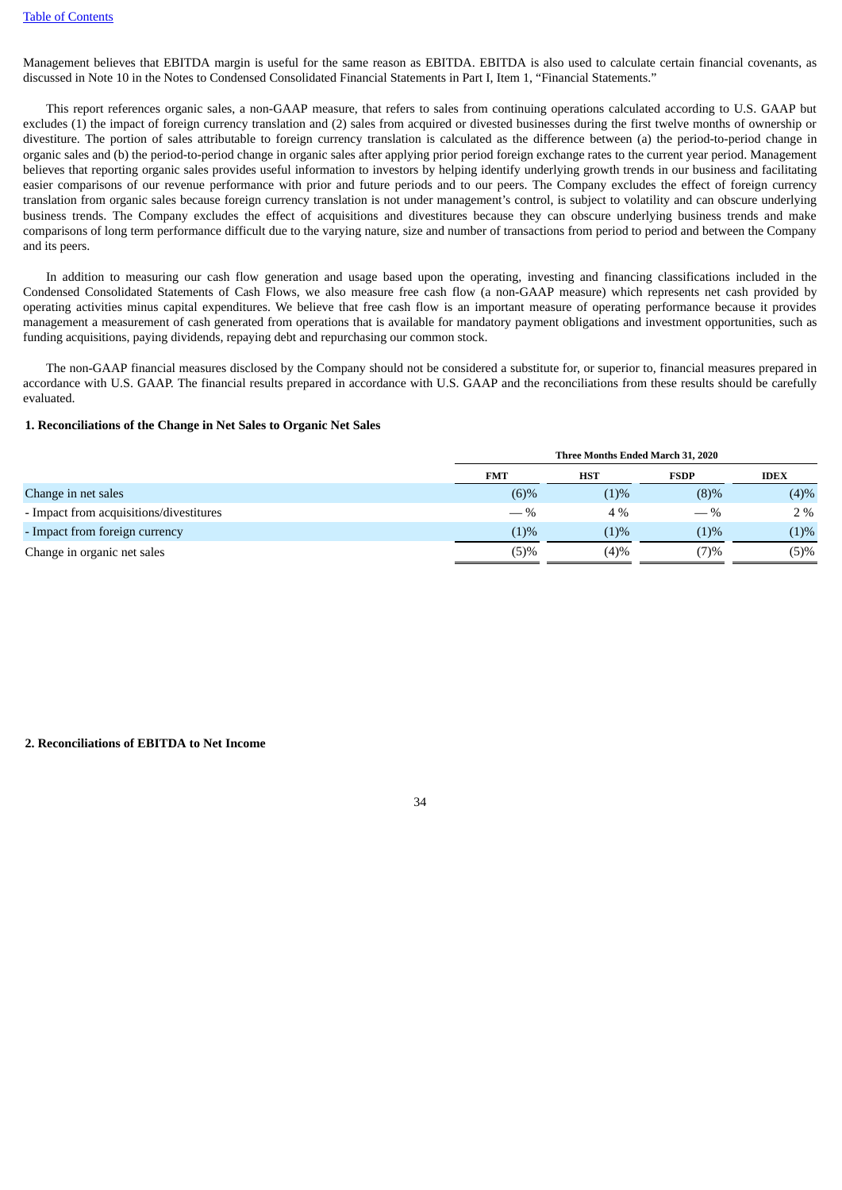Management believes that EBITDA margin is useful for the same reason as EBITDA. EBITDA is also used to calculate certain financial covenants, as discussed in Note 10 in the Notes to Condensed Consolidated Financial Statements in Part I, Item 1, "Financial Statements."

This report references organic sales, a non-GAAP measure, that refers to sales from continuing operations calculated according to U.S. GAAP but excludes (1) the impact of foreign currency translation and (2) sales from acquired or divested businesses during the first twelve months of ownership or divestiture. The portion of sales attributable to foreign currency translation is calculated as the difference between (a) the period-to-period change in organic sales and (b) the period-to-period change in organic sales after applying prior period foreign exchange rates to the current year period. Management believes that reporting organic sales provides useful information to investors by helping identify underlying growth trends in our business and facilitating easier comparisons of our revenue performance with prior and future periods and to our peers. The Company excludes the effect of foreign currency translation from organic sales because foreign currency translation is not under management's control, is subject to volatility and can obscure underlying business trends. The Company excludes the effect of acquisitions and divestitures because they can obscure underlying business trends and make comparisons of long term performance difficult due to the varying nature, size and number of transactions from period to period and between the Company and its peers.

In addition to measuring our cash flow generation and usage based upon the operating, investing and financing classifications included in the Condensed Consolidated Statements of Cash Flows, we also measure free cash flow (a non-GAAP measure) which represents net cash provided by operating activities minus capital expenditures. We believe that free cash flow is an important measure of operating performance because it provides management a measurement of cash generated from operations that is available for mandatory payment obligations and investment opportunities, such as funding acquisitions, paying dividends, repaying debt and repurchasing our common stock.

The non-GAAP financial measures disclosed by the Company should not be considered a substitute for, or superior to, financial measures prepared in accordance with U.S. GAAP. The financial results prepared in accordance with U.S. GAAP and the reconciliations from these results should be carefully evaluated.

**1. Reconciliations of the Change in Net Sales to Organic Net Sales**

| | Three Months Ended March 31, 2020 | | | |
|---|---|---|---|---|
| | **FMT** | **HST** | **FSDP** | **IDEX** |
| Change in net sales | (6)% | (1)% | (8)% | (4)% |
| - Impact from acquisitions/divestitures | — % | 4 % | — % | 2 % |
| - Impact from foreign currency | (1)% | (1)% | (1)% | (1)% |
| Change in organic net sales | (5)% | (4)% | (7)% | (5)% |

**2. Reconciliations of EBITDA to Net Income**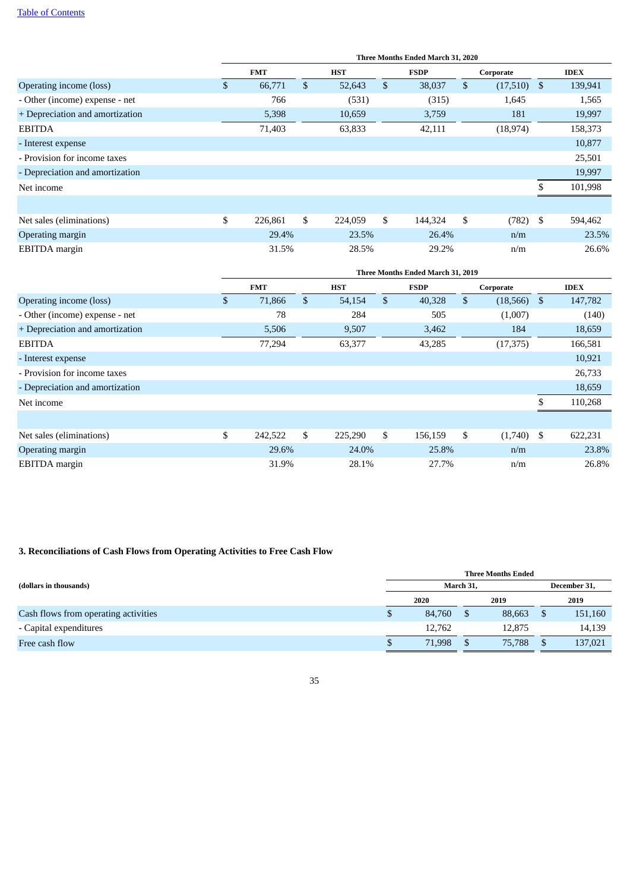| | Three Months Ended March 31, 2020 | | | | |
|---|---|---|---|---|---|
| | FMT | HST | FSDP | Corporate | IDEX |
| Operating income (loss) | $ 66,771 | $ 52,643 | $ 38,037 | $ (17,510) | $ 139,941 |
| - Other (income) expense - net | 766 | (531) | (315) | 1,645 | 1,565 |
| + Depreciation and amortization | 5,398 | 10,659 | 3,759 | 181 | 19,997 |
| EBITDA | 71,403 | 63,833 | 42,111 | (18,974) | 158,373 |
| - Interest expense | | | | | 10,877 |
| - Provision for income taxes | | | | | 25,501 |
| - Depreciation and amortization | | | | | 19,997 |
| Net income | | | | | $ 101,998 |
| | | | | | |
| Net sales (eliminations) | $ 226,861 | $ 224,059 | $ 144,324 | $ (782) | $ 594,462 |
| Operating margin | 29.4% | 23.5% | 26.4% | n/m | 23.5% |
| EBITDA margin | 31.5% | 28.5% | 29.2% | n/m | 26.6% |

| | Three Months Ended March 31, 2019 | | | | |
|---|---|---|---|---|---|
| | FMT | HST | FSDP | Corporate | IDEX |
| Operating income (loss) | $ 71,866 | $ 54,154 | $ 40,328 | $ (18,566) | $ 147,782 |
| - Other (income) expense - net | 78 | 284 | 505 | (1,007) | (140) |
| + Depreciation and amortization | 5,506 | 9,507 | 3,462 | 184 | 18,659 |
| EBITDA | 77,294 | 63,377 | 43,285 | (17,375) | 166,581 |
| - Interest expense | | | | | 10,921 |
| - Provision for income taxes | | | | | 26,733 |
| - Depreciation and amortization | | | | | 18,659 |
| Net income | | | | | $ 110,268 |
| | | | | | |
| Net sales (eliminations) | $ 242,522 | $ 225,290 | $ 156,159 | $ (1,740) | $ 622,231 |
| Operating margin | 29.6% | 24.0% | 25.8% | n/m | 23.8% |
| EBITDA margin | 31.9% | 28.1% | 27.7% | n/m | 26.8% |

### 3. Reconciliations of Cash Flows from Operating Activities to Free Cash Flow

| (dollars in thousands) | Three Months Ended | | |
|---|---|---|---|
| | March 31, | | December 31, |
| | 2020 | 2019 | 2019 |
| Cash flows from operating activities | $ 84,760 | $ 88,663 | $ 151,160 |
| - Capital expenditures | 12,762 | 12,875 | 14,139 |
| Free cash flow | $ 71,998 | $ 75,788 | $ 137,021 |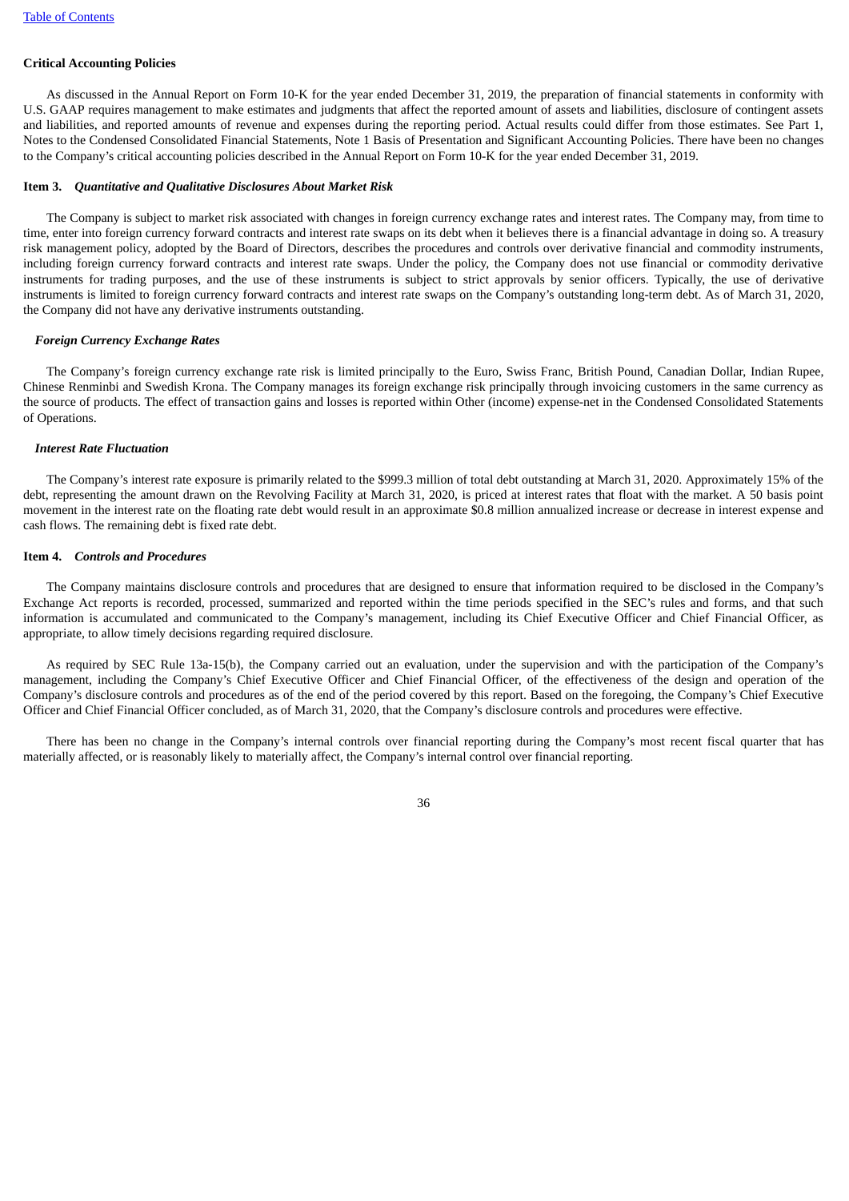### Critical Accounting Policies

As discussed in the Annual Report on Form 10-K for the year ended December 31, 2019, the preparation of financial statements in conformity with U.S. GAAP requires management to make estimates and judgments that affect the reported amount of assets and liabilities, disclosure of contingent assets and liabilities, and reported amounts of revenue and expenses during the reporting period. Actual results could differ from those estimates. See Part 1, Notes to the Condensed Consolidated Financial Statements, Note 1 Basis of Presentation and Significant Accounting Policies. There have been no changes to the Company's critical accounting policies described in the Annual Report on Form 10-K for the year ended December 31, 2019.

## Item 3. *Quantitative and Qualitative Disclosures About Market Risk*

The Company is subject to market risk associated with changes in foreign currency exchange rates and interest rates. The Company may, from time to time, enter into foreign currency forward contracts and interest rate swaps on its debt when it believes there is a financial advantage in doing so. A treasury risk management policy, adopted by the Board of Directors, describes the procedures and controls over derivative financial and commodity instruments, including foreign currency forward contracts and interest rate swaps. Under the policy, the Company does not use financial or commodity derivative instruments for trading purposes, and the use of these instruments is subject to strict approvals by senior officers. Typically, the use of derivative instruments is limited to foreign currency forward contracts and interest rate swaps on the Company's outstanding long-term debt. As of March 31, 2020, the Company did not have any derivative instruments outstanding.

### *Foreign Currency Exchange Rates*

The Company's foreign currency exchange rate risk is limited principally to the Euro, Swiss Franc, British Pound, Canadian Dollar, Indian Rupee, Chinese Renminbi and Swedish Krona. The Company manages its foreign exchange risk principally through invoicing customers in the same currency as the source of products. The effect of transaction gains and losses is reported within Other (income) expense-net in the Condensed Consolidated Statements of Operations.

### *Interest Rate Fluctuation*

The Company's interest rate exposure is primarily related to the $999.3 million of total debt outstanding at March 31, 2020. Approximately 15% of the debt, representing the amount drawn on the Revolving Facility at March 31, 2020, is priced at interest rates that float with the market. A 50 basis point movement in the interest rate on the floating rate debt would result in an approximate $0.8 million annualized increase or decrease in interest expense and cash flows. The remaining debt is fixed rate debt.

## Item 4. *Controls and Procedures*

The Company maintains disclosure controls and procedures that are designed to ensure that information required to be disclosed in the Company's Exchange Act reports is recorded, processed, summarized and reported within the time periods specified in the SEC's rules and forms, and that such information is accumulated and communicated to the Company's management, including its Chief Executive Officer and Chief Financial Officer, as appropriate, to allow timely decisions regarding required disclosure.

As required by SEC Rule 13a-15(b), the Company carried out an evaluation, under the supervision and with the participation of the Company's management, including the Company's Chief Executive Officer and Chief Financial Officer, of the effectiveness of the design and operation of the Company's disclosure controls and procedures as of the end of the period covered by this report. Based on the foregoing, the Company's Chief Executive Officer and Chief Financial Officer concluded, as of March 31, 2020, that the Company's disclosure controls and procedures were effective.

There has been no change in the Company's internal controls over financial reporting during the Company's most recent fiscal quarter that has materially affected, or is reasonably likely to materially affect, the Company's internal control over financial reporting.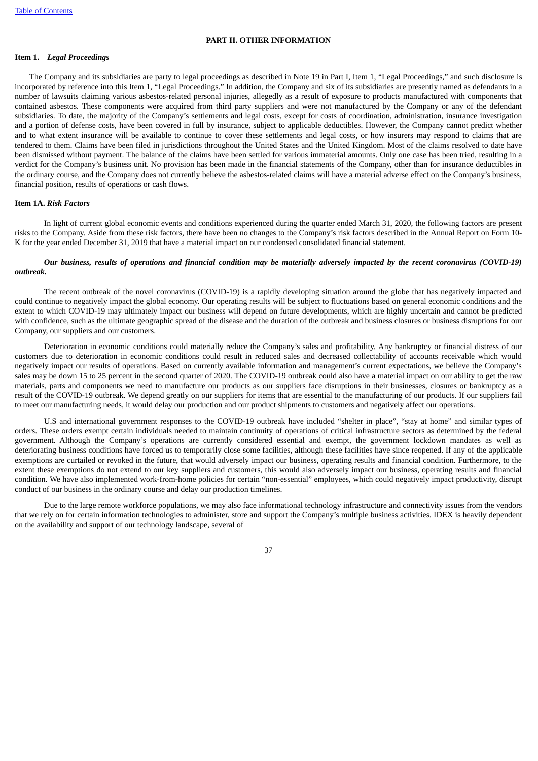## PART II. OTHER INFORMATION

### Item 1. *Legal Proceedings*

The Company and its subsidiaries are party to legal proceedings as described in Note 19 in Part I, Item 1, "Legal Proceedings," and such disclosure is incorporated by reference into this Item 1, "Legal Proceedings." In addition, the Company and six of its subsidiaries are presently named as defendants in a number of lawsuits claiming various asbestos-related personal injuries, allegedly as a result of exposure to products manufactured with components that contained asbestos. These components were acquired from third party suppliers and were not manufactured by the Company or any of the defendant subsidiaries. To date, the majority of the Company's settlements and legal costs, except for costs of coordination, administration, insurance investigation and a portion of defense costs, have been covered in full by insurance, subject to applicable deductibles. However, the Company cannot predict whether and to what extent insurance will be available to continue to cover these settlements and legal costs, or how insurers may respond to claims that are tendered to them. Claims have been filed in jurisdictions throughout the United States and the United Kingdom. Most of the claims resolved to date have been dismissed without payment. The balance of the claims have been settled for various immaterial amounts. Only one case has been tried, resulting in a verdict for the Company's business unit. No provision has been made in the financial statements of the Company, other than for insurance deductibles in the ordinary course, and the Company does not currently believe the asbestos-related claims will have a material adverse effect on the Company's business, financial position, results of operations or cash flows.

### Item 1A. *Risk Factors*

In light of current global economic events and conditions experienced during the quarter ended March 31, 2020, the following factors are present risks to the Company. Aside from these risk factors, there have been no changes to the Company's risk factors described in the Annual Report on Form 10-K for the year ended December 31, 2019 that have a material impact on our condensed consolidated financial statement.

***Our business, results of operations and financial condition may be materially adversely impacted by the recent coronavirus (COVID-19) outbreak.***

The recent outbreak of the novel coronavirus (COVID-19) is a rapidly developing situation around the globe that has negatively impacted and could continue to negatively impact the global economy. Our operating results will be subject to fluctuations based on general economic conditions and the extent to which COVID-19 may ultimately impact our business will depend on future developments, which are highly uncertain and cannot be predicted with confidence, such as the ultimate geographic spread of the disease and the duration of the outbreak and business closures or business disruptions for our Company, our suppliers and our customers.

Deterioration in economic conditions could materially reduce the Company's sales and profitability. Any bankruptcy or financial distress of our customers due to deterioration in economic conditions could result in reduced sales and decreased collectability of accounts receivable which would negatively impact our results of operations. Based on currently available information and management's current expectations, we believe the Company's sales may be down 15 to 25 percent in the second quarter of 2020. The COVID-19 outbreak could also have a material impact on our ability to get the raw materials, parts and components we need to manufacture our products as our suppliers face disruptions in their businesses, closures or bankruptcy as a result of the COVID-19 outbreak. We depend greatly on our suppliers for items that are essential to the manufacturing of our products. If our suppliers fail to meet our manufacturing needs, it would delay our production and our product shipments to customers and negatively affect our operations.

U.S and international government responses to the COVID-19 outbreak have included "shelter in place", "stay at home" and similar types of orders. These orders exempt certain individuals needed to maintain continuity of operations of critical infrastructure sectors as determined by the federal government. Although the Company's operations are currently considered essential and exempt, the government lockdown mandates as well as deteriorating business conditions have forced us to temporarily close some facilities, although these facilities have since reopened. If any of the applicable exemptions are curtailed or revoked in the future, that would adversely impact our business, operating results and financial condition. Furthermore, to the extent these exemptions do not extend to our key suppliers and customers, this would also adversely impact our business, operating results and financial condition. We have also implemented work-from-home policies for certain "non-essential" employees, which could negatively impact productivity, disrupt conduct of our business in the ordinary course and delay our production timelines.

Due to the large remote workforce populations, we may also face informational technology infrastructure and connectivity issues from the vendors that we rely on for certain information technologies to administer, store and support the Company's multiple business activities. IDEX is heavily dependent on the availability and support of our technology landscape, several of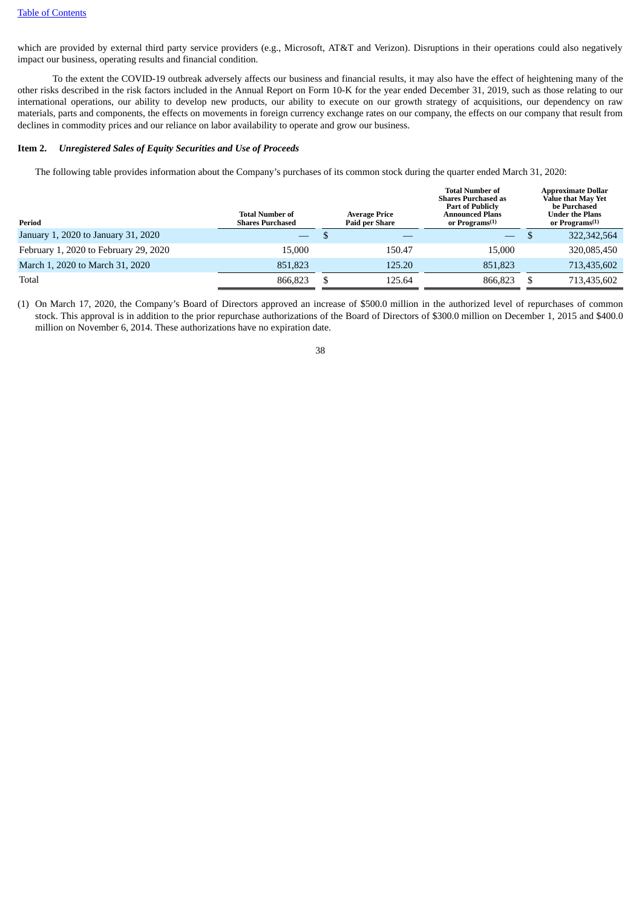which are provided by external third party service providers (e.g., Microsoft, AT&T and Verizon). Disruptions in their operations could also negatively impact our business, operating results and financial condition.

To the extent the COVID-19 outbreak adversely affects our business and financial results, it may also have the effect of heightening many of the other risks described in the risk factors included in the Annual Report on Form 10-K for the year ended December 31, 2019, such as those relating to our international operations, our ability to develop new products, our ability to execute on our growth strategy of acquisitions, our dependency on raw materials, parts and components, the effects on movements in foreign currency exchange rates on our company, the effects on our company that result from declines in commodity prices and our reliance on labor availability to operate and grow our business.

**Item 2.** ***Unregistered Sales of Equity Securities and Use of Proceeds***

The following table provides information about the Company's purchases of its common stock during the quarter ended March 31, 2020:

| Period | Total Number of Shares Purchased | Average Price Paid per Share | Total Number of Shares Purchased as Part of Publicly Announced Plans or Programs(1) | Approximate Dollar Value that May Yet be Purchased Under the Plans or Programs(1) |
|---|---|---|---|---|
| January 1, 2020 to January 31, 2020 | — | $ — | — | $ 322,342,564 |
| February 1, 2020 to February 29, 2020 | 15,000 | 150.47 | 15,000 | 320,085,450 |
| March 1, 2020 to March 31, 2020 | 851,823 | 125.20 | 851,823 | 713,435,602 |
| Total | 866,823 | $ 125.64 | 866,823 | $ 713,435,602 |

(1) On March 17, 2020, the Company's Board of Directors approved an increase of $500.0 million in the authorized level of repurchases of common stock. This approval is in addition to the prior repurchase authorizations of the Board of Directors of $300.0 million on December 1, 2015 and $400.0 million on November 6, 2014. These authorizations have no expiration date.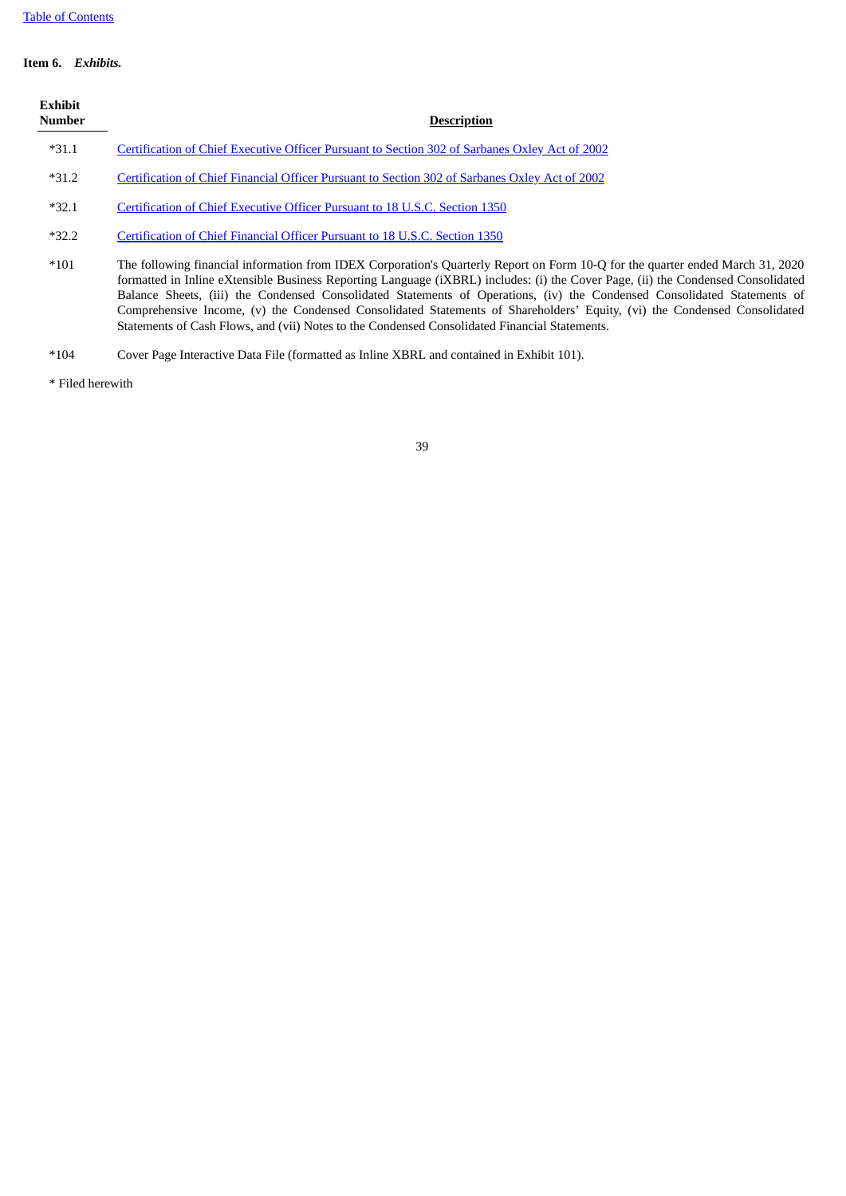**Item 6.** ***Exhibits.***

| Exhibit Number | Description |
|---|---|
| *31.1 | Certification of Chief Executive Officer Pursuant to Section 302 of Sarbanes Oxley Act of 2002 |
| *31.2 | Certification of Chief Financial Officer Pursuant to Section 302 of Sarbanes Oxley Act of 2002 |
| *32.1 | Certification of Chief Executive Officer Pursuant to 18 U.S.C. Section 1350 |
| *32.2 | Certification of Chief Financial Officer Pursuant to 18 U.S.C. Section 1350 |
| *101 | The following financial information from IDEX Corporation's Quarterly Report on Form 10-Q for the quarter ended March 31, 2020 formatted in Inline eXtensible Business Reporting Language (iXBRL) includes: (i) the Cover Page, (ii) the Condensed Consolidated Balance Sheets, (iii) the Condensed Consolidated Statements of Operations, (iv) the Condensed Consolidated Statements of Comprehensive Income, (v) the Condensed Consolidated Statements of Shareholders' Equity, (vi) the Condensed Consolidated Statements of Cash Flows, and (vii) Notes to the Condensed Consolidated Financial Statements. |
| *104 | Cover Page Interactive Data File (formatted as Inline XBRL and contained in Exhibit 101). |

* Filed herewith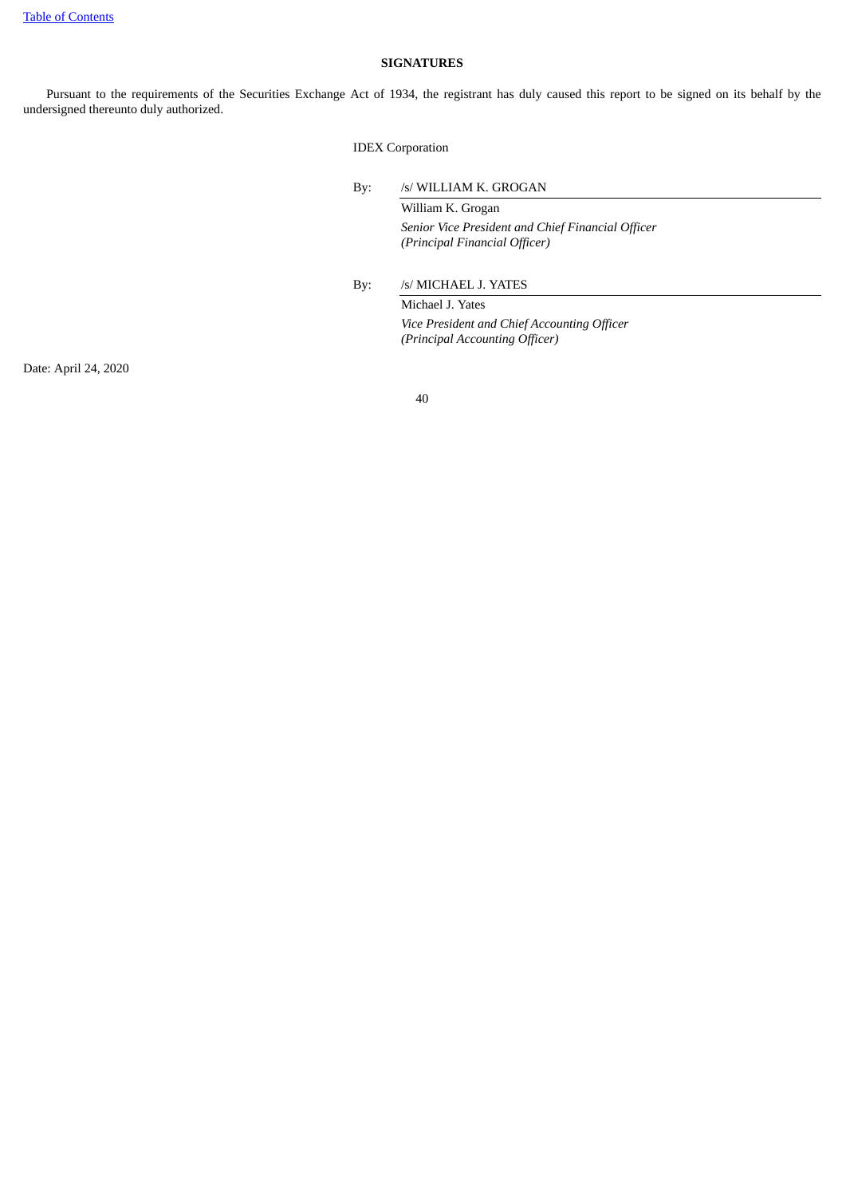**SIGNATURES**

Pursuant to the requirements of the Securities Exchange Act of 1934, the registrant has duly caused this report to be signed on its behalf by the undersigned thereunto duly authorized.

IDEX Corporation

By: /s/ WILLIAM K. GROGAN

William K. Grogan
*Senior Vice President and Chief Financial Officer*
*(Principal Financial Officer)*

By: /s/ MICHAEL J. YATES

Michael J. Yates
*Vice President and Chief Accounting Officer*
*(Principal Accounting Officer)*

Date: April 24, 2020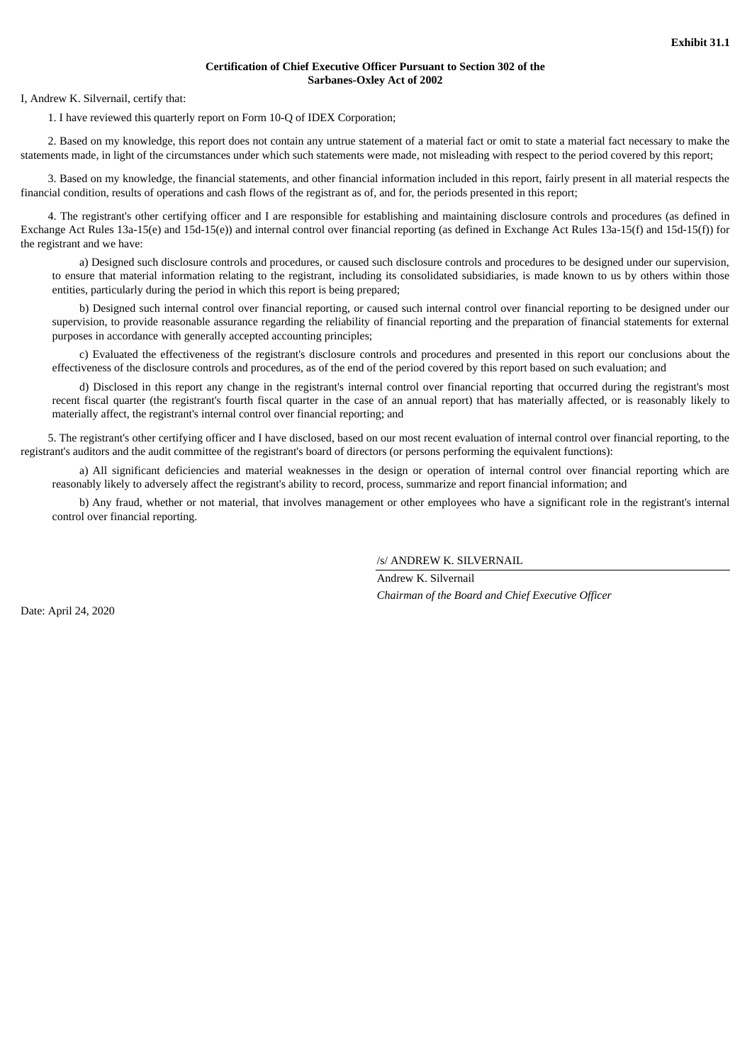**Exhibit 31.1**

**Certification of Chief Executive Officer Pursuant to Section 302 of the Sarbanes-Oxley Act of 2002**

I, Andrew K. Silvernail, certify that:

1. I have reviewed this quarterly report on Form 10-Q of IDEX Corporation;

2. Based on my knowledge, this report does not contain any untrue statement of a material fact or omit to state a material fact necessary to make the statements made, in light of the circumstances under which such statements were made, not misleading with respect to the period covered by this report;

3. Based on my knowledge, the financial statements, and other financial information included in this report, fairly present in all material respects the financial condition, results of operations and cash flows of the registrant as of, and for, the periods presented in this report;

4. The registrant's other certifying officer and I are responsible for establishing and maintaining disclosure controls and procedures (as defined in Exchange Act Rules 13a-15(e) and 15d-15(e)) and internal control over financial reporting (as defined in Exchange Act Rules 13a-15(f) and 15d-15(f)) for the registrant and we have:

a) Designed such disclosure controls and procedures, or caused such disclosure controls and procedures to be designed under our supervision, to ensure that material information relating to the registrant, including its consolidated subsidiaries, is made known to us by others within those entities, particularly during the period in which this report is being prepared;

b) Designed such internal control over financial reporting, or caused such internal control over financial reporting to be designed under our supervision, to provide reasonable assurance regarding the reliability of financial reporting and the preparation of financial statements for external purposes in accordance with generally accepted accounting principles;

c) Evaluated the effectiveness of the registrant's disclosure controls and procedures and presented in this report our conclusions about the effectiveness of the disclosure controls and procedures, as of the end of the period covered by this report based on such evaluation; and

d) Disclosed in this report any change in the registrant's internal control over financial reporting that occurred during the registrant's most recent fiscal quarter (the registrant's fourth fiscal quarter in the case of an annual report) that has materially affected, or is reasonably likely to materially affect, the registrant's internal control over financial reporting; and

5. The registrant's other certifying officer and I have disclosed, based on our most recent evaluation of internal control over financial reporting, to the registrant's auditors and the audit committee of the registrant's board of directors (or persons performing the equivalent functions):

a) All significant deficiencies and material weaknesses in the design or operation of internal control over financial reporting which are reasonably likely to adversely affect the registrant's ability to record, process, summarize and report financial information; and

b) Any fraud, whether or not material, that involves management or other employees who have a significant role in the registrant's internal control over financial reporting.

/s/ ANDREW K. SILVERNAIL

Andrew K. Silvernail

*Chairman of the Board and Chief Executive Officer*

Date: April 24, 2020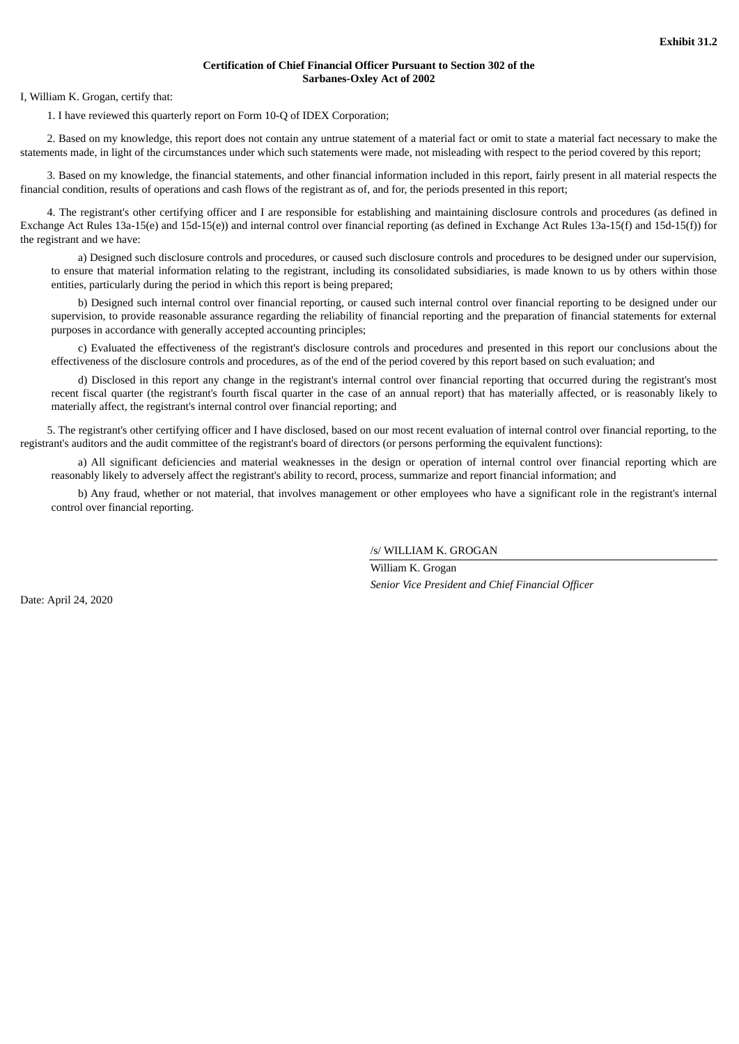**Exhibit 31.2**

**Certification of Chief Financial Officer Pursuant to Section 302 of the Sarbanes-Oxley Act of 2002**

I, William K. Grogan, certify that:

1. I have reviewed this quarterly report on Form 10-Q of IDEX Corporation;

2. Based on my knowledge, this report does not contain any untrue statement of a material fact or omit to state a material fact necessary to make the statements made, in light of the circumstances under which such statements were made, not misleading with respect to the period covered by this report;

3. Based on my knowledge, the financial statements, and other financial information included in this report, fairly present in all material respects the financial condition, results of operations and cash flows of the registrant as of, and for, the periods presented in this report;

4. The registrant's other certifying officer and I are responsible for establishing and maintaining disclosure controls and procedures (as defined in Exchange Act Rules 13a-15(e) and 15d-15(e)) and internal control over financial reporting (as defined in Exchange Act Rules 13a-15(f) and 15d-15(f)) for the registrant and we have:

a) Designed such disclosure controls and procedures, or caused such disclosure controls and procedures to be designed under our supervision, to ensure that material information relating to the registrant, including its consolidated subsidiaries, is made known to us by others within those entities, particularly during the period in which this report is being prepared;

b) Designed such internal control over financial reporting, or caused such internal control over financial reporting to be designed under our supervision, to provide reasonable assurance regarding the reliability of financial reporting and the preparation of financial statements for external purposes in accordance with generally accepted accounting principles;

c) Evaluated the effectiveness of the registrant's disclosure controls and procedures and presented in this report our conclusions about the effectiveness of the disclosure controls and procedures, as of the end of the period covered by this report based on such evaluation; and

d) Disclosed in this report any change in the registrant's internal control over financial reporting that occurred during the registrant's most recent fiscal quarter (the registrant's fourth fiscal quarter in the case of an annual report) that has materially affected, or is reasonably likely to materially affect, the registrant's internal control over financial reporting; and

5. The registrant's other certifying officer and I have disclosed, based on our most recent evaluation of internal control over financial reporting, to the registrant's auditors and the audit committee of the registrant's board of directors (or persons performing the equivalent functions):

a) All significant deficiencies and material weaknesses in the design or operation of internal control over financial reporting which are reasonably likely to adversely affect the registrant's ability to record, process, summarize and report financial information; and

b) Any fraud, whether or not material, that involves management or other employees who have a significant role in the registrant's internal control over financial reporting.

/s/ WILLIAM K. GROGAN

William K. Grogan

*Senior Vice President and Chief Financial Officer*

Date: April 24, 2020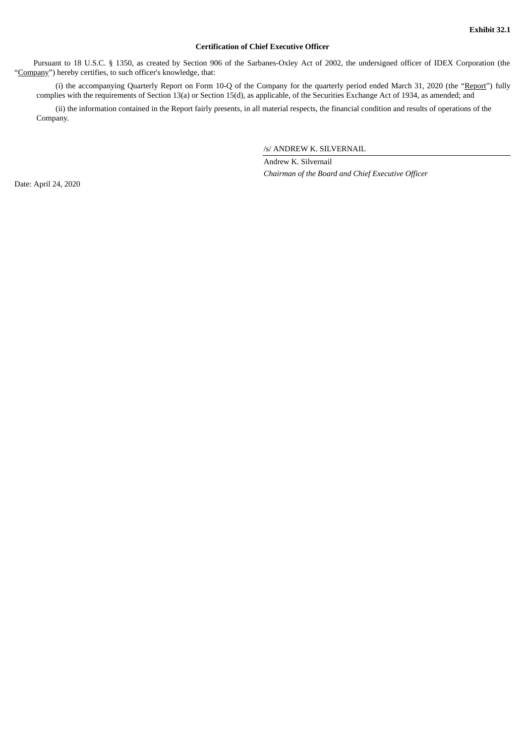**Exhibit 32.1**

**Certification of Chief Executive Officer**

Pursuant to 18 U.S.C. § 1350, as created by Section 906 of the Sarbanes-Oxley Act of 2002, the undersigned officer of IDEX Corporation (the "Company") hereby certifies, to such officer's knowledge, that:

(i) the accompanying Quarterly Report on Form 10-Q of the Company for the quarterly period ended March 31, 2020 (the "Report") fully complies with the requirements of Section 13(a) or Section 15(d), as applicable, of the Securities Exchange Act of 1934, as amended; and

(ii) the information contained in the Report fairly presents, in all material respects, the financial condition and results of operations of the Company.

/s/ ANDREW K. SILVERNAIL

Andrew K. Silvernail

*Chairman of the Board and Chief Executive Officer*

Date: April 24, 2020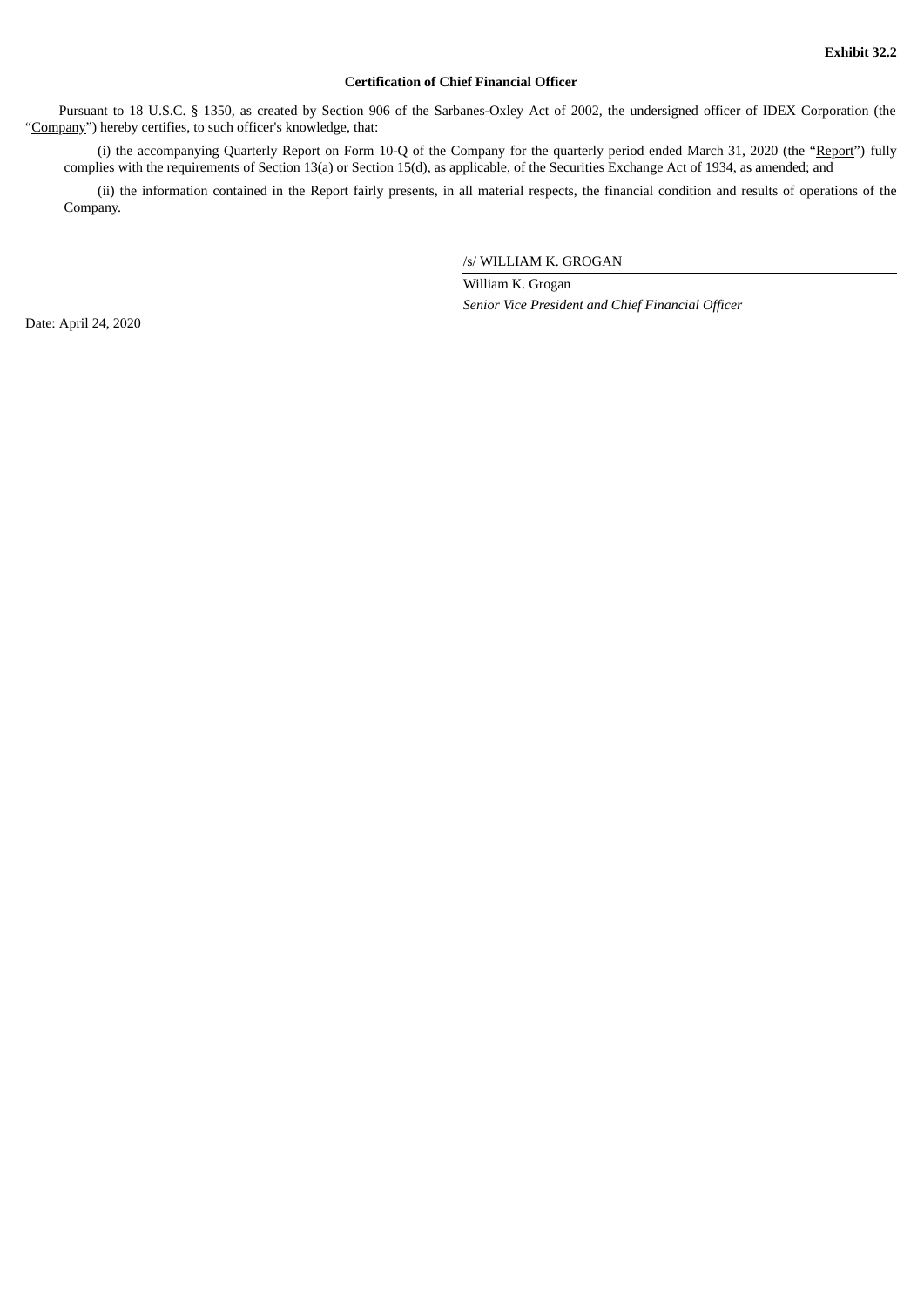**Exhibit 32.2**

**Certification of Chief Financial Officer**

Pursuant to 18 U.S.C. § 1350, as created by Section 906 of the Sarbanes-Oxley Act of 2002, the undersigned officer of IDEX Corporation (the "Company") hereby certifies, to such officer's knowledge, that:

(i) the accompanying Quarterly Report on Form 10-Q of the Company for the quarterly period ended March 31, 2020 (the "Report") fully complies with the requirements of Section 13(a) or Section 15(d), as applicable, of the Securities Exchange Act of 1934, as amended; and

(ii) the information contained in the Report fairly presents, in all material respects, the financial condition and results of operations of the Company.

/s/ WILLIAM K. GROGAN

William K. Grogan
*Senior Vice President and Chief Financial Officer*

Date: April 24, 2020